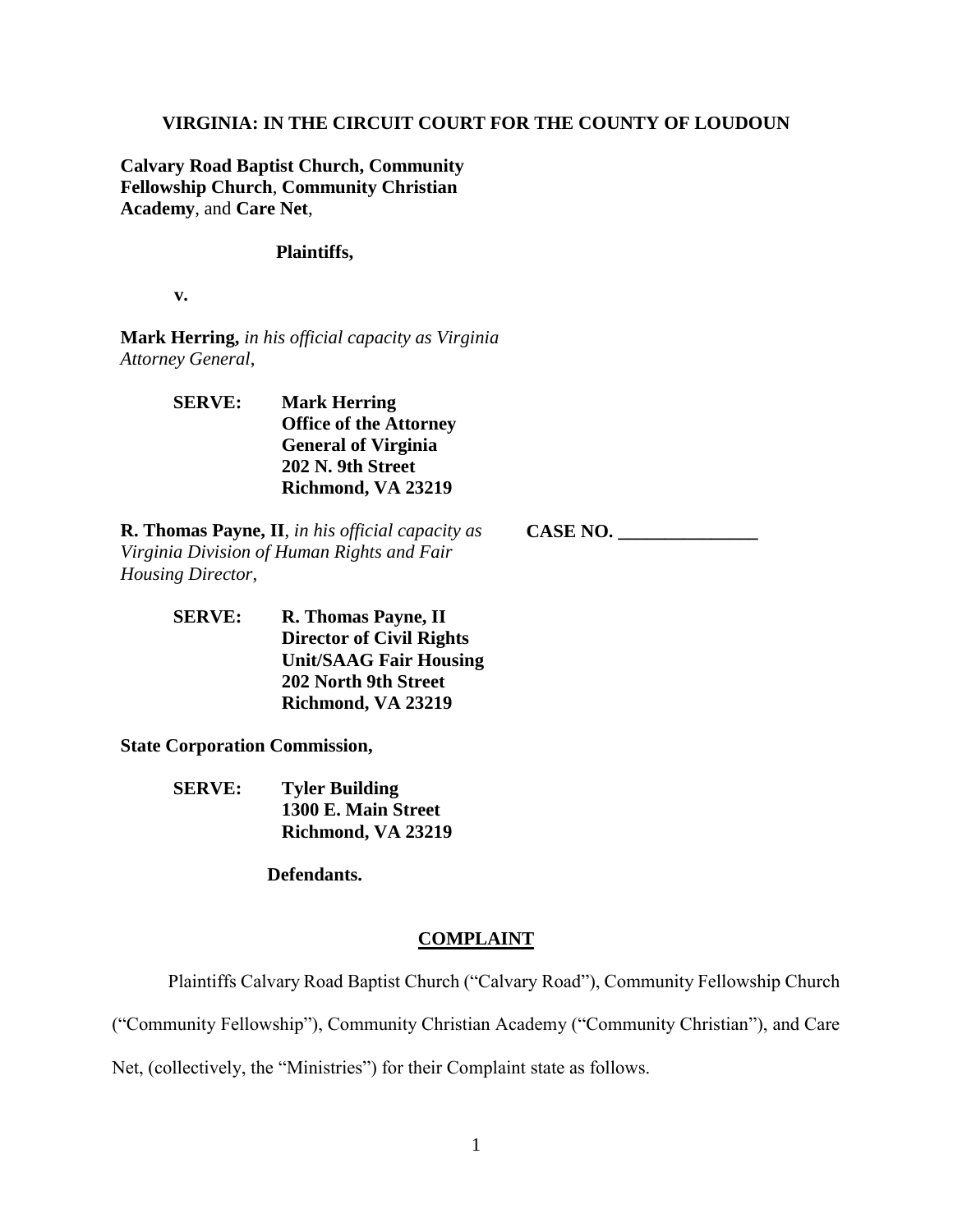**VIRGINIA: IN THE CIRCUIT COURT FOR THE COUNTY OF LOUDOUN**

**Calvary Road Baptist Church, Community Fellowship Church**, **Community Christian Academy**, and **Care Net**,

**Plaintiffs,**

**v.**

**Mark Herring,** *in his official capacity as Virginia Attorney General*,

**SERVE: Mark Herring**
**Office of the Attorney General of Virginia**
**202 N. 9th Street**
**Richmond, VA 23219**

**R. Thomas Payne, II**, *in his official capacity as Virginia Division of Human Rights and Fair Housing Director*,

**CASE NO. _______________**

**SERVE: R. Thomas Payne, II**
**Director of Civil Rights Unit/SAAG Fair Housing**
**202 North 9th Street**
**Richmond, VA 23219**

**State Corporation Commission,**

**SERVE: Tyler Building**
**1300 E. Main Street**
**Richmond, VA 23219**

**Defendants.**

## COMPLAINT

Plaintiffs Calvary Road Baptist Church ("Calvary Road"), Community Fellowship Church ("Community Fellowship"), Community Christian Academy ("Community Christian"), and Care Net, (collectively, the "Ministries") for their Complaint state as follows.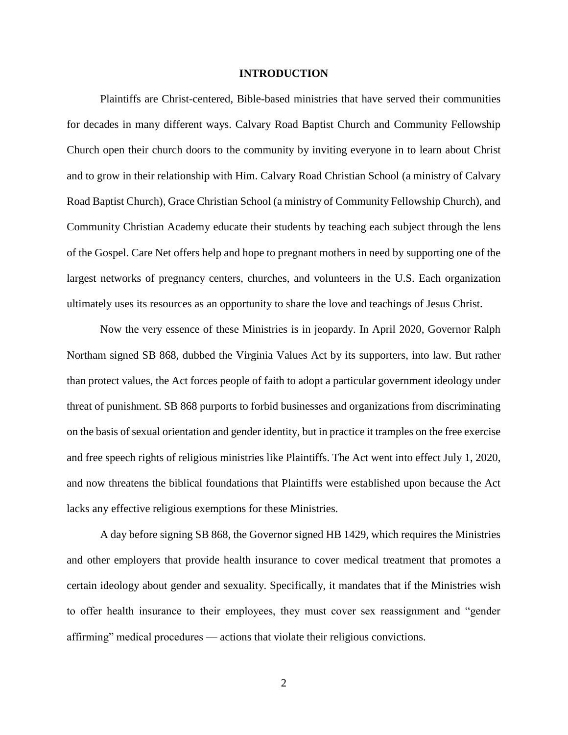## INTRODUCTION

Plaintiffs are Christ-centered, Bible-based ministries that have served their communities for decades in many different ways. Calvary Road Baptist Church and Community Fellowship Church open their church doors to the community by inviting everyone in to learn about Christ and to grow in their relationship with Him. Calvary Road Christian School (a ministry of Calvary Road Baptist Church), Grace Christian School (a ministry of Community Fellowship Church), and Community Christian Academy educate their students by teaching each subject through the lens of the Gospel. Care Net offers help and hope to pregnant mothers in need by supporting one of the largest networks of pregnancy centers, churches, and volunteers in the U.S. Each organization ultimately uses its resources as an opportunity to share the love and teachings of Jesus Christ.

Now the very essence of these Ministries is in jeopardy. In April 2020, Governor Ralph Northam signed SB 868, dubbed the Virginia Values Act by its supporters, into law. But rather than protect values, the Act forces people of faith to adopt a particular government ideology under threat of punishment. SB 868 purports to forbid businesses and organizations from discriminating on the basis of sexual orientation and gender identity, but in practice it tramples on the free exercise and free speech rights of religious ministries like Plaintiffs. The Act went into effect July 1, 2020, and now threatens the biblical foundations that Plaintiffs were established upon because the Act lacks any effective religious exemptions for these Ministries.

A day before signing SB 868, the Governor signed HB 1429, which requires the Ministries and other employers that provide health insurance to cover medical treatment that promotes a certain ideology about gender and sexuality. Specifically, it mandates that if the Ministries wish to offer health insurance to their employees, they must cover sex reassignment and "gender affirming" medical procedures — actions that violate their religious convictions.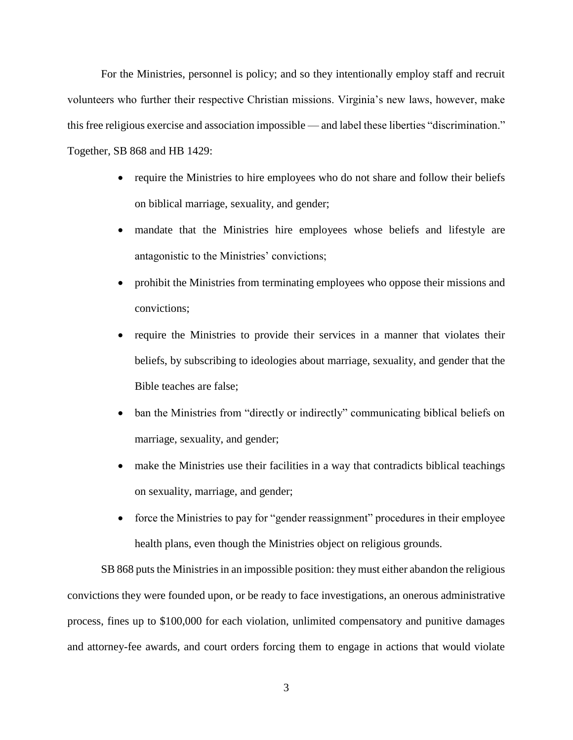For the Ministries, personnel is policy; and so they intentionally employ staff and recruit volunteers who further their respective Christian missions. Virginia's new laws, however, make this free religious exercise and association impossible — and label these liberties "discrimination." Together, SB 868 and HB 1429:

- require the Ministries to hire employees who do not share and follow their beliefs on biblical marriage, sexuality, and gender;
- mandate that the Ministries hire employees whose beliefs and lifestyle are antagonistic to the Ministries' convictions;
- prohibit the Ministries from terminating employees who oppose their missions and convictions;
- require the Ministries to provide their services in a manner that violates their beliefs, by subscribing to ideologies about marriage, sexuality, and gender that the Bible teaches are false;
- ban the Ministries from "directly or indirectly" communicating biblical beliefs on marriage, sexuality, and gender;
- make the Ministries use their facilities in a way that contradicts biblical teachings on sexuality, marriage, and gender;
- force the Ministries to pay for "gender reassignment" procedures in their employee health plans, even though the Ministries object on religious grounds.

SB 868 puts the Ministries in an impossible position: they must either abandon the religious convictions they were founded upon, or be ready to face investigations, an onerous administrative process, fines up to $100,000 for each violation, unlimited compensatory and punitive damages and attorney-fee awards, and court orders forcing them to engage in actions that would violate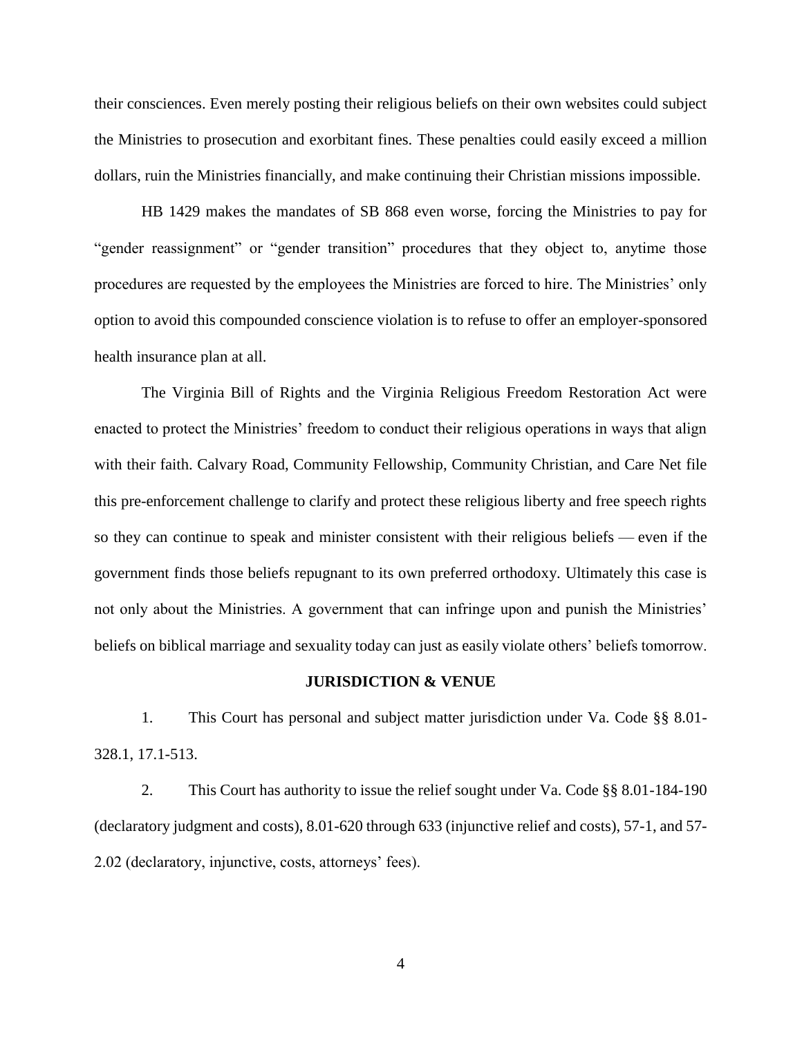their consciences. Even merely posting their religious beliefs on their own websites could subject the Ministries to prosecution and exorbitant fines. These penalties could easily exceed a million dollars, ruin the Ministries financially, and make continuing their Christian missions impossible.

HB 1429 makes the mandates of SB 868 even worse, forcing the Ministries to pay for "gender reassignment" or "gender transition" procedures that they object to, anytime those procedures are requested by the employees the Ministries are forced to hire. The Ministries' only option to avoid this compounded conscience violation is to refuse to offer an employer-sponsored health insurance plan at all.

The Virginia Bill of Rights and the Virginia Religious Freedom Restoration Act were enacted to protect the Ministries' freedom to conduct their religious operations in ways that align with their faith. Calvary Road, Community Fellowship, Community Christian, and Care Net file this pre-enforcement challenge to clarify and protect these religious liberty and free speech rights so they can continue to speak and minister consistent with their religious beliefs — even if the government finds those beliefs repugnant to its own preferred orthodoxy. Ultimately this case is not only about the Ministries. A government that can infringe upon and punish the Ministries' beliefs on biblical marriage and sexuality today can just as easily violate others' beliefs tomorrow.

## JURISDICTION & VENUE

1. This Court has personal and subject matter jurisdiction under Va. Code §§ 8.01-328.1, 17.1-513.

2. This Court has authority to issue the relief sought under Va. Code §§ 8.01-184-190 (declaratory judgment and costs), 8.01-620 through 633 (injunctive relief and costs), 57-1, and 57-2.02 (declaratory, injunctive, costs, attorneys' fees).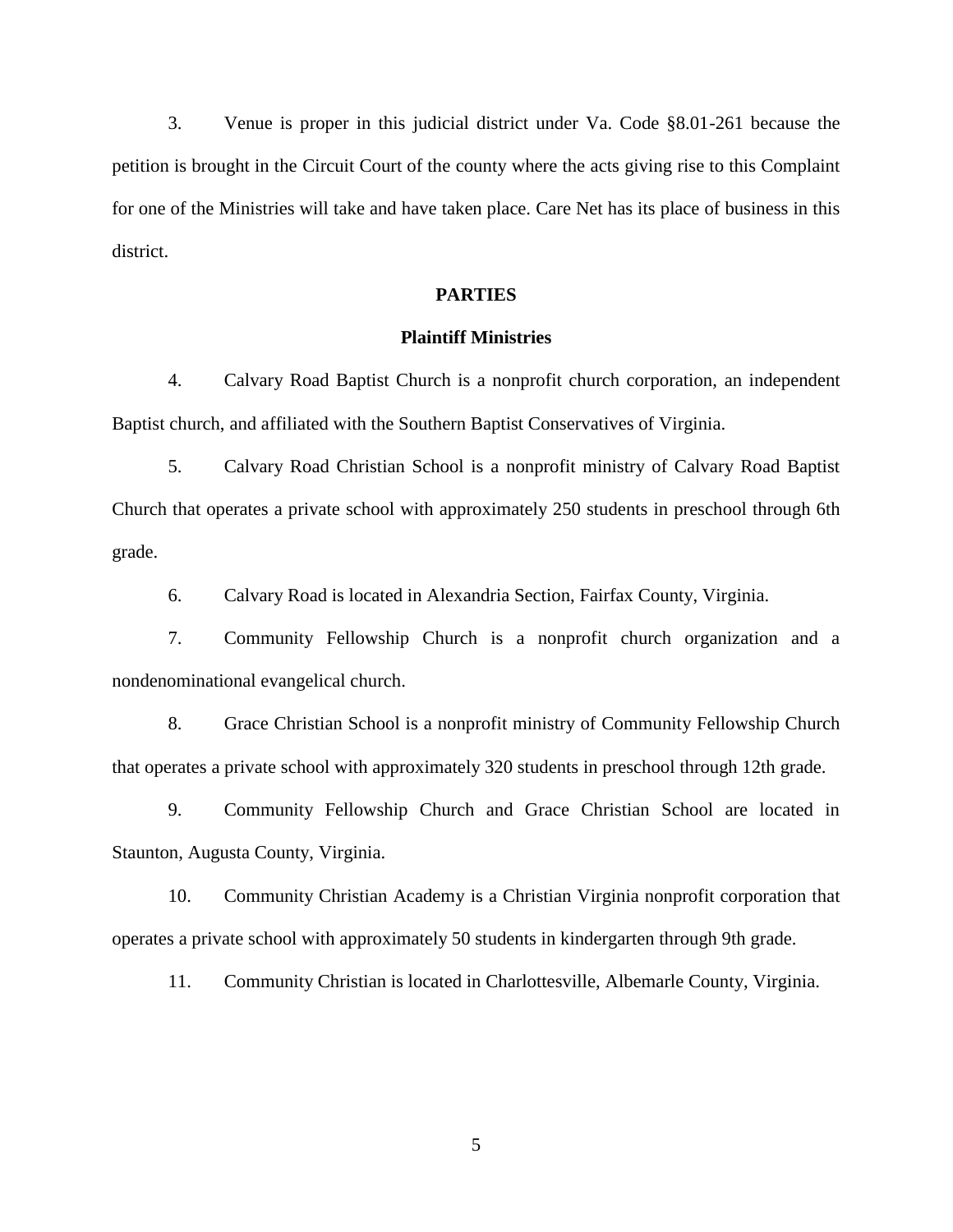3. Venue is proper in this judicial district under Va. Code §8.01-261 because the petition is brought in the Circuit Court of the county where the acts giving rise to this Complaint for one of the Ministries will take and have taken place. Care Net has its place of business in this district.

## PARTIES

### Plaintiff Ministries

4. Calvary Road Baptist Church is a nonprofit church corporation, an independent Baptist church, and affiliated with the Southern Baptist Conservatives of Virginia.

5. Calvary Road Christian School is a nonprofit ministry of Calvary Road Baptist Church that operates a private school with approximately 250 students in preschool through 6th grade.

6. Calvary Road is located in Alexandria Section, Fairfax County, Virginia.

7. Community Fellowship Church is a nonprofit church organization and a nondenominational evangelical church.

8. Grace Christian School is a nonprofit ministry of Community Fellowship Church that operates a private school with approximately 320 students in preschool through 12th grade.

9. Community Fellowship Church and Grace Christian School are located in Staunton, Augusta County, Virginia.

10. Community Christian Academy is a Christian Virginia nonprofit corporation that operates a private school with approximately 50 students in kindergarten through 9th grade.

11. Community Christian is located in Charlottesville, Albemarle County, Virginia.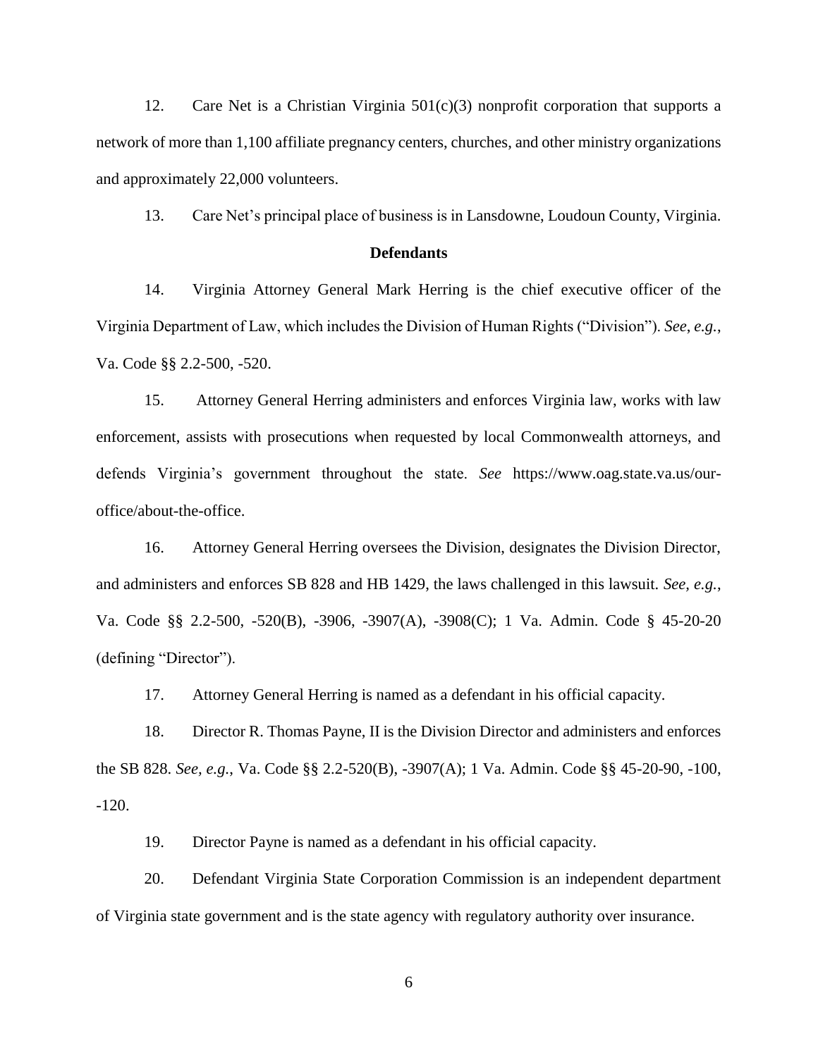12. Care Net is a Christian Virginia 501(c)(3) nonprofit corporation that supports a network of more than 1,100 affiliate pregnancy centers, churches, and other ministry organizations and approximately 22,000 volunteers.

13. Care Net's principal place of business is in Lansdowne, Loudoun County, Virginia.

**Defendants**

14. Virginia Attorney General Mark Herring is the chief executive officer of the Virginia Department of Law, which includes the Division of Human Rights ("Division"). *See*, *e.g.*, Va. Code §§ 2.2-500, -520.

15. Attorney General Herring administers and enforces Virginia law, works with law enforcement, assists with prosecutions when requested by local Commonwealth attorneys, and defends Virginia's government throughout the state. *See* https://www.oag.state.va.us/our-office/about-the-office.

16. Attorney General Herring oversees the Division, designates the Division Director, and administers and enforces SB 828 and HB 1429, the laws challenged in this lawsuit. *See, e.g.*, Va. Code §§ 2.2-500, -520(B), -3906, -3907(A), -3908(C); 1 Va. Admin. Code § 45-20-20 (defining "Director").

17. Attorney General Herring is named as a defendant in his official capacity.

18. Director R. Thomas Payne, II is the Division Director and administers and enforces the SB 828. *See, e.g.*, Va. Code §§ 2.2-520(B), -3907(A); 1 Va. Admin. Code §§ 45-20-90, -100, -120.

19. Director Payne is named as a defendant in his official capacity.

20. Defendant Virginia State Corporation Commission is an independent department of Virginia state government and is the state agency with regulatory authority over insurance.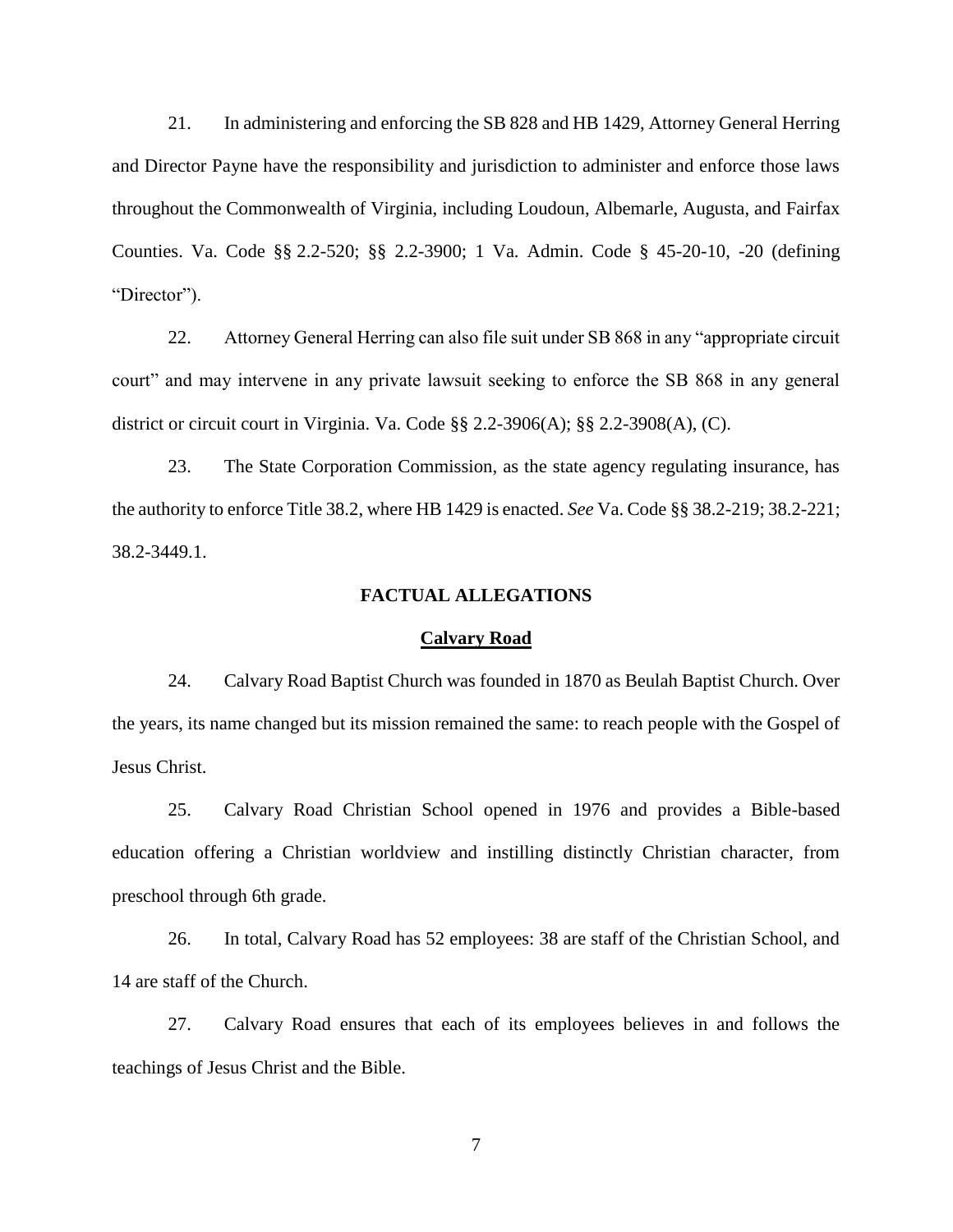21. In administering and enforcing the SB 828 and HB 1429, Attorney General Herring and Director Payne have the responsibility and jurisdiction to administer and enforce those laws throughout the Commonwealth of Virginia, including Loudoun, Albemarle, Augusta, and Fairfax Counties. Va. Code §§ 2.2-520; §§ 2.2-3900; 1 Va. Admin. Code § 45-20-10, -20 (defining "Director").

22. Attorney General Herring can also file suit under SB 868 in any "appropriate circuit court" and may intervene in any private lawsuit seeking to enforce the SB 868 in any general district or circuit court in Virginia. Va. Code §§ 2.2-3906(A); §§ 2.2-3908(A), (C).

23. The State Corporation Commission, as the state agency regulating insurance, has the authority to enforce Title 38.2, where HB 1429 is enacted. *See* Va. Code §§ 38.2-219; 38.2-221; 38.2-3449.1.

## FACTUAL ALLEGATIONS

### Calvary Road

24. Calvary Road Baptist Church was founded in 1870 as Beulah Baptist Church. Over the years, its name changed but its mission remained the same: to reach people with the Gospel of Jesus Christ.

25. Calvary Road Christian School opened in 1976 and provides a Bible-based education offering a Christian worldview and instilling distinctly Christian character, from preschool through 6th grade.

26. In total, Calvary Road has 52 employees: 38 are staff of the Christian School, and 14 are staff of the Church.

27. Calvary Road ensures that each of its employees believes in and follows the teachings of Jesus Christ and the Bible.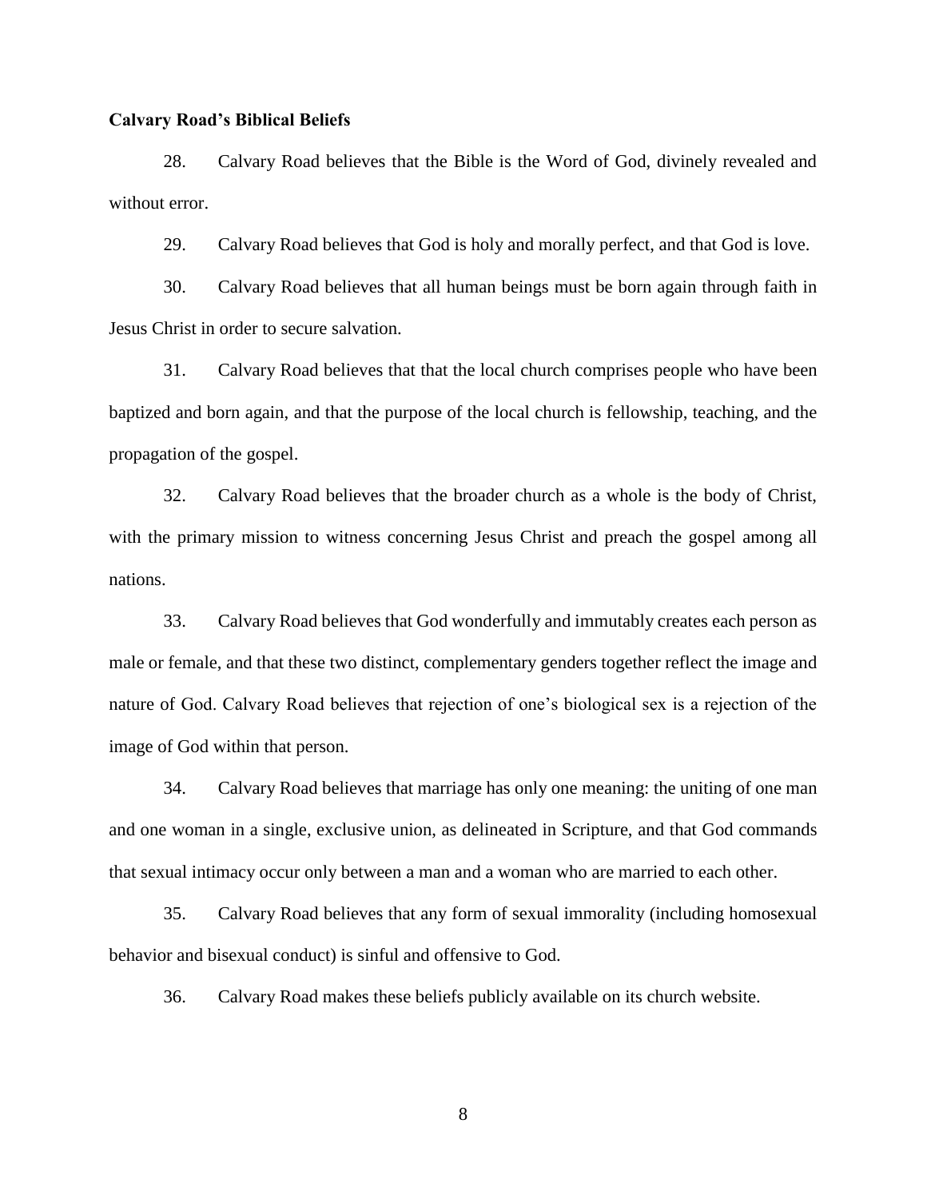**Calvary Road's Biblical Beliefs**

28. Calvary Road believes that the Bible is the Word of God, divinely revealed and without error.

29. Calvary Road believes that God is holy and morally perfect, and that God is love.

30. Calvary Road believes that all human beings must be born again through faith in Jesus Christ in order to secure salvation.

31. Calvary Road believes that that the local church comprises people who have been baptized and born again, and that the purpose of the local church is fellowship, teaching, and the propagation of the gospel.

32. Calvary Road believes that the broader church as a whole is the body of Christ, with the primary mission to witness concerning Jesus Christ and preach the gospel among all nations.

33. Calvary Road believes that God wonderfully and immutably creates each person as male or female, and that these two distinct, complementary genders together reflect the image and nature of God. Calvary Road believes that rejection of one's biological sex is a rejection of the image of God within that person.

34. Calvary Road believes that marriage has only one meaning: the uniting of one man and one woman in a single, exclusive union, as delineated in Scripture, and that God commands that sexual intimacy occur only between a man and a woman who are married to each other.

35. Calvary Road believes that any form of sexual immorality (including homosexual behavior and bisexual conduct) is sinful and offensive to God.

36. Calvary Road makes these beliefs publicly available on its church website.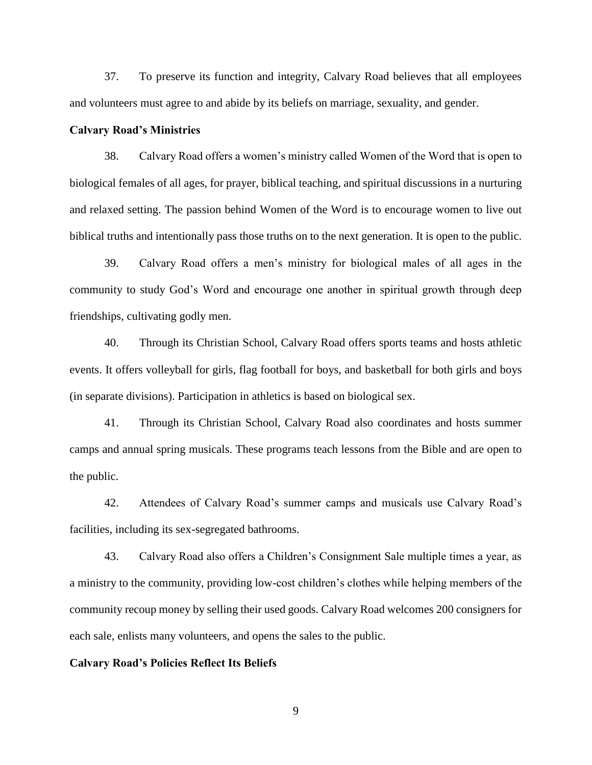37. To preserve its function and integrity, Calvary Road believes that all employees and volunteers must agree to and abide by its beliefs on marriage, sexuality, and gender.

**Calvary Road's Ministries**

38. Calvary Road offers a women's ministry called Women of the Word that is open to biological females of all ages, for prayer, biblical teaching, and spiritual discussions in a nurturing and relaxed setting. The passion behind Women of the Word is to encourage women to live out biblical truths and intentionally pass those truths on to the next generation. It is open to the public.

39. Calvary Road offers a men's ministry for biological males of all ages in the community to study God's Word and encourage one another in spiritual growth through deep friendships, cultivating godly men.

40. Through its Christian School, Calvary Road offers sports teams and hosts athletic events. It offers volleyball for girls, flag football for boys, and basketball for both girls and boys (in separate divisions). Participation in athletics is based on biological sex.

41. Through its Christian School, Calvary Road also coordinates and hosts summer camps and annual spring musicals. These programs teach lessons from the Bible and are open to the public.

42. Attendees of Calvary Road's summer camps and musicals use Calvary Road's facilities, including its sex-segregated bathrooms.

43. Calvary Road also offers a Children's Consignment Sale multiple times a year, as a ministry to the community, providing low-cost children's clothes while helping members of the community recoup money by selling their used goods. Calvary Road welcomes 200 consigners for each sale, enlists many volunteers, and opens the sales to the public.

**Calvary Road's Policies Reflect Its Beliefs**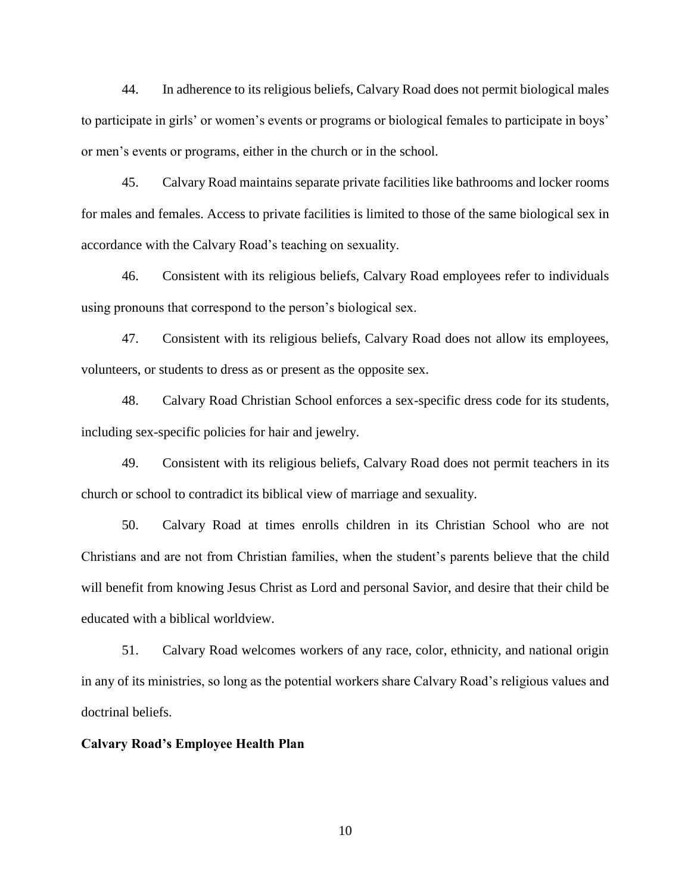44. In adherence to its religious beliefs, Calvary Road does not permit biological males to participate in girls' or women's events or programs or biological females to participate in boys' or men's events or programs, either in the church or in the school.

45. Calvary Road maintains separate private facilities like bathrooms and locker rooms for males and females. Access to private facilities is limited to those of the same biological sex in accordance with the Calvary Road's teaching on sexuality.

46. Consistent with its religious beliefs, Calvary Road employees refer to individuals using pronouns that correspond to the person's biological sex.

47. Consistent with its religious beliefs, Calvary Road does not allow its employees, volunteers, or students to dress as or present as the opposite sex.

48. Calvary Road Christian School enforces a sex-specific dress code for its students, including sex-specific policies for hair and jewelry.

49. Consistent with its religious beliefs, Calvary Road does not permit teachers in its church or school to contradict its biblical view of marriage and sexuality.

50. Calvary Road at times enrolls children in its Christian School who are not Christians and are not from Christian families, when the student's parents believe that the child will benefit from knowing Jesus Christ as Lord and personal Savior, and desire that their child be educated with a biblical worldview.

51. Calvary Road welcomes workers of any race, color, ethnicity, and national origin in any of its ministries, so long as the potential workers share Calvary Road's religious values and doctrinal beliefs.

**Calvary Road's Employee Health Plan**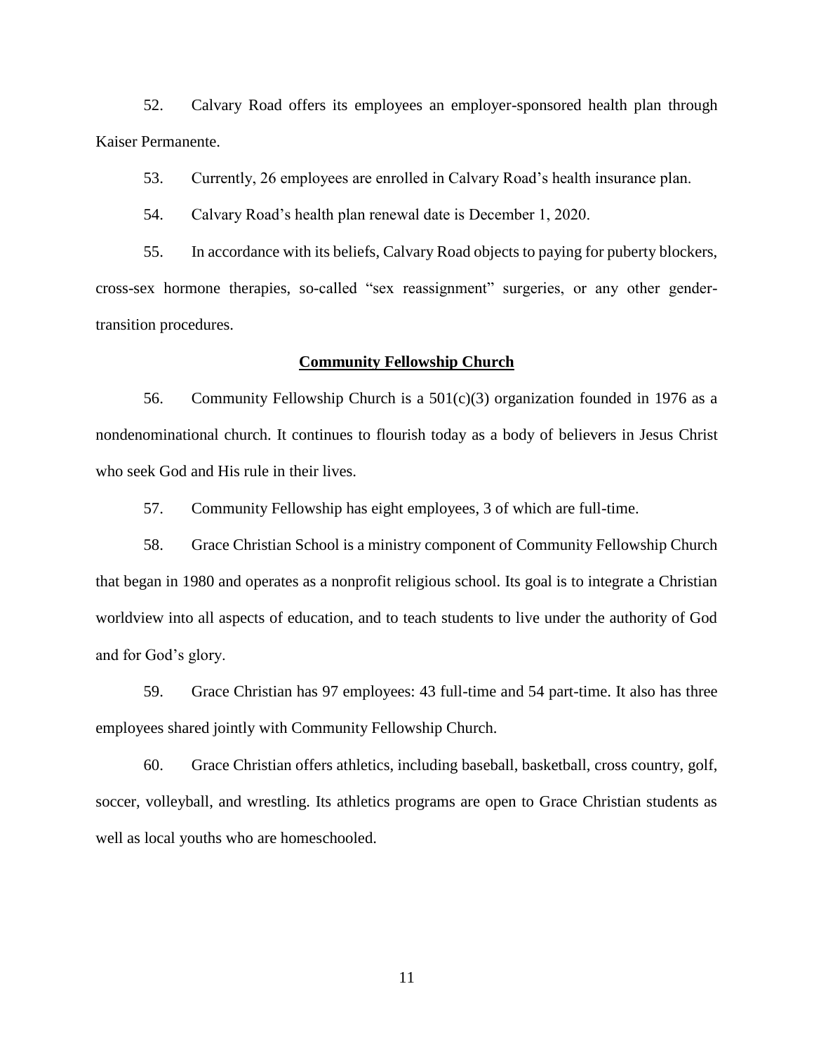52. Calvary Road offers its employees an employer-sponsored health plan through Kaiser Permanente.

53. Currently, 26 employees are enrolled in Calvary Road's health insurance plan.

54. Calvary Road's health plan renewal date is December 1, 2020.

55. In accordance with its beliefs, Calvary Road objects to paying for puberty blockers, cross-sex hormone therapies, so-called "sex reassignment" surgeries, or any other gender-transition procedures.

**Community Fellowship Church**

56. Community Fellowship Church is a 501(c)(3) organization founded in 1976 as a nondenominational church. It continues to flourish today as a body of believers in Jesus Christ who seek God and His rule in their lives.

57. Community Fellowship has eight employees, 3 of which are full-time.

58. Grace Christian School is a ministry component of Community Fellowship Church that began in 1980 and operates as a nonprofit religious school. Its goal is to integrate a Christian worldview into all aspects of education, and to teach students to live under the authority of God and for God's glory.

59. Grace Christian has 97 employees: 43 full-time and 54 part-time. It also has three employees shared jointly with Community Fellowship Church.

60. Grace Christian offers athletics, including baseball, basketball, cross country, golf, soccer, volleyball, and wrestling. Its athletics programs are open to Grace Christian students as well as local youths who are homeschooled.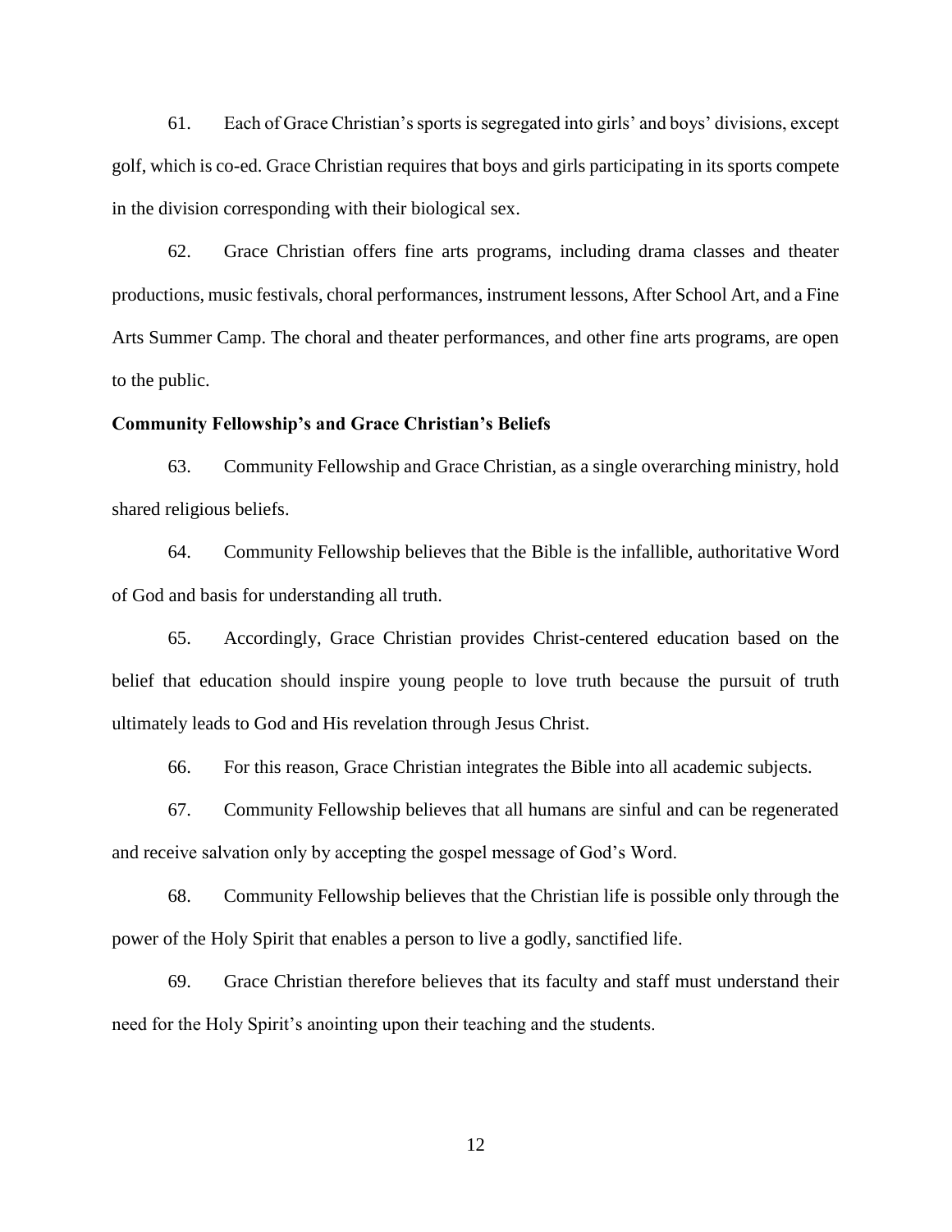61. Each of Grace Christian's sports is segregated into girls' and boys' divisions, except golf, which is co-ed. Grace Christian requires that boys and girls participating in its sports compete in the division corresponding with their biological sex.

62. Grace Christian offers fine arts programs, including drama classes and theater productions, music festivals, choral performances, instrument lessons, After School Art, and a Fine Arts Summer Camp. The choral and theater performances, and other fine arts programs, are open to the public.

**Community Fellowship's and Grace Christian's Beliefs**

63. Community Fellowship and Grace Christian, as a single overarching ministry, hold shared religious beliefs.

64. Community Fellowship believes that the Bible is the infallible, authoritative Word of God and basis for understanding all truth.

65. Accordingly, Grace Christian provides Christ-centered education based on the belief that education should inspire young people to love truth because the pursuit of truth ultimately leads to God and His revelation through Jesus Christ.

66. For this reason, Grace Christian integrates the Bible into all academic subjects.

67. Community Fellowship believes that all humans are sinful and can be regenerated and receive salvation only by accepting the gospel message of God's Word.

68. Community Fellowship believes that the Christian life is possible only through the power of the Holy Spirit that enables a person to live a godly, sanctified life.

69. Grace Christian therefore believes that its faculty and staff must understand their need for the Holy Spirit's anointing upon their teaching and the students.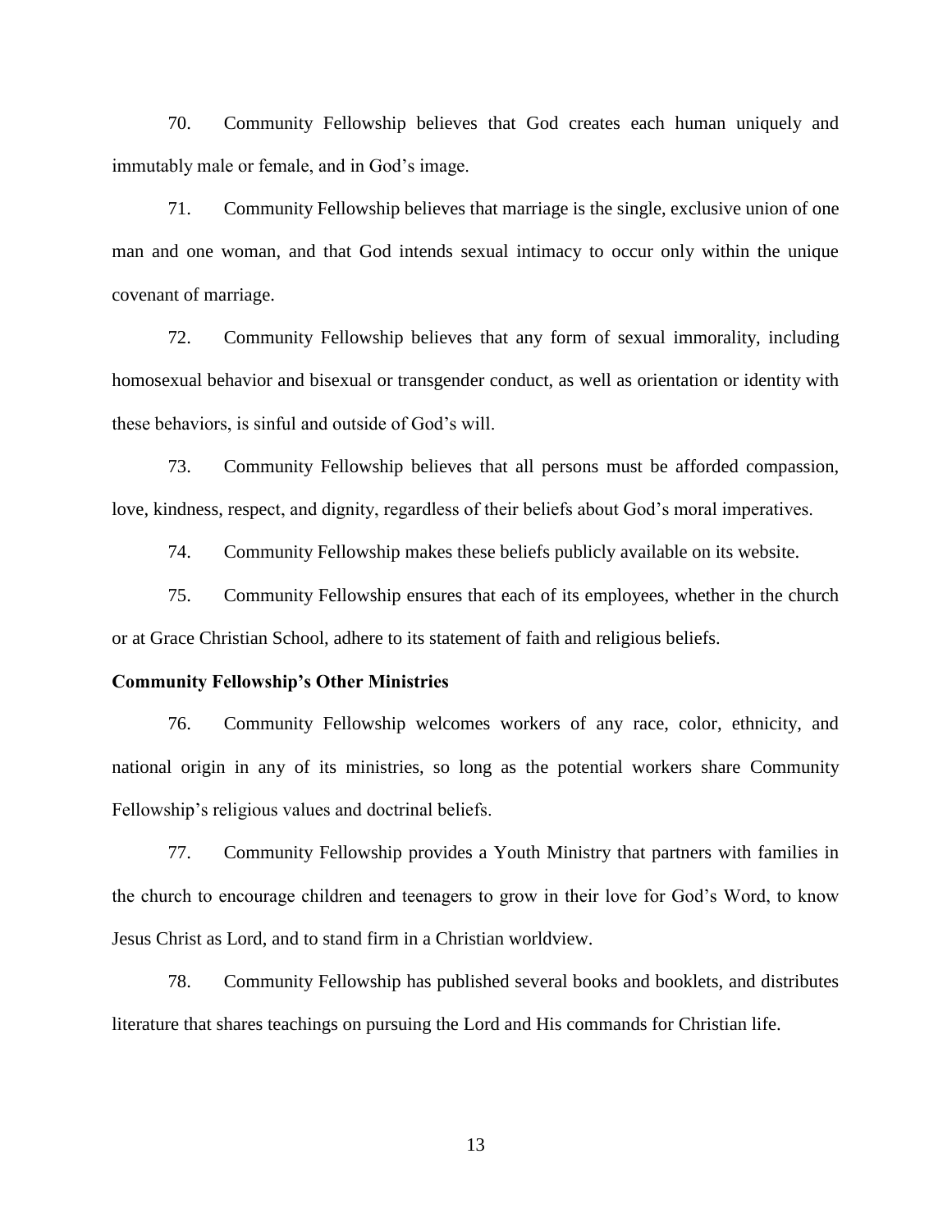70. Community Fellowship believes that God creates each human uniquely and immutably male or female, and in God's image.

71. Community Fellowship believes that marriage is the single, exclusive union of one man and one woman, and that God intends sexual intimacy to occur only within the unique covenant of marriage.

72. Community Fellowship believes that any form of sexual immorality, including homosexual behavior and bisexual or transgender conduct, as well as orientation or identity with these behaviors, is sinful and outside of God's will.

73. Community Fellowship believes that all persons must be afforded compassion, love, kindness, respect, and dignity, regardless of their beliefs about God's moral imperatives.

74. Community Fellowship makes these beliefs publicly available on its website.

75. Community Fellowship ensures that each of its employees, whether in the church or at Grace Christian School, adhere to its statement of faith and religious beliefs.

**Community Fellowship's Other Ministries**

76. Community Fellowship welcomes workers of any race, color, ethnicity, and national origin in any of its ministries, so long as the potential workers share Community Fellowship's religious values and doctrinal beliefs.

77. Community Fellowship provides a Youth Ministry that partners with families in the church to encourage children and teenagers to grow in their love for God's Word, to know Jesus Christ as Lord, and to stand firm in a Christian worldview.

78. Community Fellowship has published several books and booklets, and distributes literature that shares teachings on pursuing the Lord and His commands for Christian life.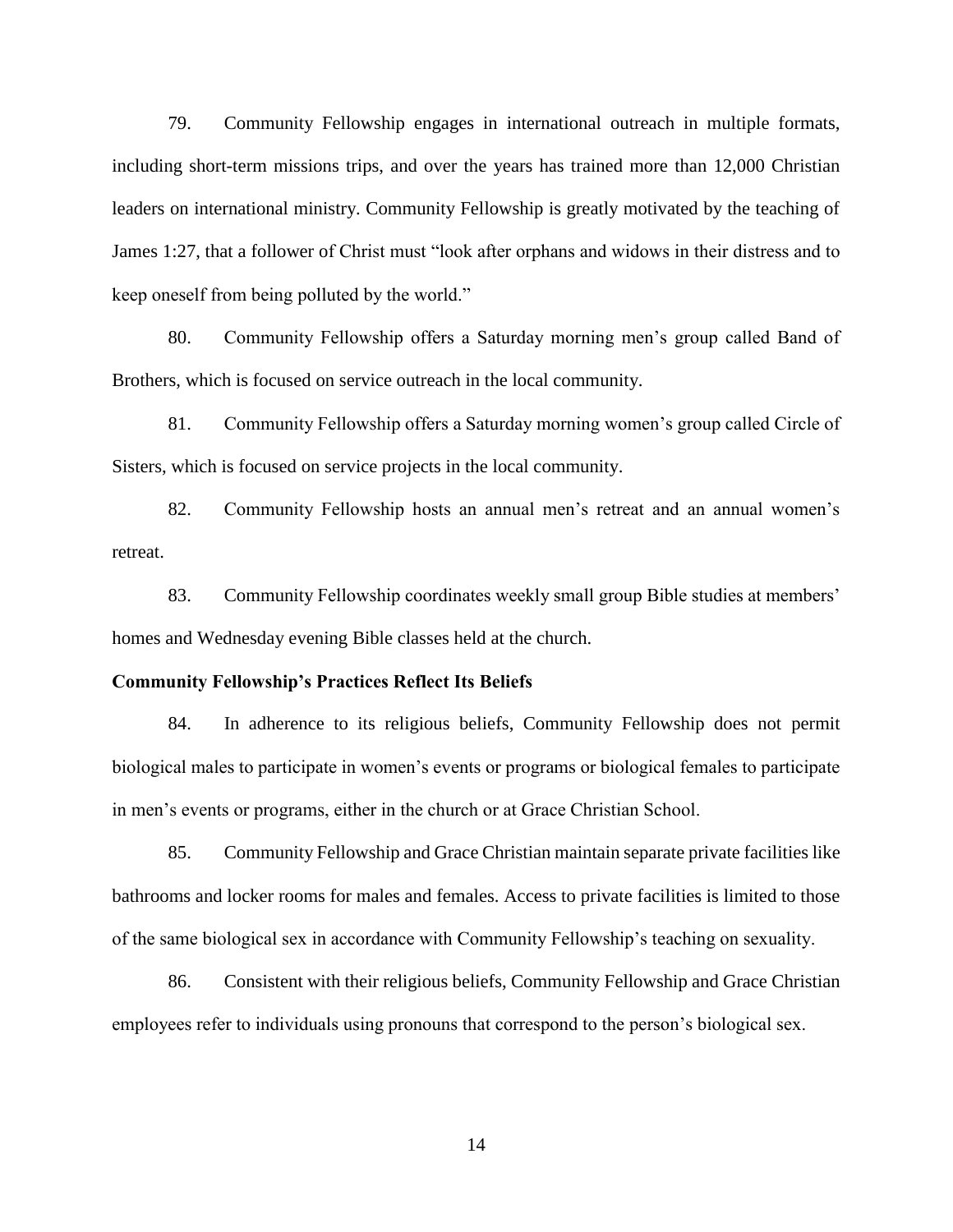79. Community Fellowship engages in international outreach in multiple formats, including short-term missions trips, and over the years has trained more than 12,000 Christian leaders on international ministry. Community Fellowship is greatly motivated by the teaching of James 1:27, that a follower of Christ must "look after orphans and widows in their distress and to keep oneself from being polluted by the world."

80. Community Fellowship offers a Saturday morning men's group called Band of Brothers, which is focused on service outreach in the local community.

81. Community Fellowship offers a Saturday morning women's group called Circle of Sisters, which is focused on service projects in the local community.

82. Community Fellowship hosts an annual men's retreat and an annual women's retreat.

83. Community Fellowship coordinates weekly small group Bible studies at members' homes and Wednesday evening Bible classes held at the church.

**Community Fellowship's Practices Reflect Its Beliefs**

84. In adherence to its religious beliefs, Community Fellowship does not permit biological males to participate in women's events or programs or biological females to participate in men's events or programs, either in the church or at Grace Christian School.

85. Community Fellowship and Grace Christian maintain separate private facilities like bathrooms and locker rooms for males and females. Access to private facilities is limited to those of the same biological sex in accordance with Community Fellowship's teaching on sexuality.

86. Consistent with their religious beliefs, Community Fellowship and Grace Christian employees refer to individuals using pronouns that correspond to the person's biological sex.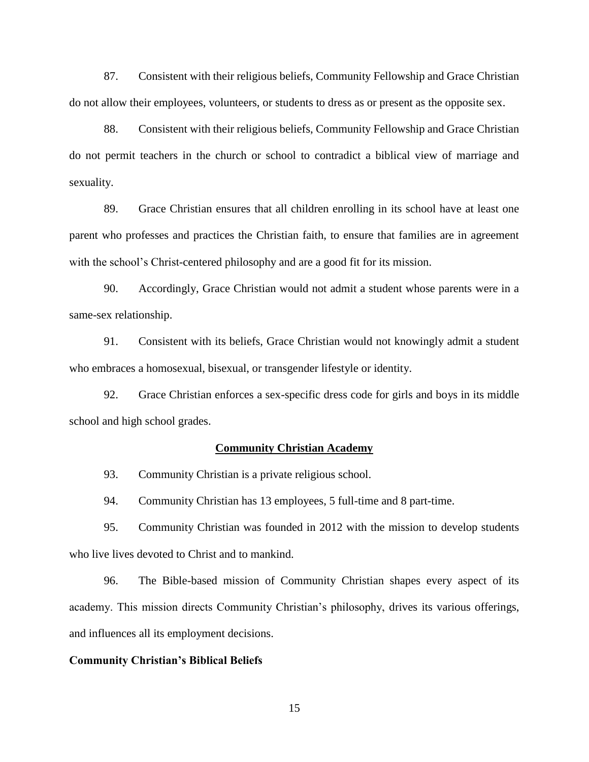87. Consistent with their religious beliefs, Community Fellowship and Grace Christian do not allow their employees, volunteers, or students to dress as or present as the opposite sex.

88. Consistent with their religious beliefs, Community Fellowship and Grace Christian do not permit teachers in the church or school to contradict a biblical view of marriage and sexuality.

89. Grace Christian ensures that all children enrolling in its school have at least one parent who professes and practices the Christian faith, to ensure that families are in agreement with the school's Christ-centered philosophy and are a good fit for its mission.

90. Accordingly, Grace Christian would not admit a student whose parents were in a same-sex relationship.

91. Consistent with its beliefs, Grace Christian would not knowingly admit a student who embraces a homosexual, bisexual, or transgender lifestyle or identity.

92. Grace Christian enforces a sex-specific dress code for girls and boys in its middle school and high school grades.

## Community Christian Academy

93. Community Christian is a private religious school.

94. Community Christian has 13 employees, 5 full-time and 8 part-time.

95. Community Christian was founded in 2012 with the mission to develop students who live lives devoted to Christ and to mankind.

96. The Bible-based mission of Community Christian shapes every aspect of its academy. This mission directs Community Christian's philosophy, drives its various offerings, and influences all its employment decisions.

**Community Christian's Biblical Beliefs**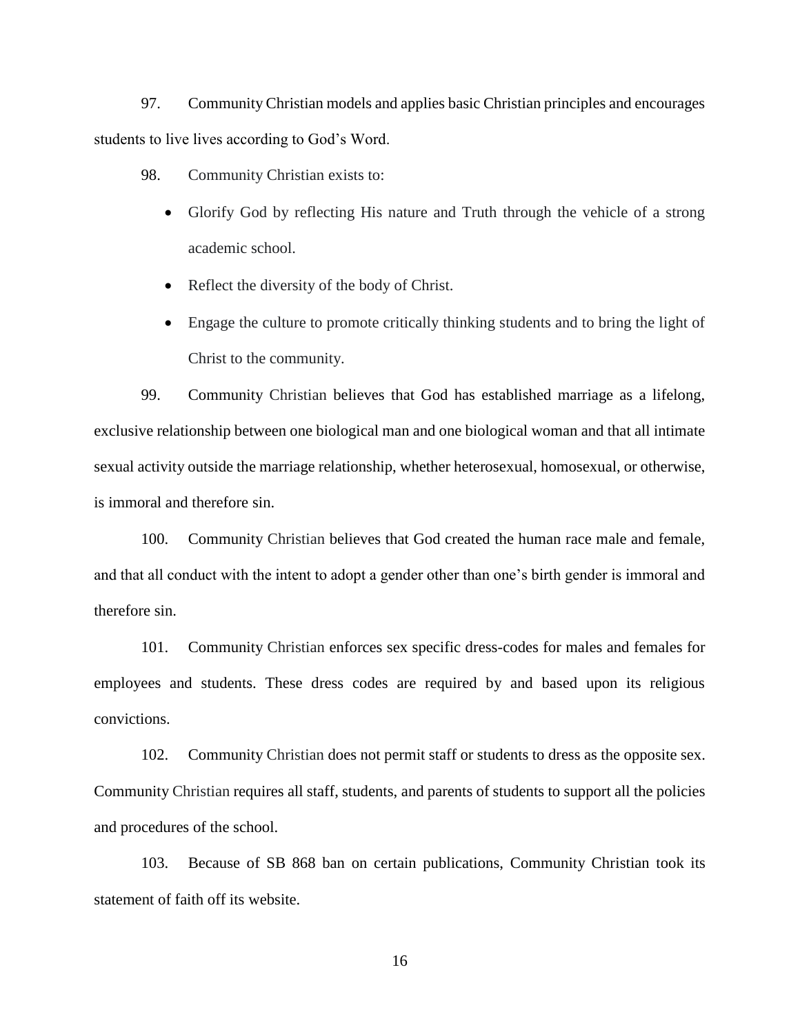97. Community Christian models and applies basic Christian principles and encourages students to live lives according to God's Word.

98. Community Christian exists to:

- Glorify God by reflecting His nature and Truth through the vehicle of a strong academic school.
- Reflect the diversity of the body of Christ.
- Engage the culture to promote critically thinking students and to bring the light of Christ to the community.

99. Community Christian believes that God has established marriage as a lifelong, exclusive relationship between one biological man and one biological woman and that all intimate sexual activity outside the marriage relationship, whether heterosexual, homosexual, or otherwise, is immoral and therefore sin.

100. Community Christian believes that God created the human race male and female, and that all conduct with the intent to adopt a gender other than one's birth gender is immoral and therefore sin.

101. Community Christian enforces sex specific dress-codes for males and females for employees and students. These dress codes are required by and based upon its religious convictions.

102. Community Christian does not permit staff or students to dress as the opposite sex. Community Christian requires all staff, students, and parents of students to support all the policies and procedures of the school.

103. Because of SB 868 ban on certain publications, Community Christian took its statement of faith off its website.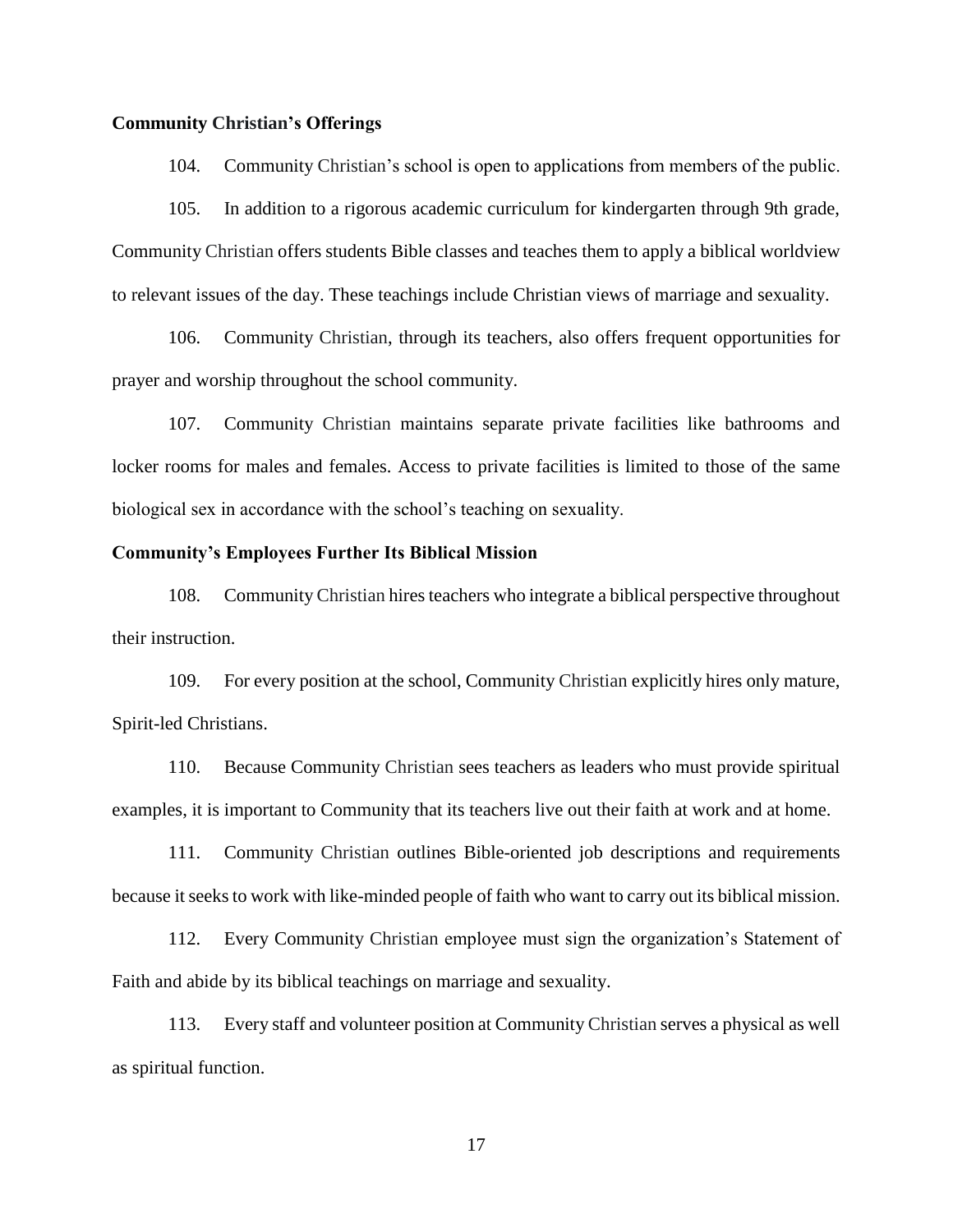**Community Christian's Offerings**

104. Community Christian's school is open to applications from members of the public.

105. In addition to a rigorous academic curriculum for kindergarten through 9th grade, Community Christian offers students Bible classes and teaches them to apply a biblical worldview to relevant issues of the day. These teachings include Christian views of marriage and sexuality.

106. Community Christian, through its teachers, also offers frequent opportunities for prayer and worship throughout the school community.

107. Community Christian maintains separate private facilities like bathrooms and locker rooms for males and females. Access to private facilities is limited to those of the same biological sex in accordance with the school's teaching on sexuality.

**Community's Employees Further Its Biblical Mission**

108. Community Christian hires teachers who integrate a biblical perspective throughout their instruction.

109. For every position at the school, Community Christian explicitly hires only mature, Spirit-led Christians.

110. Because Community Christian sees teachers as leaders who must provide spiritual examples, it is important to Community that its teachers live out their faith at work and at home.

111. Community Christian outlines Bible-oriented job descriptions and requirements because it seeks to work with like-minded people of faith who want to carry out its biblical mission.

112. Every Community Christian employee must sign the organization's Statement of Faith and abide by its biblical teachings on marriage and sexuality.

113. Every staff and volunteer position at Community Christian serves a physical as well as spiritual function.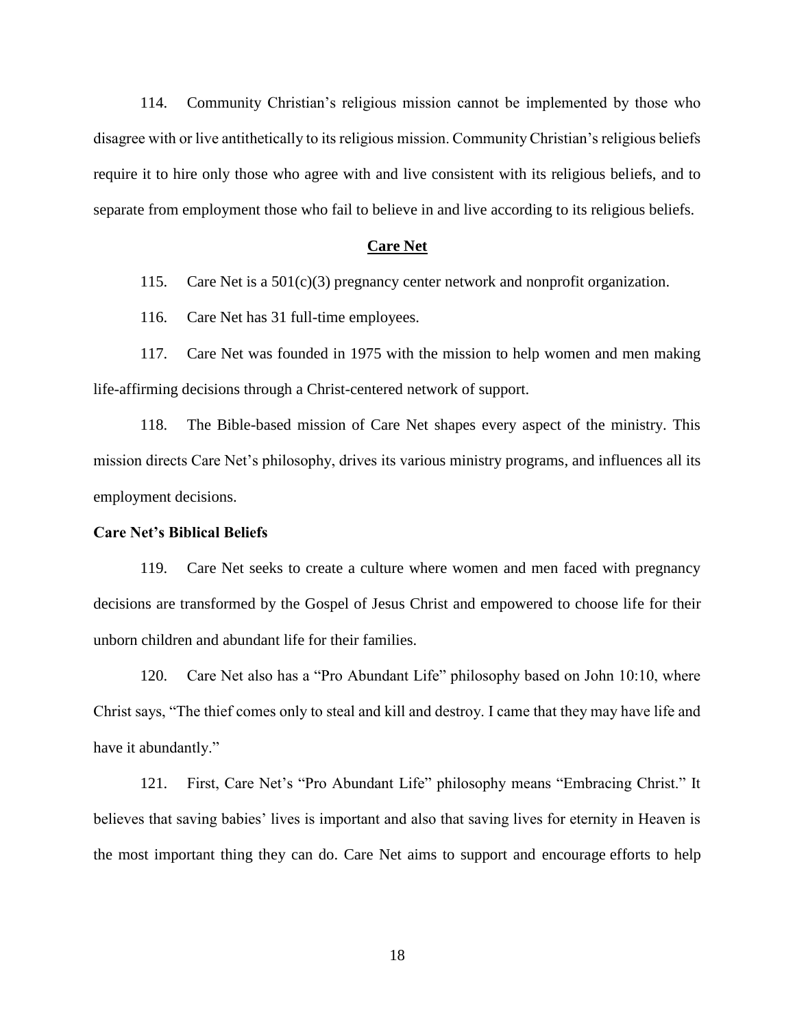114. Community Christian's religious mission cannot be implemented by those who disagree with or live antithetically to its religious mission. Community Christian's religious beliefs require it to hire only those who agree with and live consistent with its religious beliefs, and to separate from employment those who fail to believe in and live according to its religious beliefs.

## <u>Care Net</u>

115. Care Net is a 501(c)(3) pregnancy center network and nonprofit organization.

116. Care Net has 31 full-time employees.

117. Care Net was founded in 1975 with the mission to help women and men making life-affirming decisions through a Christ-centered network of support.

118. The Bible-based mission of Care Net shapes every aspect of the ministry. This mission directs Care Net's philosophy, drives its various ministry programs, and influences all its employment decisions.

### Care Net's Biblical Beliefs

119. Care Net seeks to create a culture where women and men faced with pregnancy decisions are transformed by the Gospel of Jesus Christ and empowered to choose life for their unborn children and abundant life for their families.

120. Care Net also has a "Pro Abundant Life" philosophy based on John 10:10, where Christ says, "The thief comes only to steal and kill and destroy. I came that they may have life and have it abundantly."

121. First, Care Net's "Pro Abundant Life" philosophy means "Embracing Christ." It believes that saving babies' lives is important and also that saving lives for eternity in Heaven is the most important thing they can do. Care Net aims to support and encourage efforts to help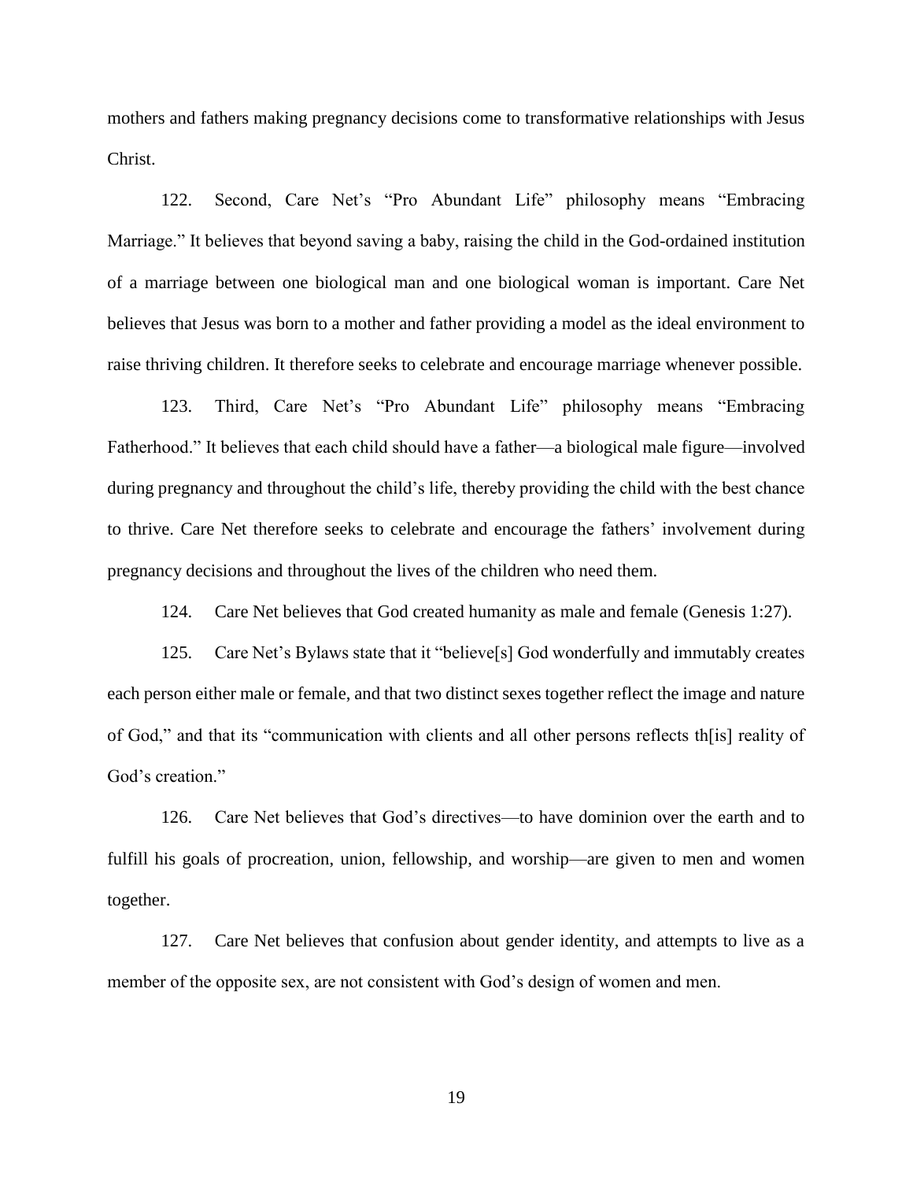mothers and fathers making pregnancy decisions come to transformative relationships with Jesus Christ.

122. Second, Care Net's "Pro Abundant Life" philosophy means "Embracing Marriage." It believes that beyond saving a baby, raising the child in the God-ordained institution of a marriage between one biological man and one biological woman is important. Care Net believes that Jesus was born to a mother and father providing a model as the ideal environment to raise thriving children. It therefore seeks to celebrate and encourage marriage whenever possible.

123. Third, Care Net's "Pro Abundant Life" philosophy means "Embracing Fatherhood." It believes that each child should have a father—a biological male figure—involved during pregnancy and throughout the child's life, thereby providing the child with the best chance to thrive. Care Net therefore seeks to celebrate and encourage the fathers' involvement during pregnancy decisions and throughout the lives of the children who need them.

124. Care Net believes that God created humanity as male and female (Genesis 1:27).

125. Care Net's Bylaws state that it "believe[s] God wonderfully and immutably creates each person either male or female, and that two distinct sexes together reflect the image and nature of God," and that its "communication with clients and all other persons reflects th[is] reality of God's creation."

126. Care Net believes that God's directives—to have dominion over the earth and to fulfill his goals of procreation, union, fellowship, and worship—are given to men and women together.

127. Care Net believes that confusion about gender identity, and attempts to live as a member of the opposite sex, are not consistent with God's design of women and men.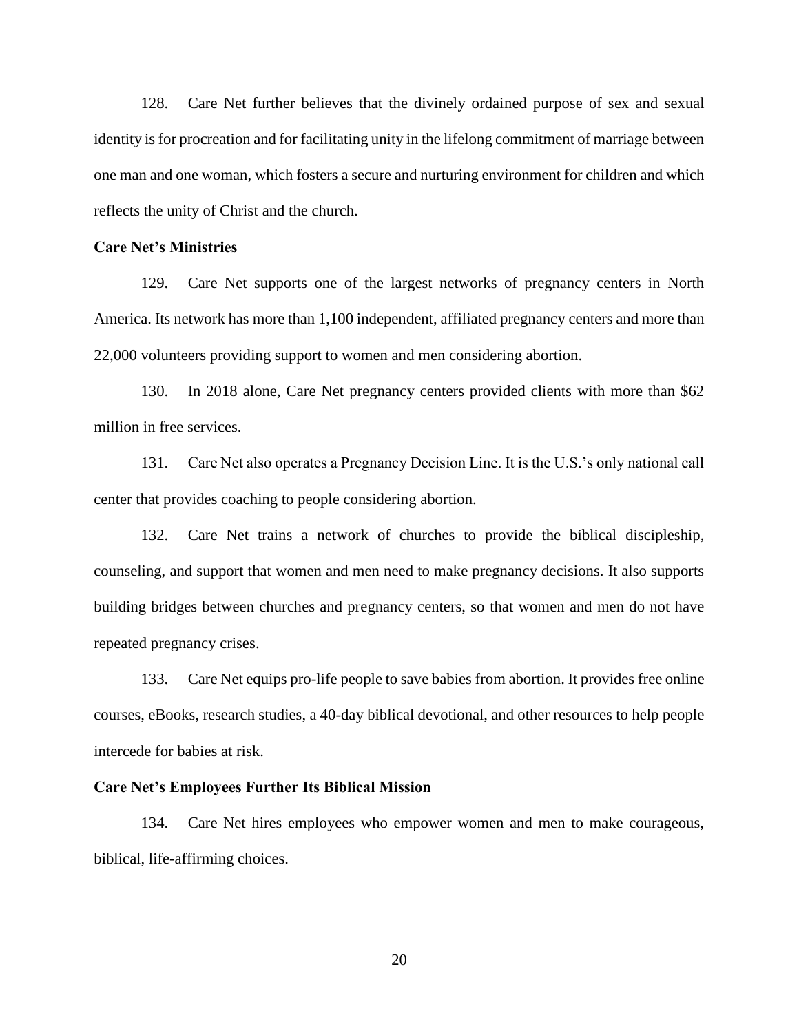128. Care Net further believes that the divinely ordained purpose of sex and sexual identity is for procreation and for facilitating unity in the lifelong commitment of marriage between one man and one woman, which fosters a secure and nurturing environment for children and which reflects the unity of Christ and the church.

**Care Net's Ministries**

129. Care Net supports one of the largest networks of pregnancy centers in North America. Its network has more than 1,100 independent, affiliated pregnancy centers and more than 22,000 volunteers providing support to women and men considering abortion.

130. In 2018 alone, Care Net pregnancy centers provided clients with more than $62 million in free services.

131. Care Net also operates a Pregnancy Decision Line. It is the U.S.'s only national call center that provides coaching to people considering abortion.

132. Care Net trains a network of churches to provide the biblical discipleship, counseling, and support that women and men need to make pregnancy decisions. It also supports building bridges between churches and pregnancy centers, so that women and men do not have repeated pregnancy crises.

133. Care Net equips pro-life people to save babies from abortion. It provides free online courses, eBooks, research studies, a 40-day biblical devotional, and other resources to help people intercede for babies at risk.

**Care Net's Employees Further Its Biblical Mission**

134. Care Net hires employees who empower women and men to make courageous, biblical, life-affirming choices.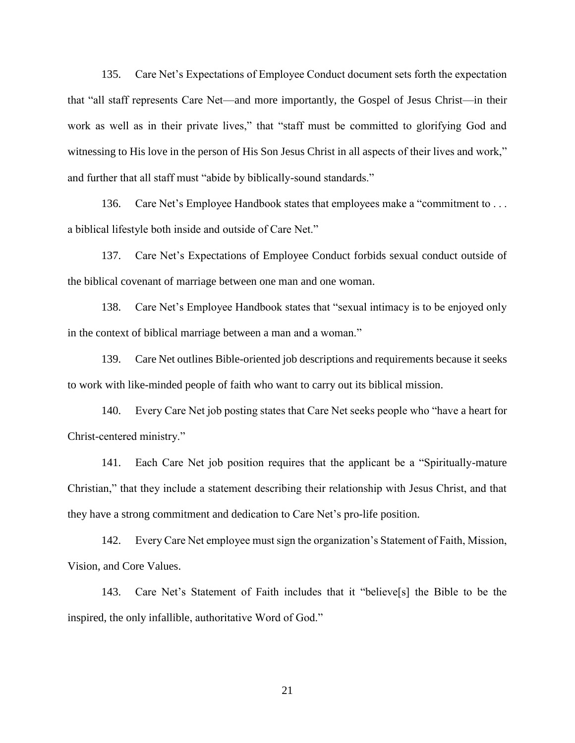135. Care Net's Expectations of Employee Conduct document sets forth the expectation that "all staff represents Care Net—and more importantly, the Gospel of Jesus Christ—in their work as well as in their private lives," that "staff must be committed to glorifying God and witnessing to His love in the person of His Son Jesus Christ in all aspects of their lives and work," and further that all staff must "abide by biblically-sound standards."

136. Care Net's Employee Handbook states that employees make a "commitment to . . . a biblical lifestyle both inside and outside of Care Net."

137. Care Net's Expectations of Employee Conduct forbids sexual conduct outside of the biblical covenant of marriage between one man and one woman.

138. Care Net's Employee Handbook states that "sexual intimacy is to be enjoyed only in the context of biblical marriage between a man and a woman."

139. Care Net outlines Bible-oriented job descriptions and requirements because it seeks to work with like-minded people of faith who want to carry out its biblical mission.

140. Every Care Net job posting states that Care Net seeks people who "have a heart for Christ-centered ministry."

141. Each Care Net job position requires that the applicant be a "Spiritually-mature Christian," that they include a statement describing their relationship with Jesus Christ, and that they have a strong commitment and dedication to Care Net's pro-life position.

142. Every Care Net employee must sign the organization's Statement of Faith, Mission, Vision, and Core Values.

143. Care Net's Statement of Faith includes that it "believe[s] the Bible to be the inspired, the only infallible, authoritative Word of God."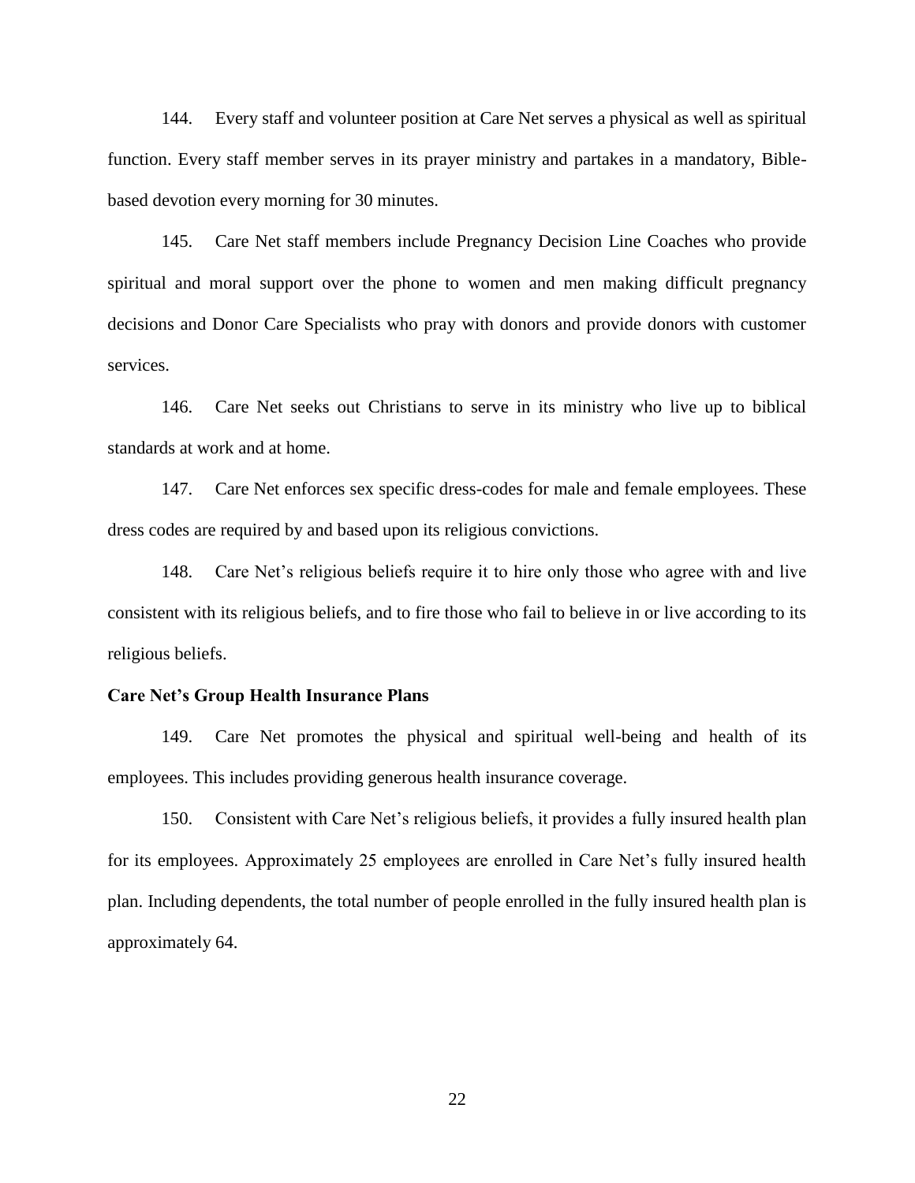144. Every staff and volunteer position at Care Net serves a physical as well as spiritual function. Every staff member serves in its prayer ministry and partakes in a mandatory, Bible-based devotion every morning for 30 minutes.

145. Care Net staff members include Pregnancy Decision Line Coaches who provide spiritual and moral support over the phone to women and men making difficult pregnancy decisions and Donor Care Specialists who pray with donors and provide donors with customer services.

146. Care Net seeks out Christians to serve in its ministry who live up to biblical standards at work and at home.

147. Care Net enforces sex specific dress-codes for male and female employees. These dress codes are required by and based upon its religious convictions.

148. Care Net's religious beliefs require it to hire only those who agree with and live consistent with its religious beliefs, and to fire those who fail to believe in or live according to its religious beliefs.

**Care Net's Group Health Insurance Plans**

149. Care Net promotes the physical and spiritual well-being and health of its employees. This includes providing generous health insurance coverage.

150. Consistent with Care Net's religious beliefs, it provides a fully insured health plan for its employees. Approximately 25 employees are enrolled in Care Net's fully insured health plan. Including dependents, the total number of people enrolled in the fully insured health plan is approximately 64.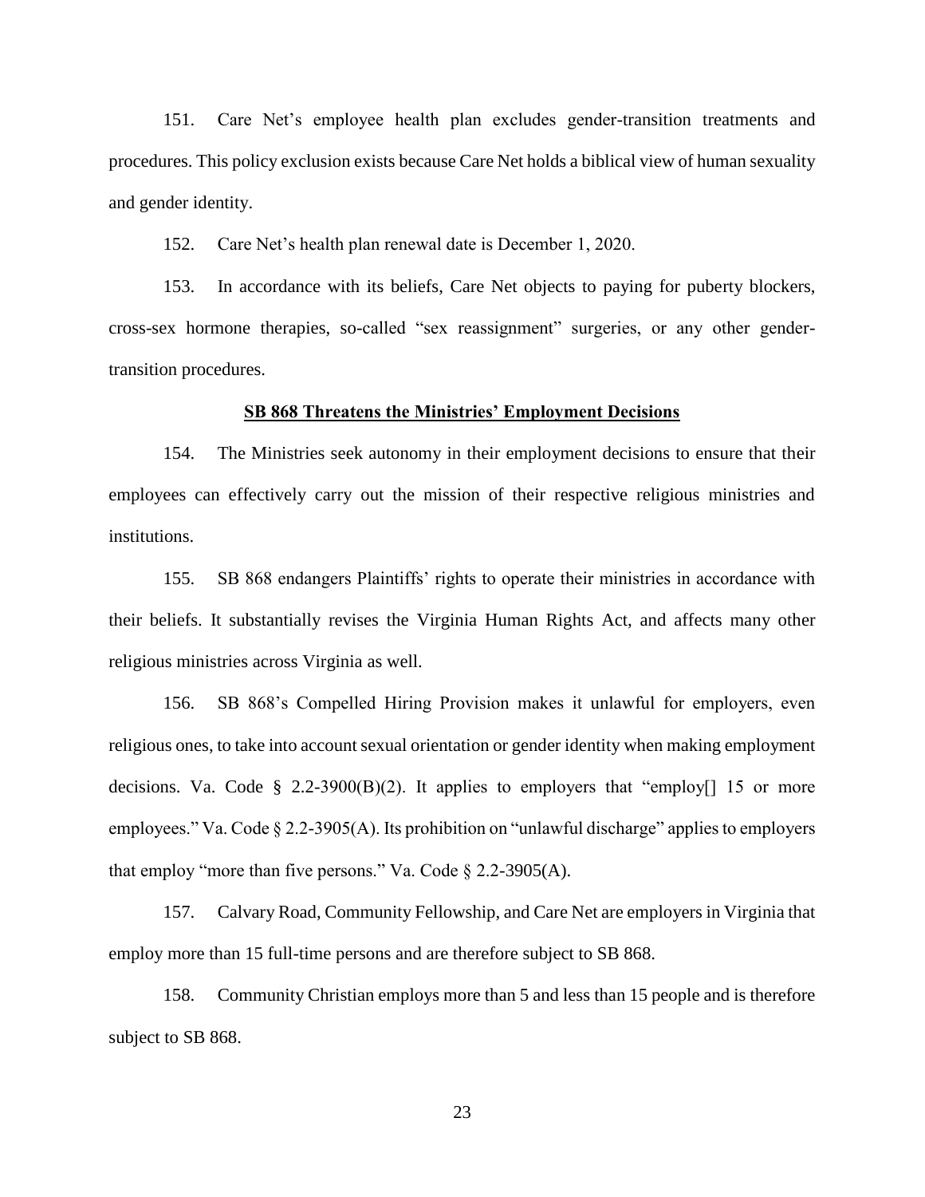151. Care Net's employee health plan excludes gender-transition treatments and procedures. This policy exclusion exists because Care Net holds a biblical view of human sexuality and gender identity.

152. Care Net's health plan renewal date is December 1, 2020.

153. In accordance with its beliefs, Care Net objects to paying for puberty blockers, cross-sex hormone therapies, so-called "sex reassignment" surgeries, or any other gender-transition procedures.

**SB 868 Threatens the Ministries' Employment Decisions**

154. The Ministries seek autonomy in their employment decisions to ensure that their employees can effectively carry out the mission of their respective religious ministries and institutions.

155. SB 868 endangers Plaintiffs' rights to operate their ministries in accordance with their beliefs. It substantially revises the Virginia Human Rights Act, and affects many other religious ministries across Virginia as well.

156. SB 868's Compelled Hiring Provision makes it unlawful for employers, even religious ones, to take into account sexual orientation or gender identity when making employment decisions. Va. Code § 2.2-3900(B)(2). It applies to employers that "employ[] 15 or more employees." Va. Code § 2.2-3905(A). Its prohibition on "unlawful discharge" applies to employers that employ "more than five persons." Va. Code § 2.2-3905(A).

157. Calvary Road, Community Fellowship, and Care Net are employers in Virginia that employ more than 15 full-time persons and are therefore subject to SB 868.

158. Community Christian employs more than 5 and less than 15 people and is therefore subject to SB 868.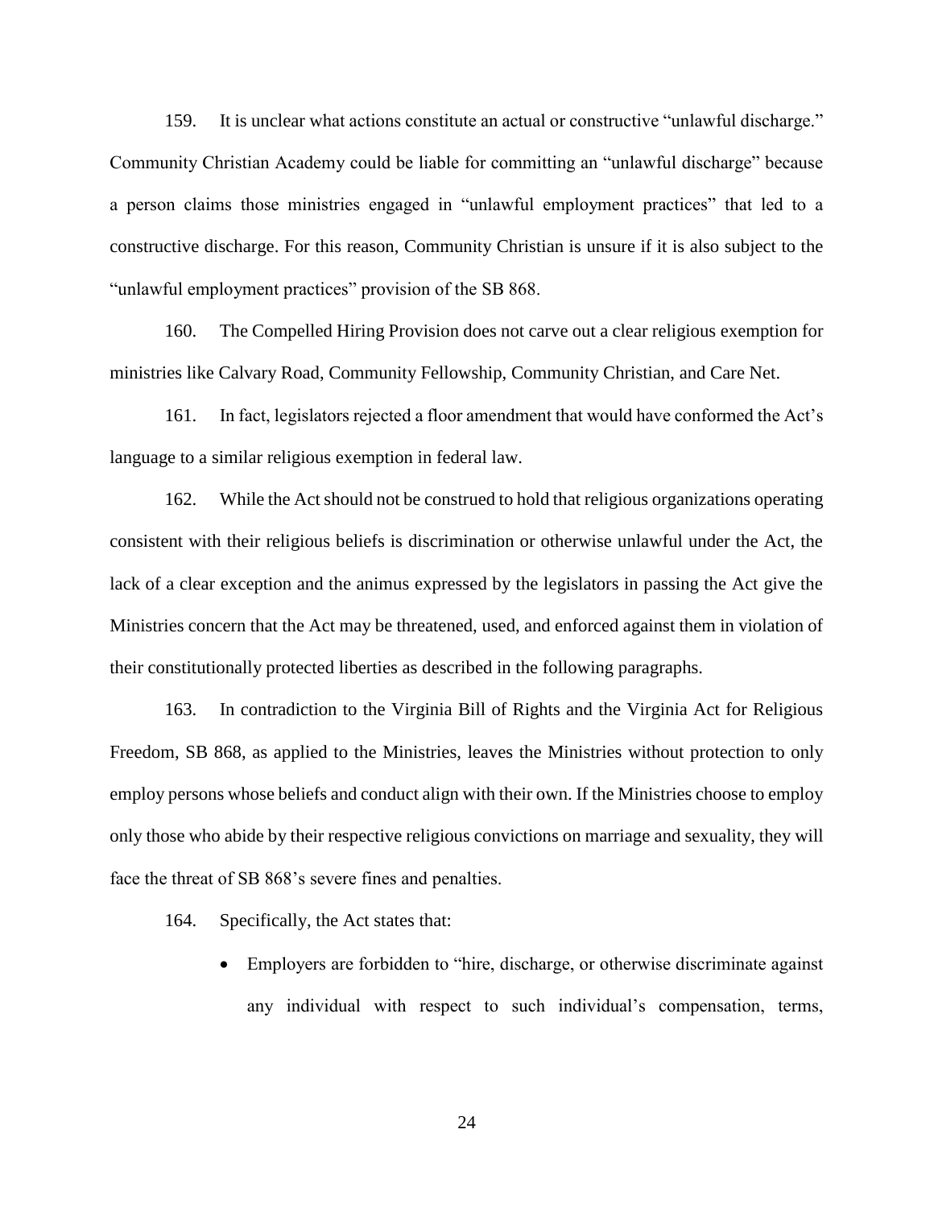159. It is unclear what actions constitute an actual or constructive "unlawful discharge." Community Christian Academy could be liable for committing an "unlawful discharge" because a person claims those ministries engaged in "unlawful employment practices" that led to a constructive discharge. For this reason, Community Christian is unsure if it is also subject to the "unlawful employment practices" provision of the SB 868.

160. The Compelled Hiring Provision does not carve out a clear religious exemption for ministries like Calvary Road, Community Fellowship, Community Christian, and Care Net.

161. In fact, legislators rejected a floor amendment that would have conformed the Act's language to a similar religious exemption in federal law.

162. While the Act should not be construed to hold that religious organizations operating consistent with their religious beliefs is discrimination or otherwise unlawful under the Act, the lack of a clear exception and the animus expressed by the legislators in passing the Act give the Ministries concern that the Act may be threatened, used, and enforced against them in violation of their constitutionally protected liberties as described in the following paragraphs.

163. In contradiction to the Virginia Bill of Rights and the Virginia Act for Religious Freedom, SB 868, as applied to the Ministries, leaves the Ministries without protection to only employ persons whose beliefs and conduct align with their own. If the Ministries choose to employ only those who abide by their respective religious convictions on marriage and sexuality, they will face the threat of SB 868's severe fines and penalties.

164. Specifically, the Act states that:

- Employers are forbidden to "hire, discharge, or otherwise discriminate against any individual with respect to such individual's compensation, terms,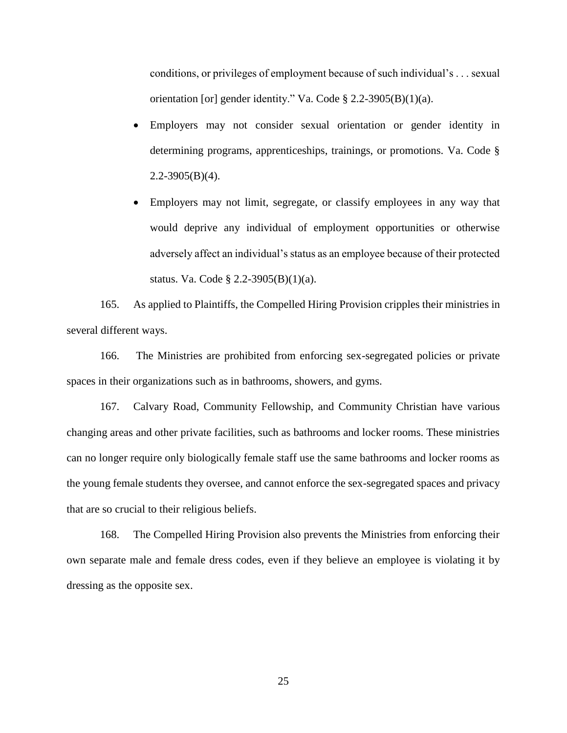conditions, or privileges of employment because of such individual's . . . sexual orientation [or] gender identity." Va. Code § 2.2-3905(B)(1)(a).

- Employers may not consider sexual orientation or gender identity in determining programs, apprenticeships, trainings, or promotions. Va. Code § 2.2-3905(B)(4).
- Employers may not limit, segregate, or classify employees in any way that would deprive any individual of employment opportunities or otherwise adversely affect an individual's status as an employee because of their protected status. Va. Code § 2.2-3905(B)(1)(a).

165. As applied to Plaintiffs, the Compelled Hiring Provision cripples their ministries in several different ways.

166. The Ministries are prohibited from enforcing sex-segregated policies or private spaces in their organizations such as in bathrooms, showers, and gyms.

167. Calvary Road, Community Fellowship, and Community Christian have various changing areas and other private facilities, such as bathrooms and locker rooms. These ministries can no longer require only biologically female staff use the same bathrooms and locker rooms as the young female students they oversee, and cannot enforce the sex-segregated spaces and privacy that are so crucial to their religious beliefs.

168. The Compelled Hiring Provision also prevents the Ministries from enforcing their own separate male and female dress codes, even if they believe an employee is violating it by dressing as the opposite sex.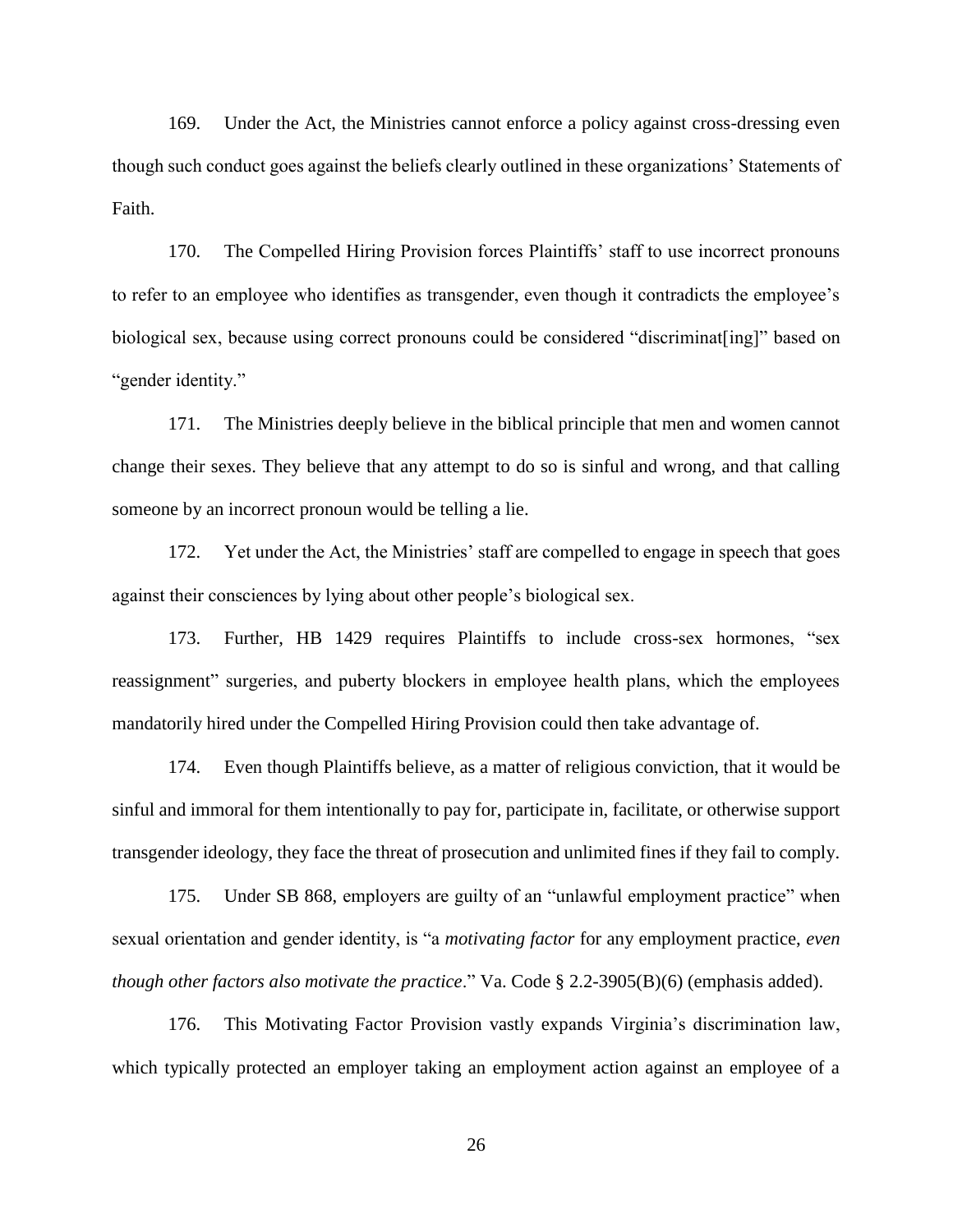169. Under the Act, the Ministries cannot enforce a policy against cross-dressing even though such conduct goes against the beliefs clearly outlined in these organizations' Statements of Faith.

170. The Compelled Hiring Provision forces Plaintiffs' staff to use incorrect pronouns to refer to an employee who identifies as transgender, even though it contradicts the employee's biological sex, because using correct pronouns could be considered "discriminat[ing]" based on "gender identity."

171. The Ministries deeply believe in the biblical principle that men and women cannot change their sexes. They believe that any attempt to do so is sinful and wrong, and that calling someone by an incorrect pronoun would be telling a lie.

172. Yet under the Act, the Ministries' staff are compelled to engage in speech that goes against their consciences by lying about other people's biological sex.

173. Further, HB 1429 requires Plaintiffs to include cross-sex hormones, "sex reassignment" surgeries, and puberty blockers in employee health plans, which the employees mandatorily hired under the Compelled Hiring Provision could then take advantage of.

174. Even though Plaintiffs believe, as a matter of religious conviction, that it would be sinful and immoral for them intentionally to pay for, participate in, facilitate, or otherwise support transgender ideology, they face the threat of prosecution and unlimited fines if they fail to comply.

175. Under SB 868, employers are guilty of an "unlawful employment practice" when sexual orientation and gender identity, is "a *motivating factor* for any employment practice, *even though other factors also motivate the practice*." Va. Code § 2.2-3905(B)(6) (emphasis added).

176. This Motivating Factor Provision vastly expands Virginia's discrimination law, which typically protected an employer taking an employment action against an employee of a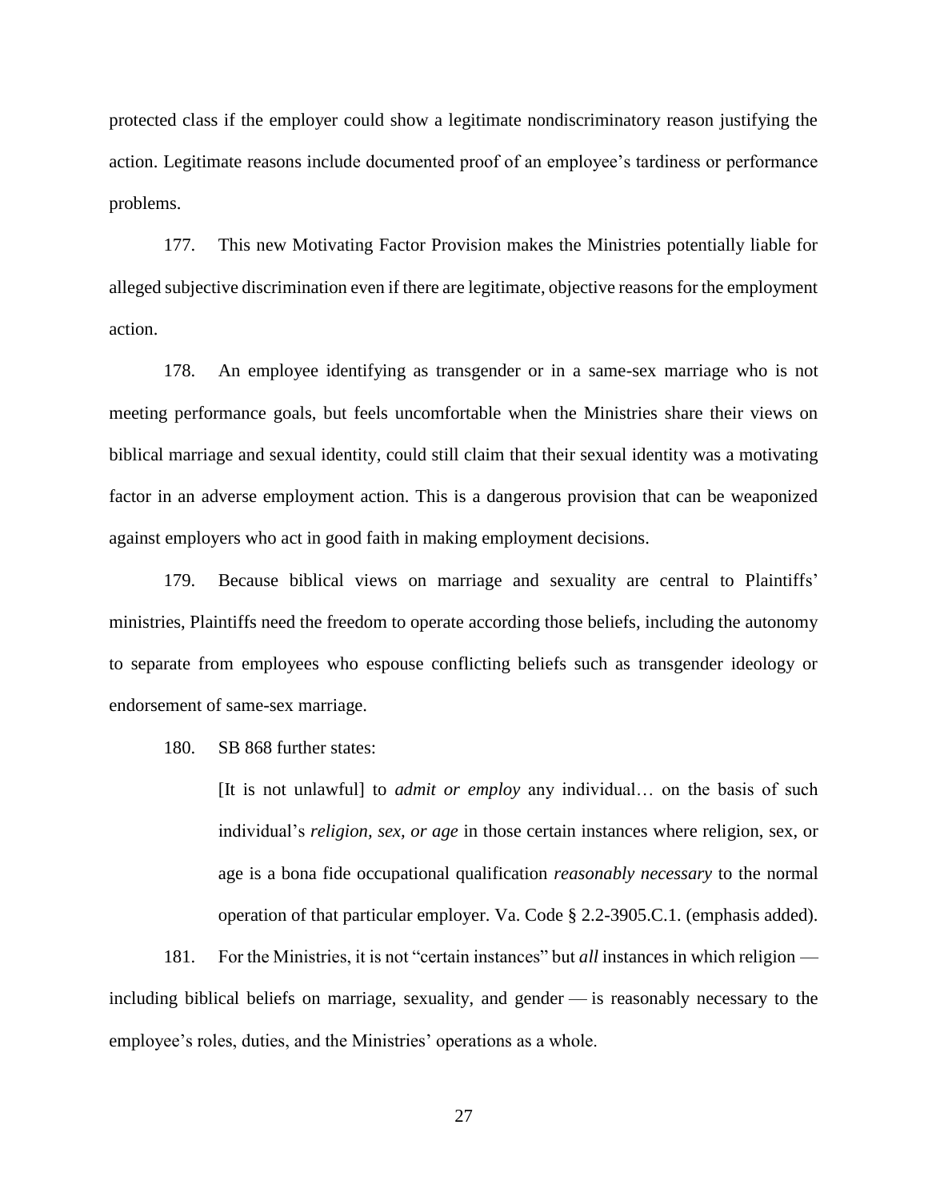protected class if the employer could show a legitimate nondiscriminatory reason justifying the action. Legitimate reasons include documented proof of an employee's tardiness or performance problems.

177. This new Motivating Factor Provision makes the Ministries potentially liable for alleged subjective discrimination even if there are legitimate, objective reasons for the employment action.

178. An employee identifying as transgender or in a same-sex marriage who is not meeting performance goals, but feels uncomfortable when the Ministries share their views on biblical marriage and sexual identity, could still claim that their sexual identity was a motivating factor in an adverse employment action. This is a dangerous provision that can be weaponized against employers who act in good faith in making employment decisions.

179. Because biblical views on marriage and sexuality are central to Plaintiffs' ministries, Plaintiffs need the freedom to operate according those beliefs, including the autonomy to separate from employees who espouse conflicting beliefs such as transgender ideology or endorsement of same-sex marriage.

180. SB 868 further states:

> [It is not unlawful] to *admit or employ* any individual… on the basis of such individual's *religion, sex, or age* in those certain instances where religion, sex, or age is a bona fide occupational qualification *reasonably necessary* to the normal operation of that particular employer. Va. Code § 2.2-3905.C.1. (emphasis added).

181. For the Ministries, it is not "certain instances" but *all* instances in which religion — including biblical beliefs on marriage, sexuality, and gender — is reasonably necessary to the employee's roles, duties, and the Ministries' operations as a whole.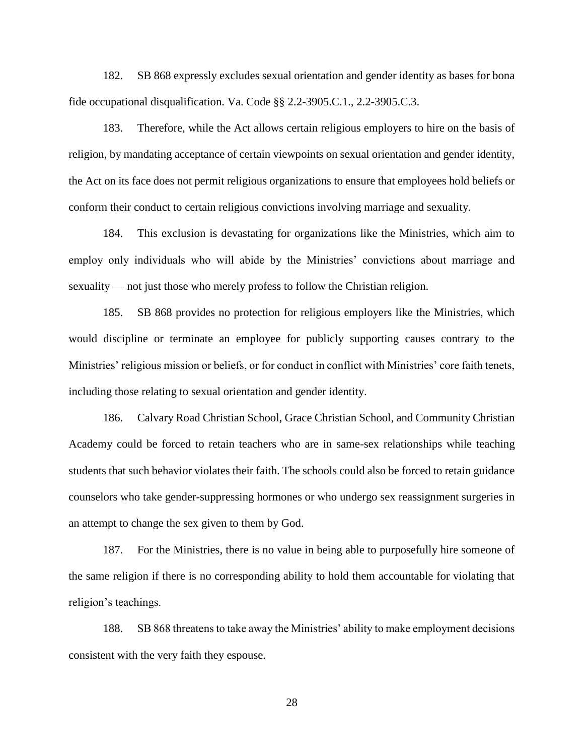182. SB 868 expressly excludes sexual orientation and gender identity as bases for bona fide occupational disqualification. Va. Code §§ 2.2-3905.C.1., 2.2-3905.C.3.

183. Therefore, while the Act allows certain religious employers to hire on the basis of religion, by mandating acceptance of certain viewpoints on sexual orientation and gender identity, the Act on its face does not permit religious organizations to ensure that employees hold beliefs or conform their conduct to certain religious convictions involving marriage and sexuality.

184. This exclusion is devastating for organizations like the Ministries, which aim to employ only individuals who will abide by the Ministries' convictions about marriage and sexuality — not just those who merely profess to follow the Christian religion.

185. SB 868 provides no protection for religious employers like the Ministries, which would discipline or terminate an employee for publicly supporting causes contrary to the Ministries' religious mission or beliefs, or for conduct in conflict with Ministries' core faith tenets, including those relating to sexual orientation and gender identity.

186. Calvary Road Christian School, Grace Christian School, and Community Christian Academy could be forced to retain teachers who are in same-sex relationships while teaching students that such behavior violates their faith. The schools could also be forced to retain guidance counselors who take gender-suppressing hormones or who undergo sex reassignment surgeries in an attempt to change the sex given to them by God.

187. For the Ministries, there is no value in being able to purposefully hire someone of the same religion if there is no corresponding ability to hold them accountable for violating that religion's teachings.

188. SB 868 threatens to take away the Ministries' ability to make employment decisions consistent with the very faith they espouse.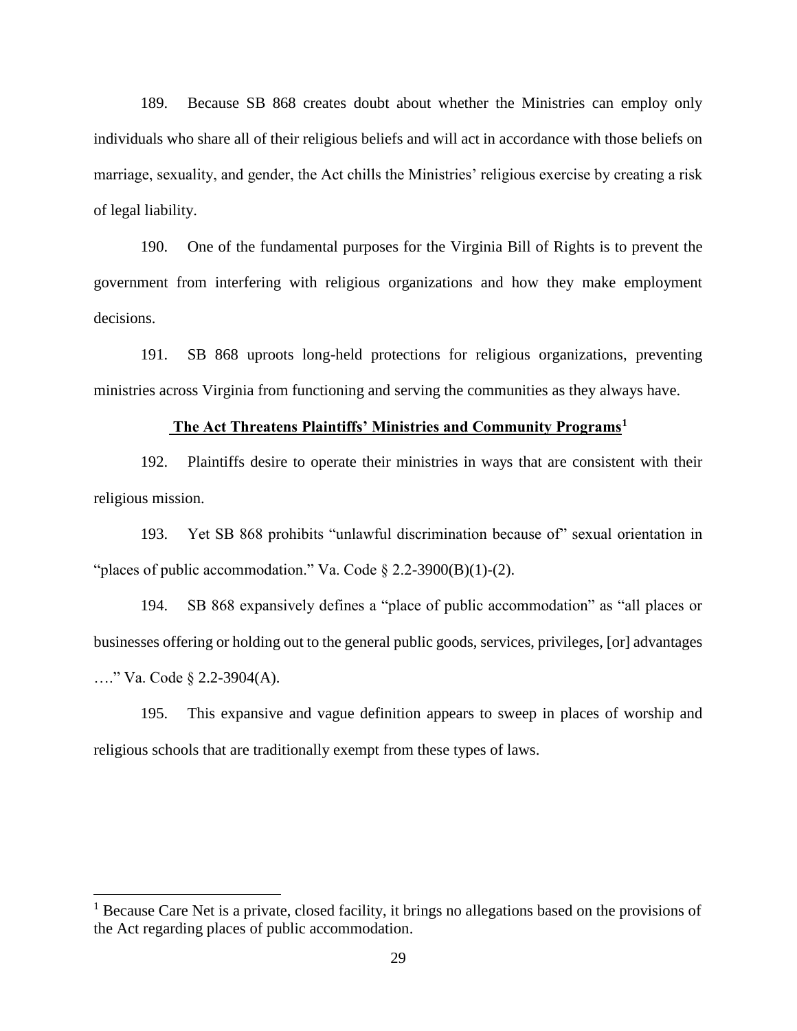189. Because SB 868 creates doubt about whether the Ministries can employ only individuals who share all of their religious beliefs and will act in accordance with those beliefs on marriage, sexuality, and gender, the Act chills the Ministries' religious exercise by creating a risk of legal liability.

190. One of the fundamental purposes for the Virginia Bill of Rights is to prevent the government from interfering with religious organizations and how they make employment decisions.

191. SB 868 uproots long-held protections for religious organizations, preventing ministries across Virginia from functioning and serving the communities as they always have.

**The Act Threatens Plaintiffs' Ministries and Community Programs[1]**

192. Plaintiffs desire to operate their ministries in ways that are consistent with their religious mission.

193. Yet SB 868 prohibits "unlawful discrimination because of" sexual orientation in "places of public accommodation." Va. Code § 2.2-3900(B)(1)-(2).

194. SB 868 expansively defines a "place of public accommodation" as "all places or businesses offering or holding out to the general public goods, services, privileges, [or] advantages …." Va. Code § 2.2-3904(A).

195. This expansive and vague definition appears to sweep in places of worship and religious schools that are traditionally exempt from these types of laws.

---

[1] Because Care Net is a private, closed facility, it brings no allegations based on the provisions of the Act regarding places of public accommodation.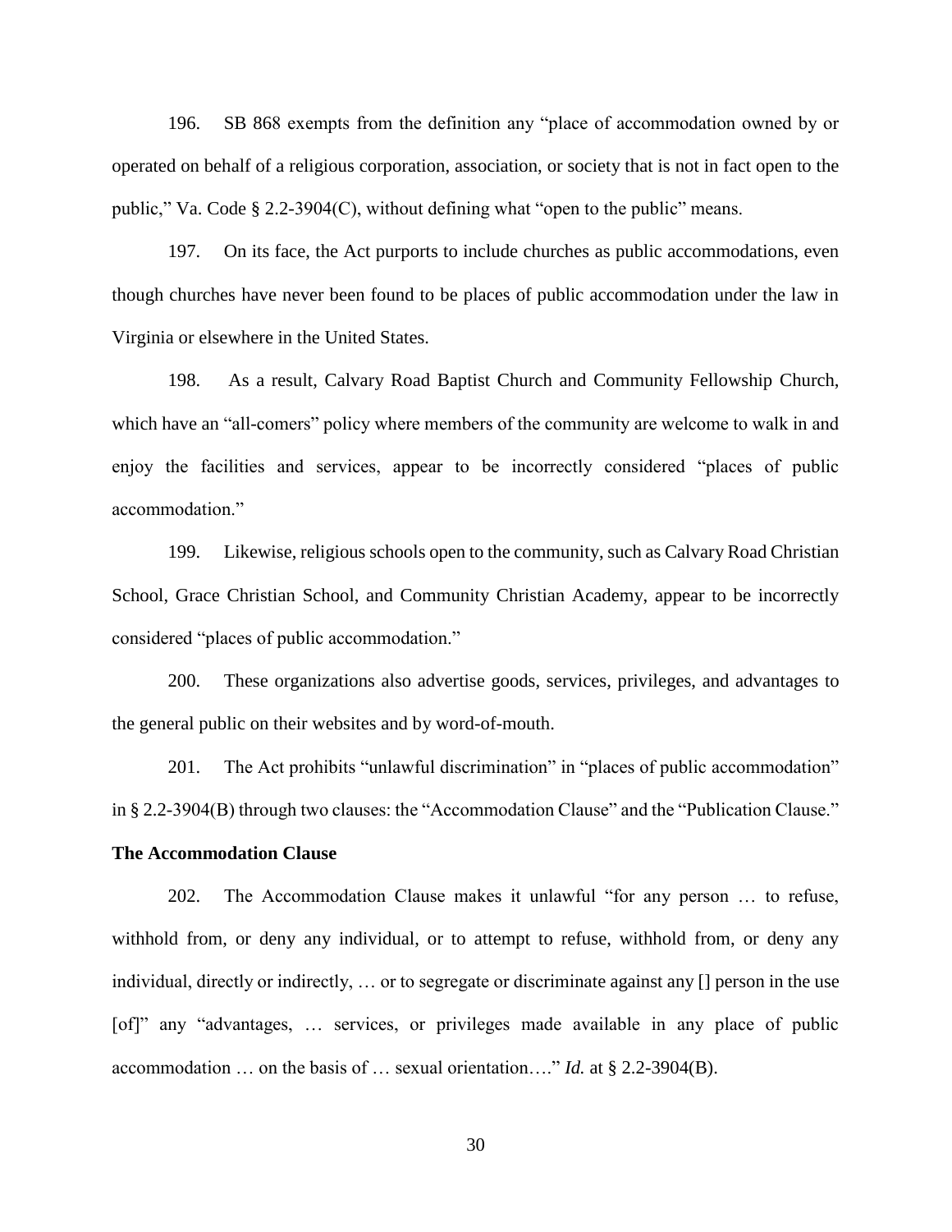196. SB 868 exempts from the definition any "place of accommodation owned by or operated on behalf of a religious corporation, association, or society that is not in fact open to the public," Va. Code § 2.2-3904(C), without defining what "open to the public" means.

197. On its face, the Act purports to include churches as public accommodations, even though churches have never been found to be places of public accommodation under the law in Virginia or elsewhere in the United States.

198. As a result, Calvary Road Baptist Church and Community Fellowship Church, which have an "all-comers" policy where members of the community are welcome to walk in and enjoy the facilities and services, appear to be incorrectly considered "places of public accommodation."

199. Likewise, religious schools open to the community, such as Calvary Road Christian School, Grace Christian School, and Community Christian Academy, appear to be incorrectly considered "places of public accommodation."

200. These organizations also advertise goods, services, privileges, and advantages to the general public on their websites and by word-of-mouth.

201. The Act prohibits "unlawful discrimination" in "places of public accommodation" in § 2.2-3904(B) through two clauses: the "Accommodation Clause" and the "Publication Clause."

**The Accommodation Clause**

202. The Accommodation Clause makes it unlawful "for any person … to refuse, withhold from, or deny any individual, or to attempt to refuse, withhold from, or deny any individual, directly or indirectly, … or to segregate or discriminate against any [] person in the use [of]" any "advantages, … services, or privileges made available in any place of public accommodation … on the basis of … sexual orientation…." *Id.* at § 2.2-3904(B).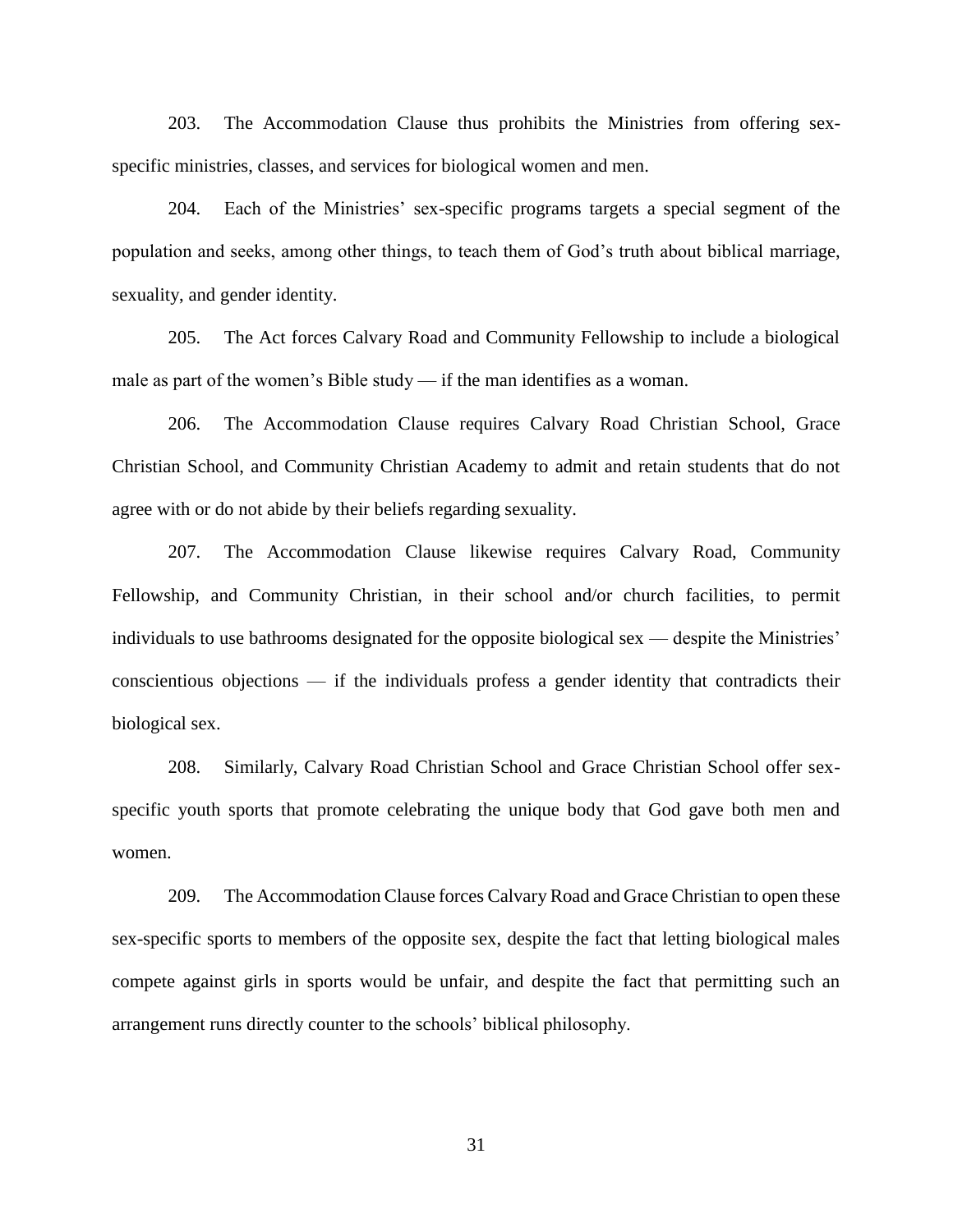203. The Accommodation Clause thus prohibits the Ministries from offering sex-specific ministries, classes, and services for biological women and men.

204. Each of the Ministries' sex-specific programs targets a special segment of the population and seeks, among other things, to teach them of God's truth about biblical marriage, sexuality, and gender identity.

205. The Act forces Calvary Road and Community Fellowship to include a biological male as part of the women's Bible study — if the man identifies as a woman.

206. The Accommodation Clause requires Calvary Road Christian School, Grace Christian School, and Community Christian Academy to admit and retain students that do not agree with or do not abide by their beliefs regarding sexuality.

207. The Accommodation Clause likewise requires Calvary Road, Community Fellowship, and Community Christian, in their school and/or church facilities, to permit individuals to use bathrooms designated for the opposite biological sex — despite the Ministries' conscientious objections — if the individuals profess a gender identity that contradicts their biological sex.

208. Similarly, Calvary Road Christian School and Grace Christian School offer sex-specific youth sports that promote celebrating the unique body that God gave both men and women.

209. The Accommodation Clause forces Calvary Road and Grace Christian to open these sex-specific sports to members of the opposite sex, despite the fact that letting biological males compete against girls in sports would be unfair, and despite the fact that permitting such an arrangement runs directly counter to the schools' biblical philosophy.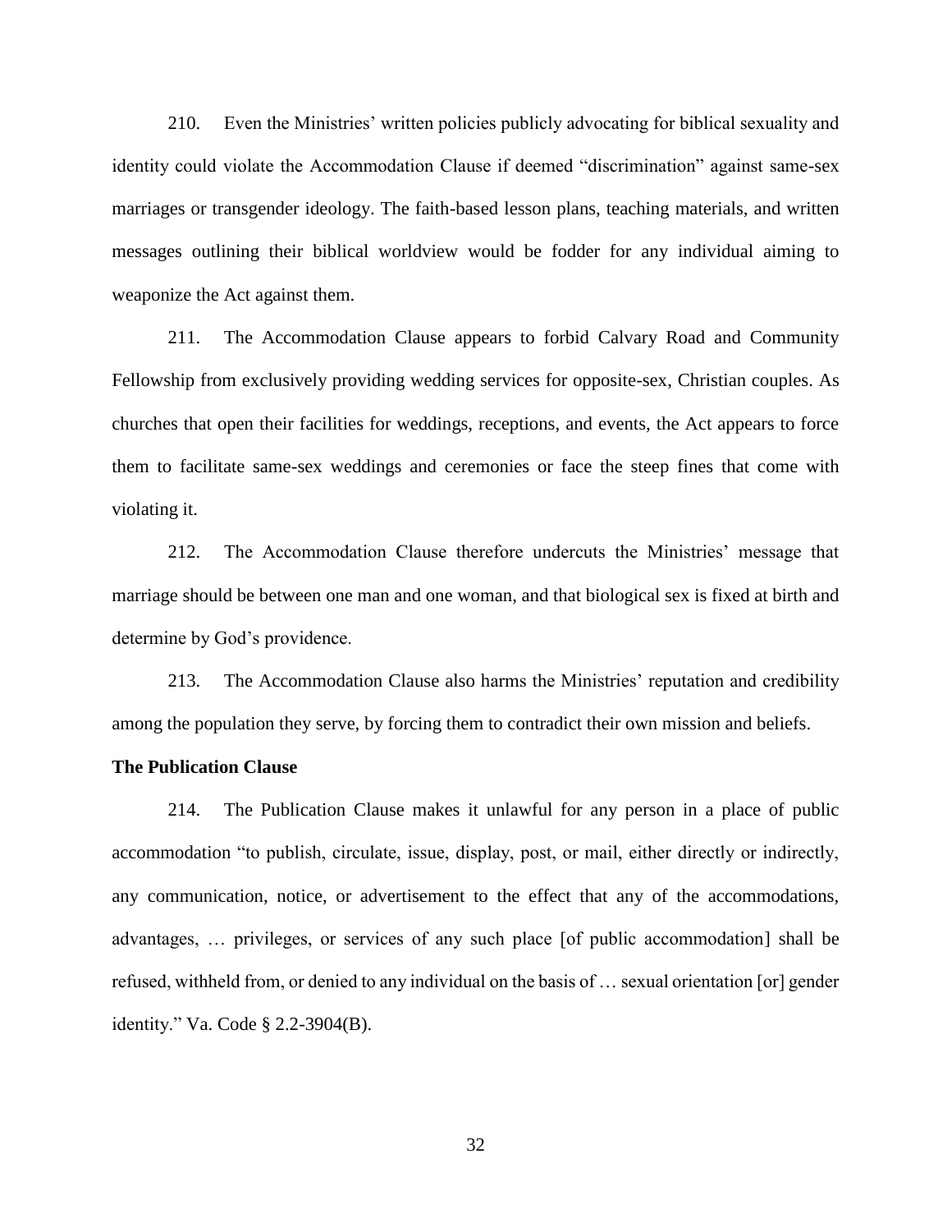210. Even the Ministries' written policies publicly advocating for biblical sexuality and identity could violate the Accommodation Clause if deemed "discrimination" against same-sex marriages or transgender ideology. The faith-based lesson plans, teaching materials, and written messages outlining their biblical worldview would be fodder for any individual aiming to weaponize the Act against them.

211. The Accommodation Clause appears to forbid Calvary Road and Community Fellowship from exclusively providing wedding services for opposite-sex, Christian couples. As churches that open their facilities for weddings, receptions, and events, the Act appears to force them to facilitate same-sex weddings and ceremonies or face the steep fines that come with violating it.

212. The Accommodation Clause therefore undercuts the Ministries' message that marriage should be between one man and one woman, and that biological sex is fixed at birth and determine by God's providence.

213. The Accommodation Clause also harms the Ministries' reputation and credibility among the population they serve, by forcing them to contradict their own mission and beliefs.

**The Publication Clause**

214. The Publication Clause makes it unlawful for any person in a place of public accommodation "to publish, circulate, issue, display, post, or mail, either directly or indirectly, any communication, notice, or advertisement to the effect that any of the accommodations, advantages, … privileges, or services of any such place [of public accommodation] shall be refused, withheld from, or denied to any individual on the basis of … sexual orientation [or] gender identity." Va. Code § 2.2-3904(B).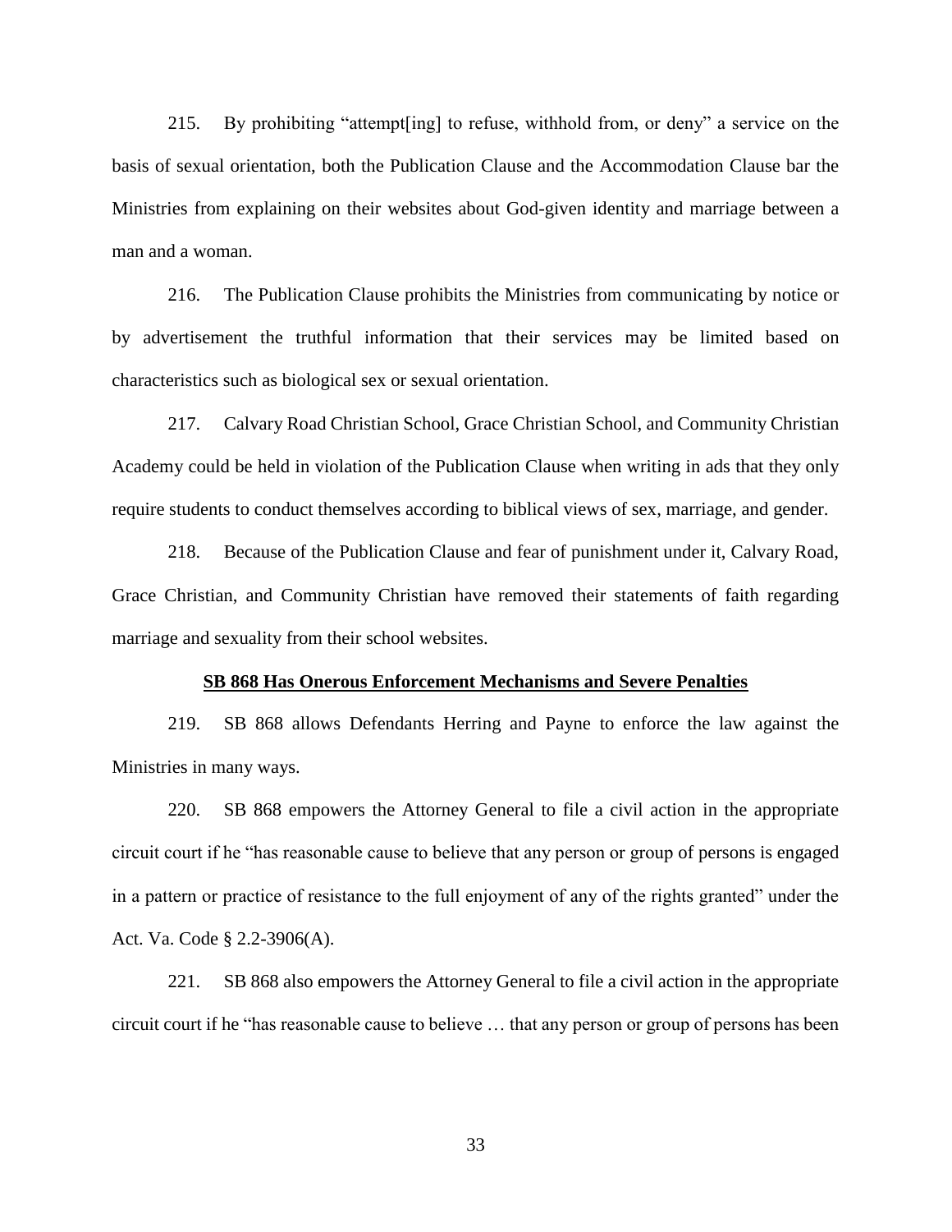215. By prohibiting "attempt[ing] to refuse, withhold from, or deny" a service on the basis of sexual orientation, both the Publication Clause and the Accommodation Clause bar the Ministries from explaining on their websites about God-given identity and marriage between a man and a woman.

216. The Publication Clause prohibits the Ministries from communicating by notice or by advertisement the truthful information that their services may be limited based on characteristics such as biological sex or sexual orientation.

217. Calvary Road Christian School, Grace Christian School, and Community Christian Academy could be held in violation of the Publication Clause when writing in ads that they only require students to conduct themselves according to biblical views of sex, marriage, and gender.

218. Because of the Publication Clause and fear of punishment under it, Calvary Road, Grace Christian, and Community Christian have removed their statements of faith regarding marriage and sexuality from their school websites.

## **SB 868 Has Onerous Enforcement Mechanisms and Severe Penalties**

219. SB 868 allows Defendants Herring and Payne to enforce the law against the Ministries in many ways.

220. SB 868 empowers the Attorney General to file a civil action in the appropriate circuit court if he "has reasonable cause to believe that any person or group of persons is engaged in a pattern or practice of resistance to the full enjoyment of any of the rights granted" under the Act. Va. Code § 2.2-3906(A).

221. SB 868 also empowers the Attorney General to file a civil action in the appropriate circuit court if he "has reasonable cause to believe … that any person or group of persons has been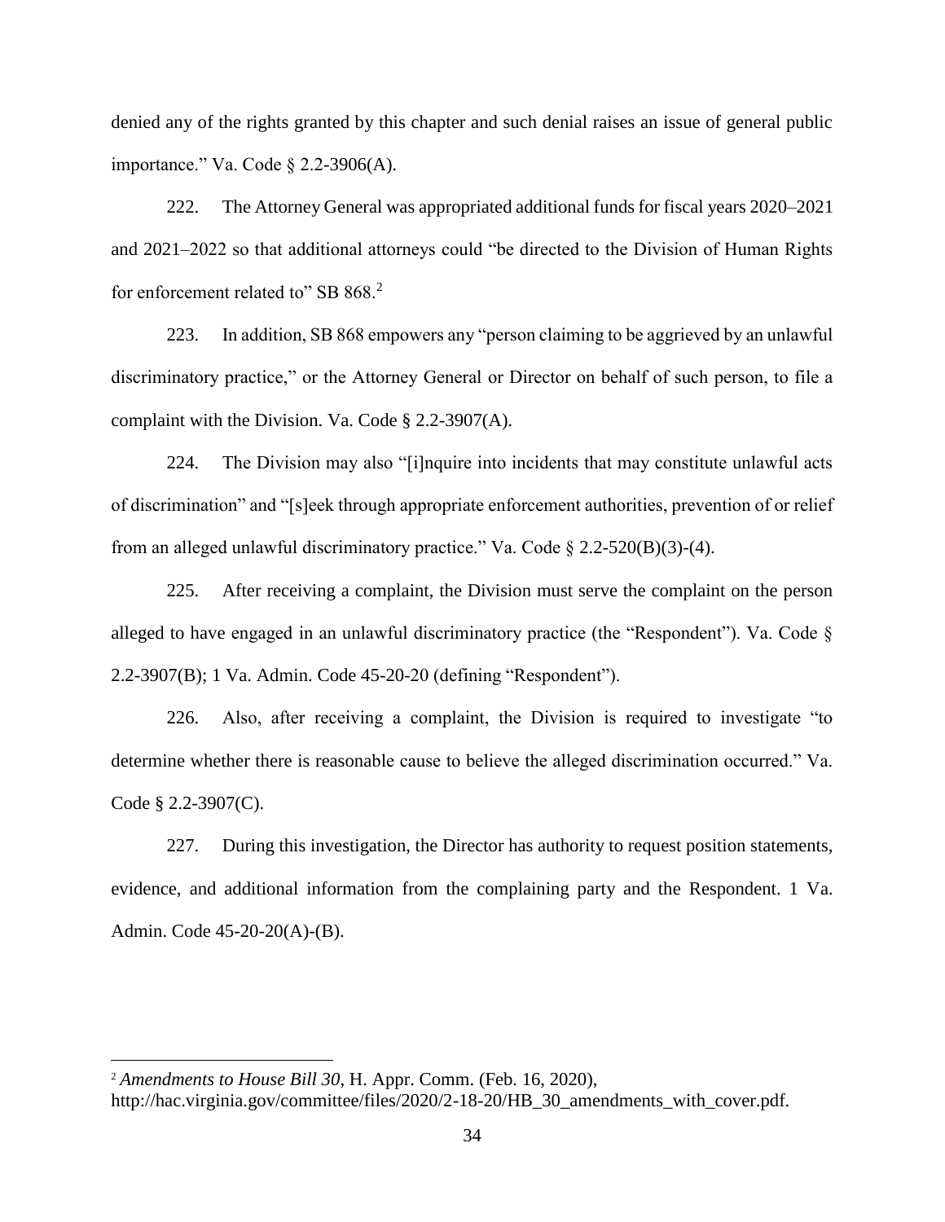denied any of the rights granted by this chapter and such denial raises an issue of general public importance." Va. Code § 2.2-3906(A).

222. The Attorney General was appropriated additional funds for fiscal years 2020–2021 and 2021–2022 so that additional attorneys could "be directed to the Division of Human Rights for enforcement related to" SB 868.[2]

223. In addition, SB 868 empowers any "person claiming to be aggrieved by an unlawful discriminatory practice," or the Attorney General or Director on behalf of such person, to file a complaint with the Division. Va. Code § 2.2-3907(A).

224. The Division may also "[i]nquire into incidents that may constitute unlawful acts of discrimination" and "[s]eek through appropriate enforcement authorities, prevention of or relief from an alleged unlawful discriminatory practice." Va. Code § 2.2-520(B)(3)-(4).

225. After receiving a complaint, the Division must serve the complaint on the person alleged to have engaged in an unlawful discriminatory practice (the "Respondent"). Va. Code § 2.2-3907(B); 1 Va. Admin. Code 45-20-20 (defining "Respondent").

226. Also, after receiving a complaint, the Division is required to investigate "to determine whether there is reasonable cause to believe the alleged discrimination occurred." Va. Code § 2.2-3907(C).

227. During this investigation, the Director has authority to request position statements, evidence, and additional information from the complaining party and the Respondent. 1 Va. Admin. Code 45-20-20(A)-(B).

---

[2] *Amendments to House Bill 30*, H. Appr. Comm. (Feb. 16, 2020), http://hac.virginia.gov/committee/files/2020/2-18-20/HB_30_amendments_with_cover.pdf.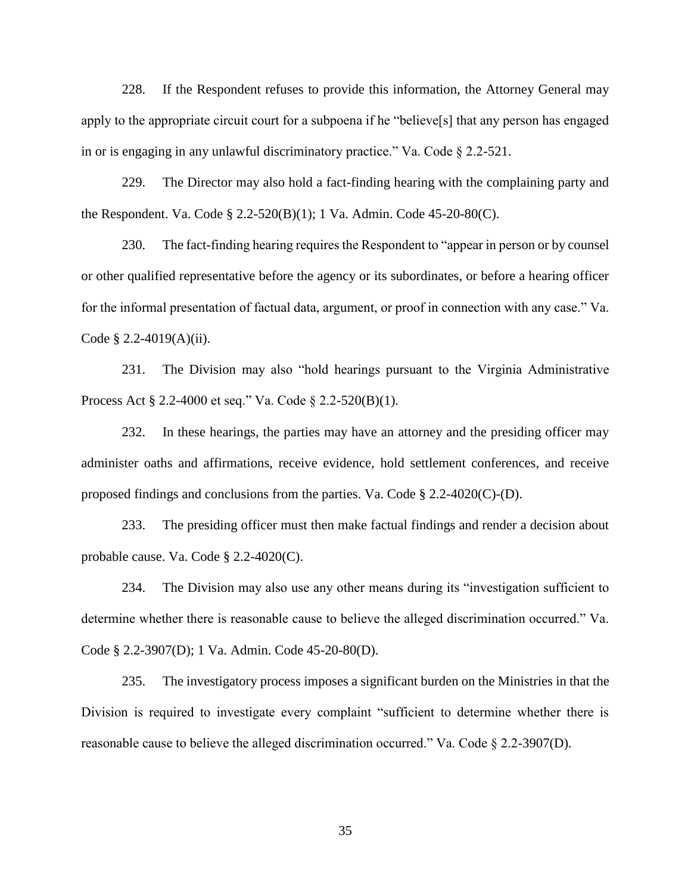228. If the Respondent refuses to provide this information, the Attorney General may apply to the appropriate circuit court for a subpoena if he "believe[s] that any person has engaged in or is engaging in any unlawful discriminatory practice." Va. Code § 2.2-521.

229. The Director may also hold a fact-finding hearing with the complaining party and the Respondent. Va. Code § 2.2-520(B)(1); 1 Va. Admin. Code 45-20-80(C).

230. The fact-finding hearing requires the Respondent to "appear in person or by counsel or other qualified representative before the agency or its subordinates, or before a hearing officer for the informal presentation of factual data, argument, or proof in connection with any case." Va. Code § 2.2-4019(A)(ii).

231. The Division may also "hold hearings pursuant to the Virginia Administrative Process Act § 2.2-4000 et seq." Va. Code § 2.2-520(B)(1).

232. In these hearings, the parties may have an attorney and the presiding officer may administer oaths and affirmations, receive evidence, hold settlement conferences, and receive proposed findings and conclusions from the parties. Va. Code § 2.2-4020(C)-(D).

233. The presiding officer must then make factual findings and render a decision about probable cause. Va. Code § 2.2-4020(C).

234. The Division may also use any other means during its "investigation sufficient to determine whether there is reasonable cause to believe the alleged discrimination occurred." Va. Code § 2.2-3907(D); 1 Va. Admin. Code 45-20-80(D).

235. The investigatory process imposes a significant burden on the Ministries in that the Division is required to investigate every complaint "sufficient to determine whether there is reasonable cause to believe the alleged discrimination occurred." Va. Code § 2.2-3907(D).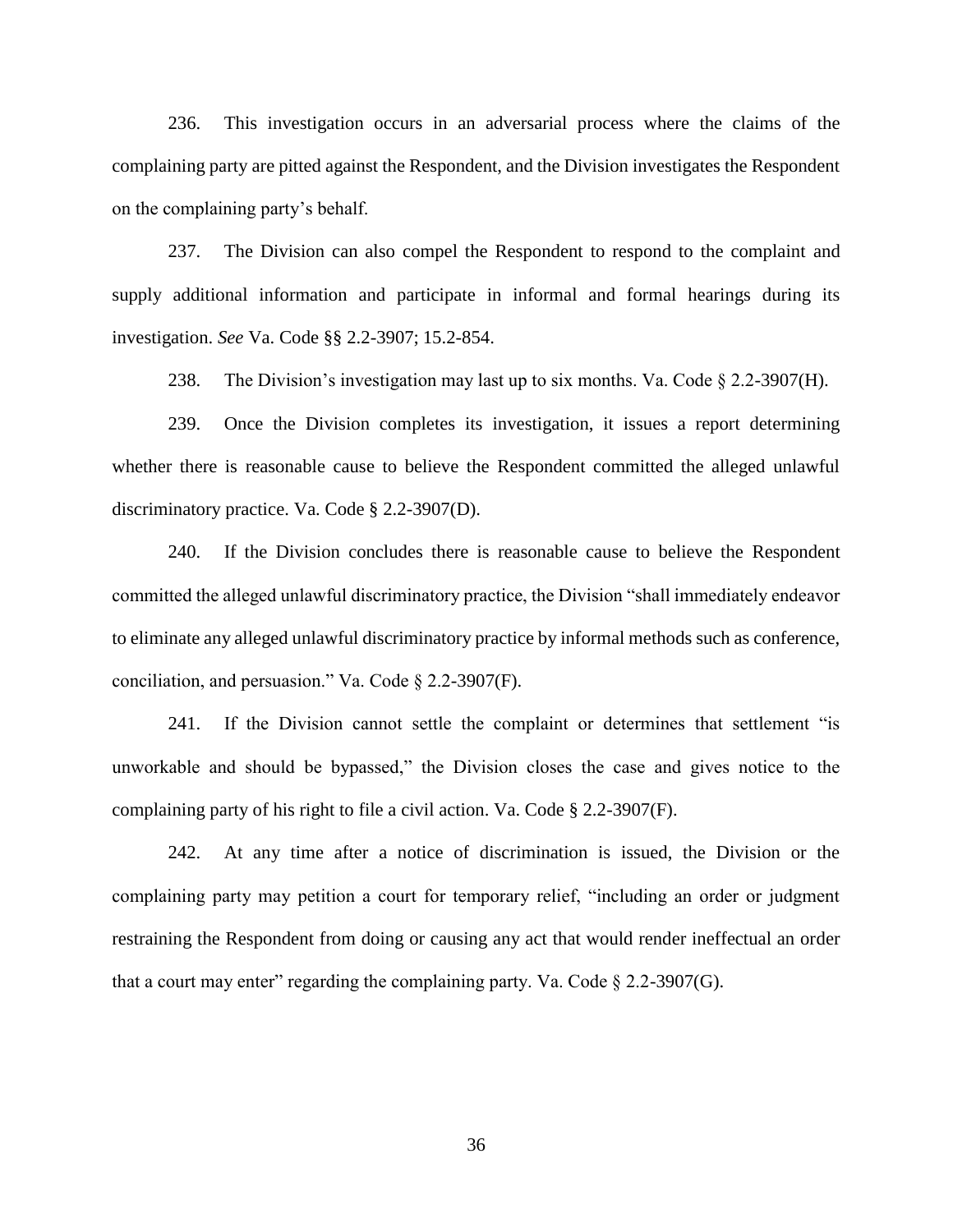236. This investigation occurs in an adversarial process where the claims of the complaining party are pitted against the Respondent, and the Division investigates the Respondent on the complaining party's behalf.

237. The Division can also compel the Respondent to respond to the complaint and supply additional information and participate in informal and formal hearings during its investigation. *See* Va. Code §§ 2.2-3907; 15.2-854.

238. The Division's investigation may last up to six months. Va. Code § 2.2-3907(H).

239. Once the Division completes its investigation, it issues a report determining whether there is reasonable cause to believe the Respondent committed the alleged unlawful discriminatory practice. Va. Code § 2.2-3907(D).

240. If the Division concludes there is reasonable cause to believe the Respondent committed the alleged unlawful discriminatory practice, the Division "shall immediately endeavor to eliminate any alleged unlawful discriminatory practice by informal methods such as conference, conciliation, and persuasion." Va. Code § 2.2-3907(F).

241. If the Division cannot settle the complaint or determines that settlement "is unworkable and should be bypassed," the Division closes the case and gives notice to the complaining party of his right to file a civil action. Va. Code § 2.2-3907(F).

242. At any time after a notice of discrimination is issued, the Division or the complaining party may petition a court for temporary relief, "including an order or judgment restraining the Respondent from doing or causing any act that would render ineffectual an order that a court may enter" regarding the complaining party. Va. Code § 2.2-3907(G).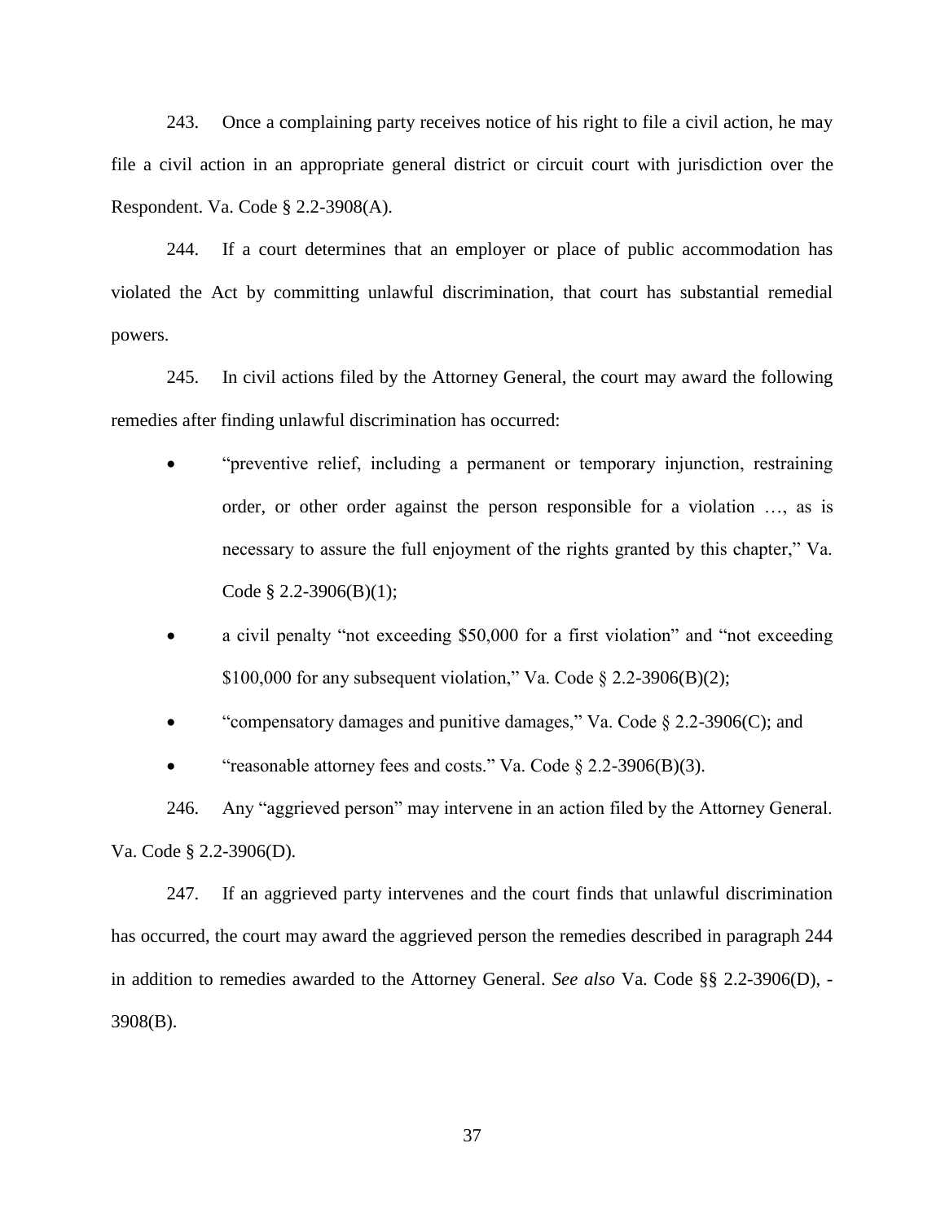243. Once a complaining party receives notice of his right to file a civil action, he may file a civil action in an appropriate general district or circuit court with jurisdiction over the Respondent. Va. Code § 2.2-3908(A).

244. If a court determines that an employer or place of public accommodation has violated the Act by committing unlawful discrimination, that court has substantial remedial powers.

245. In civil actions filed by the Attorney General, the court may award the following remedies after finding unlawful discrimination has occurred:

- "preventive relief, including a permanent or temporary injunction, restraining order, or other order against the person responsible for a violation …, as is necessary to assure the full enjoyment of the rights granted by this chapter," Va. Code § 2.2-3906(B)(1);
- a civil penalty "not exceeding $50,000 for a first violation" and "not exceeding $100,000 for any subsequent violation," Va. Code § 2.2-3906(B)(2);
- "compensatory damages and punitive damages," Va. Code § 2.2-3906(C); and
- "reasonable attorney fees and costs." Va. Code § 2.2-3906(B)(3).

246. Any "aggrieved person" may intervene in an action filed by the Attorney General. Va. Code § 2.2-3906(D).

247. If an aggrieved party intervenes and the court finds that unlawful discrimination has occurred, the court may award the aggrieved person the remedies described in paragraph 244 in addition to remedies awarded to the Attorney General. *See also* Va. Code §§ 2.2-3906(D), -3908(B).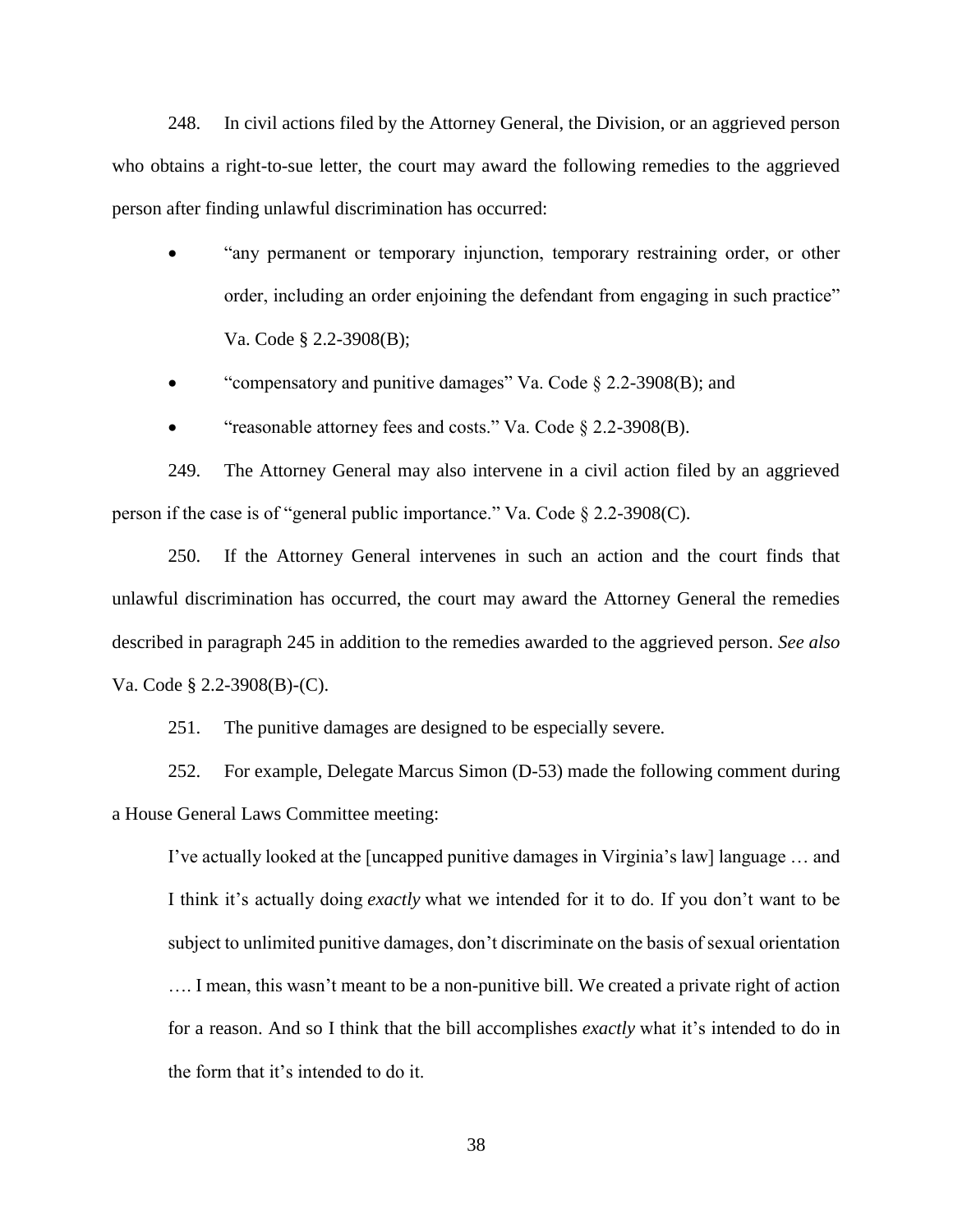248. In civil actions filed by the Attorney General, the Division, or an aggrieved person who obtains a right-to-sue letter, the court may award the following remedies to the aggrieved person after finding unlawful discrimination has occurred:

- "any permanent or temporary injunction, temporary restraining order, or other order, including an order enjoining the defendant from engaging in such practice" Va. Code § 2.2-3908(B);
- "compensatory and punitive damages" Va. Code § 2.2-3908(B); and
- "reasonable attorney fees and costs." Va. Code § 2.2-3908(B).

249. The Attorney General may also intervene in a civil action filed by an aggrieved person if the case is of "general public importance." Va. Code § 2.2-3908(C).

250. If the Attorney General intervenes in such an action and the court finds that unlawful discrimination has occurred, the court may award the Attorney General the remedies described in paragraph 245 in addition to the remedies awarded to the aggrieved person. *See also* Va. Code § 2.2-3908(B)-(C).

251. The punitive damages are designed to be especially severe.

252. For example, Delegate Marcus Simon (D-53) made the following comment during a House General Laws Committee meeting:

> I've actually looked at the [uncapped punitive damages in Virginia's law] language … and I think it's actually doing *exactly* what we intended for it to do. If you don't want to be subject to unlimited punitive damages, don't discriminate on the basis of sexual orientation …. I mean, this wasn't meant to be a non-punitive bill. We created a private right of action for a reason. And so I think that the bill accomplishes *exactly* what it's intended to do in the form that it's intended to do it.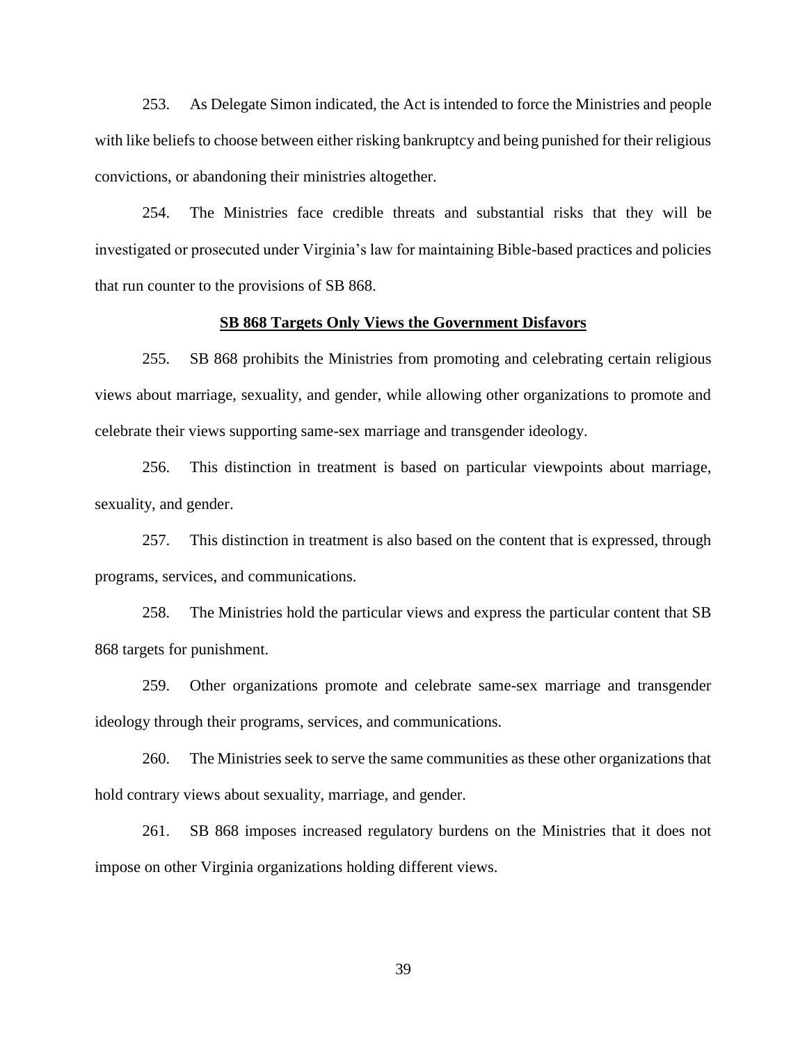253. As Delegate Simon indicated, the Act is intended to force the Ministries and people with like beliefs to choose between either risking bankruptcy and being punished for their religious convictions, or abandoning their ministries altogether.

254. The Ministries face credible threats and substantial risks that they will be investigated or prosecuted under Virginia's law for maintaining Bible-based practices and policies that run counter to the provisions of SB 868.

**SB 868 Targets Only Views the Government Disfavors**

255. SB 868 prohibits the Ministries from promoting and celebrating certain religious views about marriage, sexuality, and gender, while allowing other organizations to promote and celebrate their views supporting same-sex marriage and transgender ideology.

256. This distinction in treatment is based on particular viewpoints about marriage, sexuality, and gender.

257. This distinction in treatment is also based on the content that is expressed, through programs, services, and communications.

258. The Ministries hold the particular views and express the particular content that SB 868 targets for punishment.

259. Other organizations promote and celebrate same-sex marriage and transgender ideology through their programs, services, and communications.

260. The Ministries seek to serve the same communities as these other organizations that hold contrary views about sexuality, marriage, and gender.

261. SB 868 imposes increased regulatory burdens on the Ministries that it does not impose on other Virginia organizations holding different views.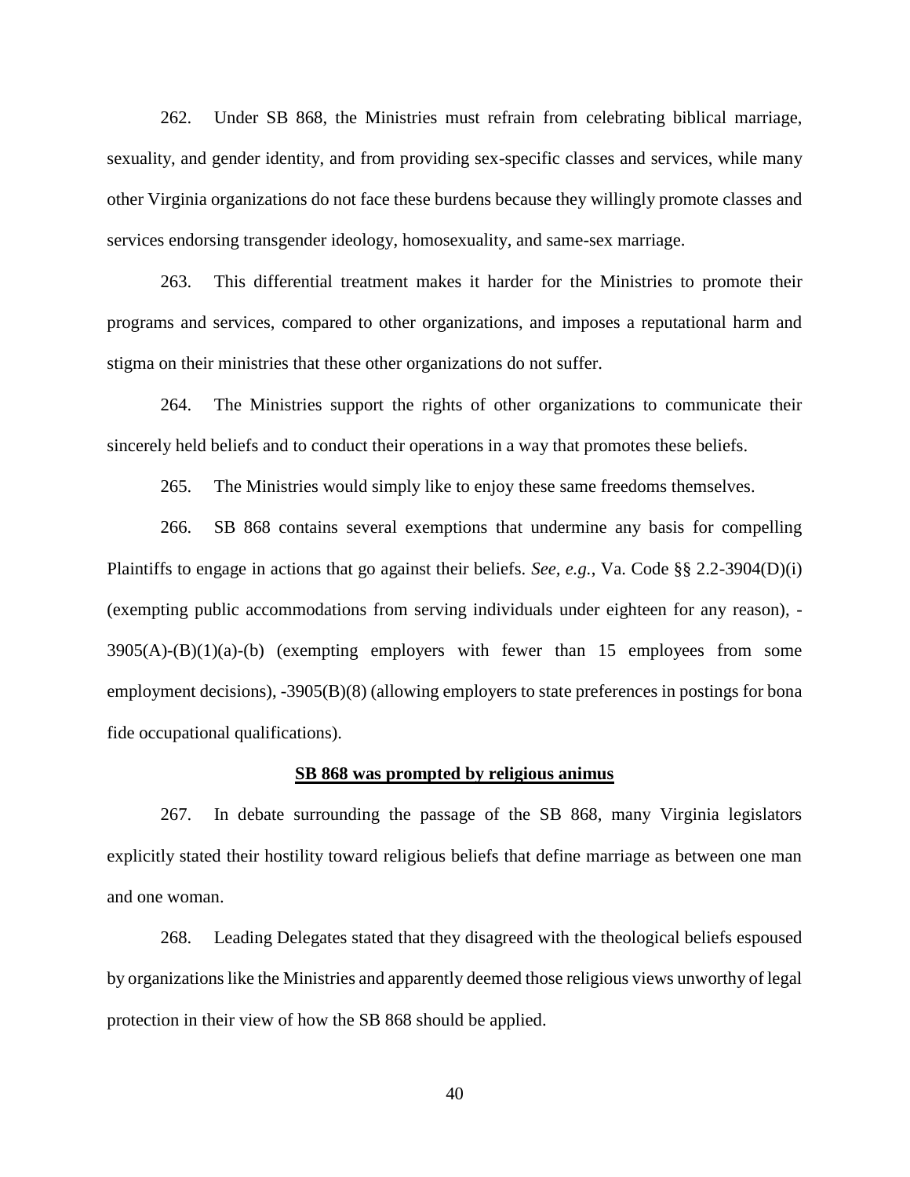262. Under SB 868, the Ministries must refrain from celebrating biblical marriage, sexuality, and gender identity, and from providing sex-specific classes and services, while many other Virginia organizations do not face these burdens because they willingly promote classes and services endorsing transgender ideology, homosexuality, and same-sex marriage.

263. This differential treatment makes it harder for the Ministries to promote their programs and services, compared to other organizations, and imposes a reputational harm and stigma on their ministries that these other organizations do not suffer.

264. The Ministries support the rights of other organizations to communicate their sincerely held beliefs and to conduct their operations in a way that promotes these beliefs.

265. The Ministries would simply like to enjoy these same freedoms themselves.

266. SB 868 contains several exemptions that undermine any basis for compelling Plaintiffs to engage in actions that go against their beliefs. *See, e.g.*, Va. Code §§ 2.2-3904(D)(i) (exempting public accommodations from serving individuals under eighteen for any reason), -3905(A)-(B)(1)(a)-(b) (exempting employers with fewer than 15 employees from some employment decisions), -3905(B)(8) (allowing employers to state preferences in postings for bona fide occupational qualifications).

**<u>SB 868 was prompted by religious animus</u>**

267. In debate surrounding the passage of the SB 868, many Virginia legislators explicitly stated their hostility toward religious beliefs that define marriage as between one man and one woman.

268. Leading Delegates stated that they disagreed with the theological beliefs espoused by organizations like the Ministries and apparently deemed those religious views unworthy of legal protection in their view of how the SB 868 should be applied.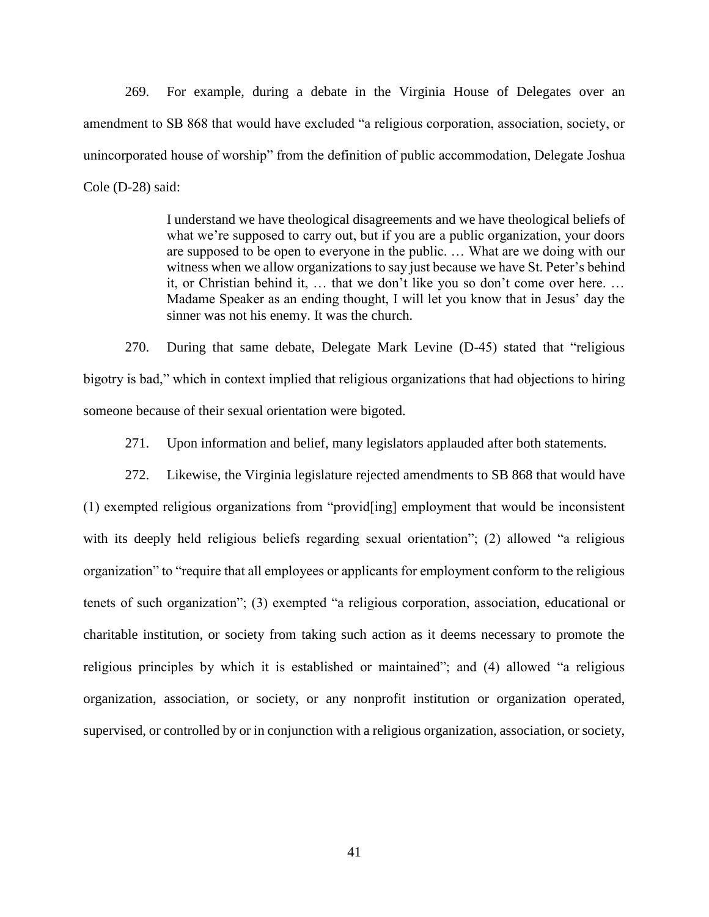269. For example, during a debate in the Virginia House of Delegates over an amendment to SB 868 that would have excluded "a religious corporation, association, society, or unincorporated house of worship" from the definition of public accommodation, Delegate Joshua Cole (D-28) said:

> I understand we have theological disagreements and we have theological beliefs of what we're supposed to carry out, but if you are a public organization, your doors are supposed to be open to everyone in the public. … What are we doing with our witness when we allow organizations to say just because we have St. Peter's behind it, or Christian behind it, … that we don't like you so don't come over here. … Madame Speaker as an ending thought, I will let you know that in Jesus' day the sinner was not his enemy. It was the church.

270. During that same debate, Delegate Mark Levine (D-45) stated that "religious bigotry is bad," which in context implied that religious organizations that had objections to hiring someone because of their sexual orientation were bigoted.

271. Upon information and belief, many legislators applauded after both statements.

272. Likewise, the Virginia legislature rejected amendments to SB 868 that would have (1) exempted religious organizations from "provid[ing] employment that would be inconsistent with its deeply held religious beliefs regarding sexual orientation"; (2) allowed "a religious organization" to "require that all employees or applicants for employment conform to the religious tenets of such organization"; (3) exempted "a religious corporation, association, educational or charitable institution, or society from taking such action as it deems necessary to promote the religious principles by which it is established or maintained"; and (4) allowed "a religious organization, association, or society, or any nonprofit institution or organization operated, supervised, or controlled by or in conjunction with a religious organization, association, or society,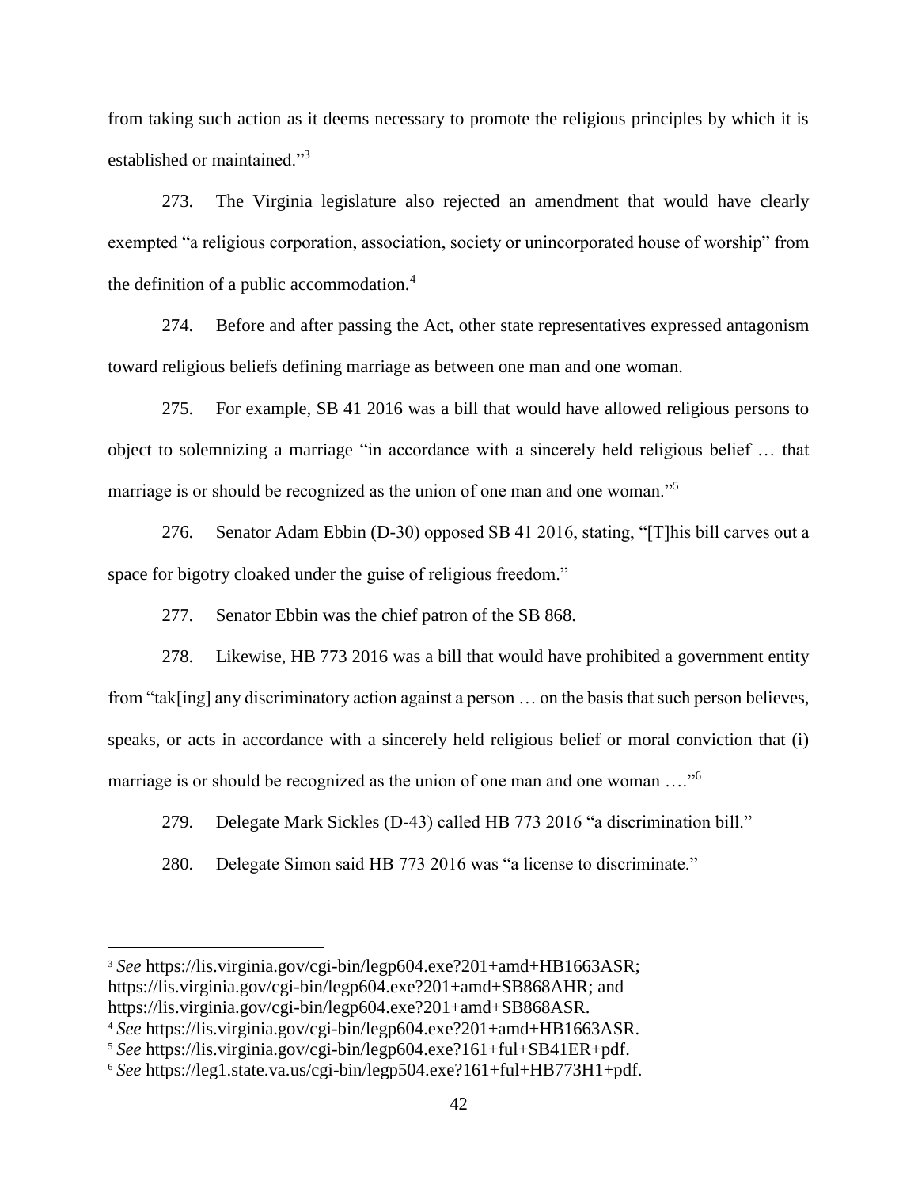from taking such action as it deems necessary to promote the religious principles by which it is established or maintained."[3]

273. The Virginia legislature also rejected an amendment that would have clearly exempted "a religious corporation, association, society or unincorporated house of worship" from the definition of a public accommodation.[4]

274. Before and after passing the Act, other state representatives expressed antagonism toward religious beliefs defining marriage as between one man and one woman.

275. For example, SB 41 2016 was a bill that would have allowed religious persons to object to solemnizing a marriage "in accordance with a sincerely held religious belief … that marriage is or should be recognized as the union of one man and one woman."[5]

276. Senator Adam Ebbin (D-30) opposed SB 41 2016, stating, "[T]his bill carves out a space for bigotry cloaked under the guise of religious freedom."

277. Senator Ebbin was the chief patron of the SB 868.

278. Likewise, HB 773 2016 was a bill that would have prohibited a government entity from "tak[ing] any discriminatory action against a person … on the basis that such person believes, speaks, or acts in accordance with a sincerely held religious belief or moral conviction that (i) marriage is or should be recognized as the union of one man and one woman …."[6]

279. Delegate Mark Sickles (D-43) called HB 773 2016 "a discrimination bill."

280. Delegate Simon said HB 773 2016 was "a license to discriminate."

---

[3] *See* https://lis.virginia.gov/cgi-bin/legp604.exe?201+amd+HB1663ASR; https://lis.virginia.gov/cgi-bin/legp604.exe?201+amd+SB868AHR; and https://lis.virginia.gov/cgi-bin/legp604.exe?201+amd+SB868ASR.

[4] *See* https://lis.virginia.gov/cgi-bin/legp604.exe?201+amd+HB1663ASR.

[5] *See* https://lis.virginia.gov/cgi-bin/legp604.exe?161+ful+SB41ER+pdf.

[6] *See* https://leg1.state.va.us/cgi-bin/legp504.exe?161+ful+HB773H1+pdf.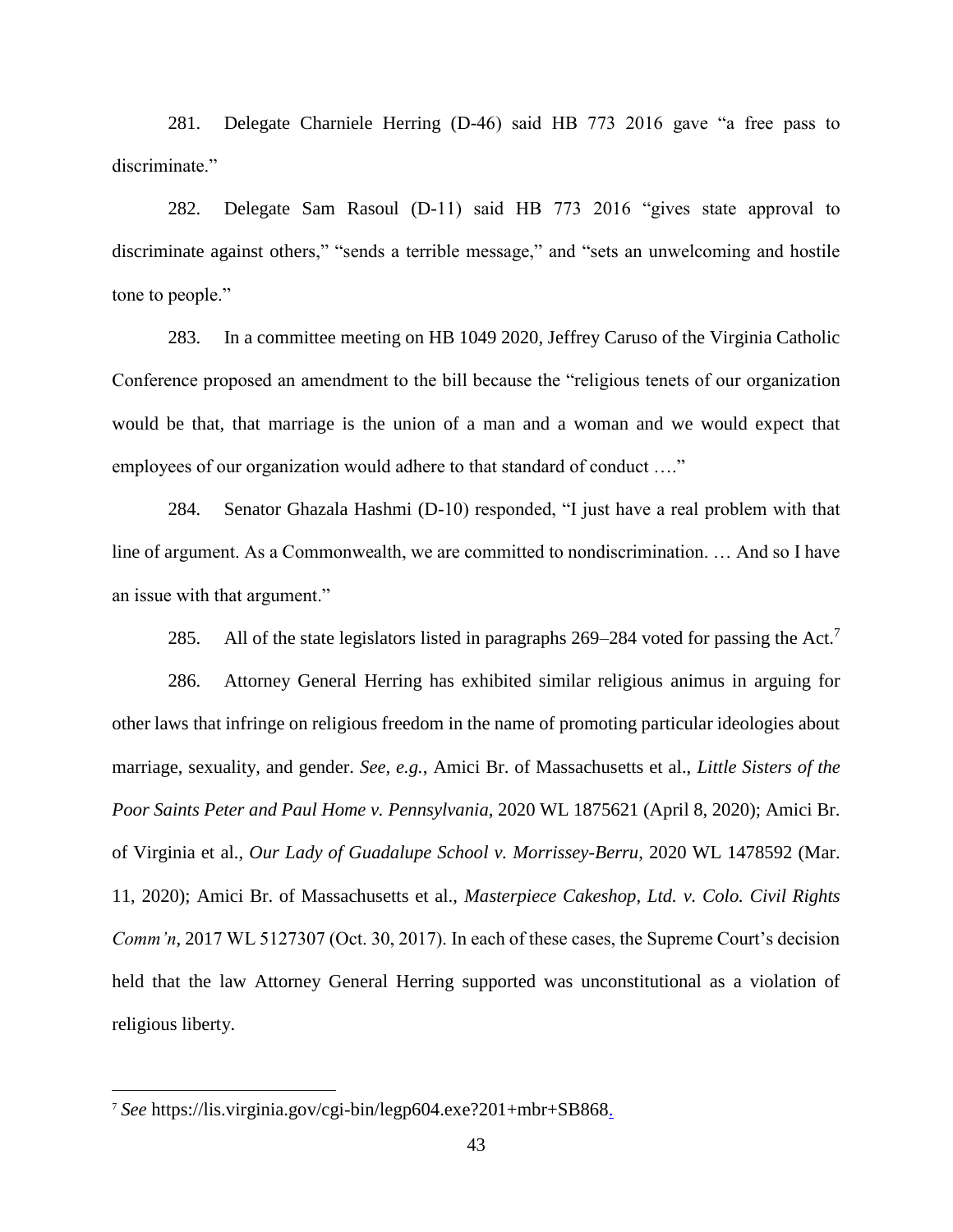281. Delegate Charniele Herring (D-46) said HB 773 2016 gave "a free pass to discriminate."

282. Delegate Sam Rasoul (D-11) said HB 773 2016 "gives state approval to discriminate against others," "sends a terrible message," and "sets an unwelcoming and hostile tone to people."

283. In a committee meeting on HB 1049 2020, Jeffrey Caruso of the Virginia Catholic Conference proposed an amendment to the bill because the "religious tenets of our organization would be that, that marriage is the union of a man and a woman and we would expect that employees of our organization would adhere to that standard of conduct …."

284. Senator Ghazala Hashmi (D-10) responded, "I just have a real problem with that line of argument. As a Commonwealth, we are committed to nondiscrimination. … And so I have an issue with that argument."

285. All of the state legislators listed in paragraphs 269–284 voted for passing the Act.[7]

286. Attorney General Herring has exhibited similar religious animus in arguing for other laws that infringe on religious freedom in the name of promoting particular ideologies about marriage, sexuality, and gender. *See, e.g.*, Amici Br. of Massachusetts et al., *Little Sisters of the Poor Saints Peter and Paul Home v. Pennsylvania*, 2020 WL 1875621 (April 8, 2020); Amici Br. of Virginia et al., *Our Lady of Guadalupe School v. Morrissey-Berru*, 2020 WL 1478592 (Mar. 11, 2020); Amici Br. of Massachusetts et al., *Masterpiece Cakeshop, Ltd. v. Colo. Civil Rights Comm'n*, 2017 WL 5127307 (Oct. 30, 2017). In each of these cases, the Supreme Court's decision held that the law Attorney General Herring supported was unconstitutional as a violation of religious liberty.

[7] *See* https://lis.virginia.gov/cgi-bin/legp604.exe?201+mbr+SB868.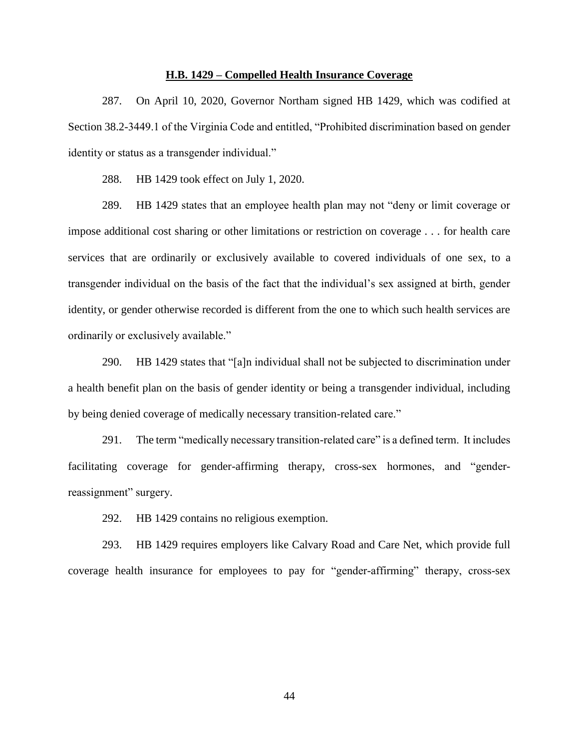**H.B. 1429 – Compelled Health Insurance Coverage**

287. On April 10, 2020, Governor Northam signed HB 1429, which was codified at Section 38.2-3449.1 of the Virginia Code and entitled, "Prohibited discrimination based on gender identity or status as a transgender individual."

288. HB 1429 took effect on July 1, 2020.

289. HB 1429 states that an employee health plan may not "deny or limit coverage or impose additional cost sharing or other limitations or restriction on coverage . . . for health care services that are ordinarily or exclusively available to covered individuals of one sex, to a transgender individual on the basis of the fact that the individual's sex assigned at birth, gender identity, or gender otherwise recorded is different from the one to which such health services are ordinarily or exclusively available."

290. HB 1429 states that "[a]n individual shall not be subjected to discrimination under a health benefit plan on the basis of gender identity or being a transgender individual, including by being denied coverage of medically necessary transition-related care."

291. The term "medically necessary transition-related care" is a defined term. It includes facilitating coverage for gender-affirming therapy, cross-sex hormones, and "gender-reassignment" surgery.

292. HB 1429 contains no religious exemption.

293. HB 1429 requires employers like Calvary Road and Care Net, which provide full coverage health insurance for employees to pay for "gender-affirming" therapy, cross-sex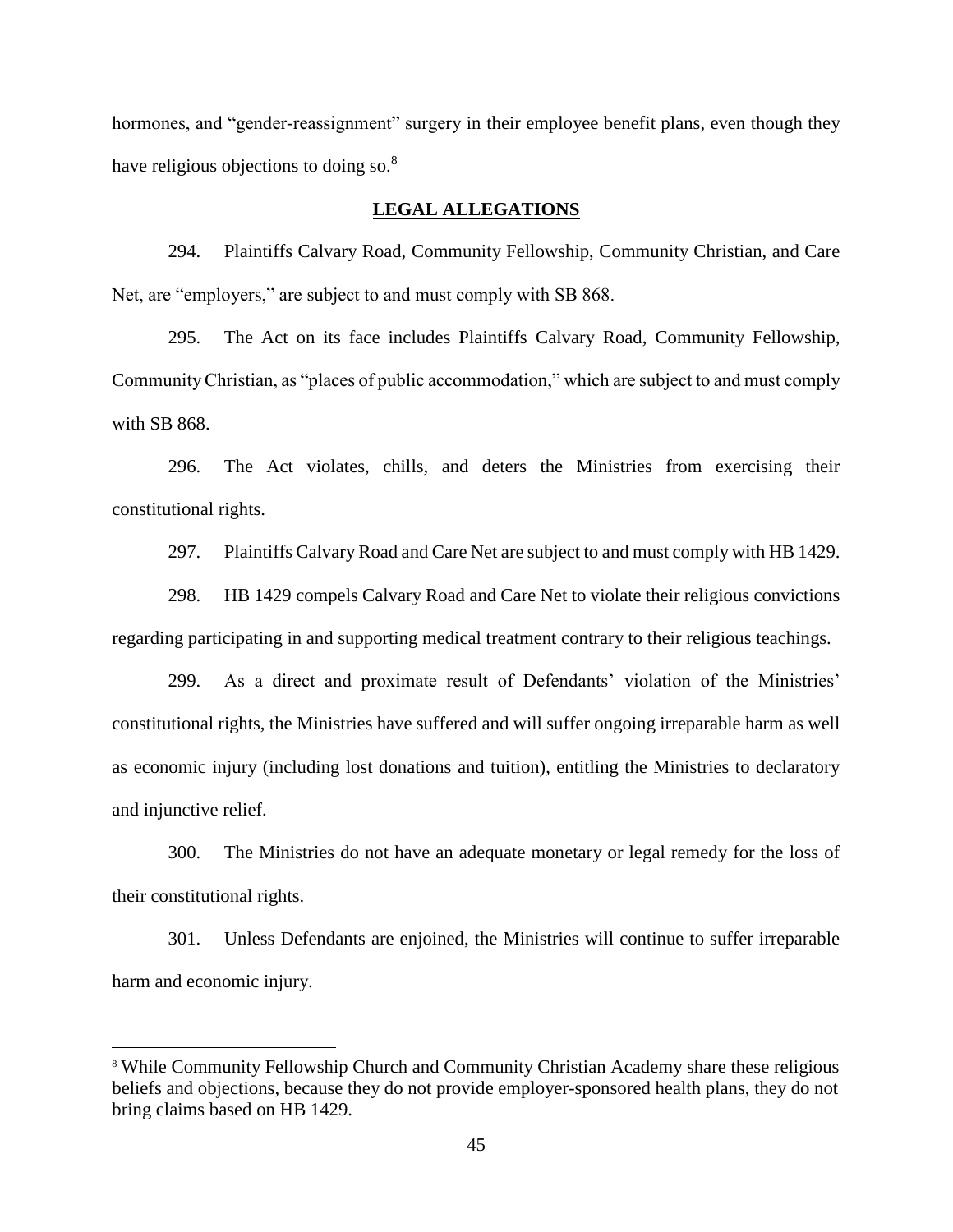hormones, and "gender-reassignment" surgery in their employee benefit plans, even though they have religious objections to doing so.[8]

## LEGAL ALLEGATIONS

294. Plaintiffs Calvary Road, Community Fellowship, Community Christian, and Care Net, are "employers," are subject to and must comply with SB 868.

295. The Act on its face includes Plaintiffs Calvary Road, Community Fellowship, Community Christian, as "places of public accommodation," which are subject to and must comply with SB 868.

296. The Act violates, chills, and deters the Ministries from exercising their constitutional rights.

297. Plaintiffs Calvary Road and Care Net are subject to and must comply with HB 1429.

298. HB 1429 compels Calvary Road and Care Net to violate their religious convictions regarding participating in and supporting medical treatment contrary to their religious teachings.

299. As a direct and proximate result of Defendants' violation of the Ministries' constitutional rights, the Ministries have suffered and will suffer ongoing irreparable harm as well as economic injury (including lost donations and tuition), entitling the Ministries to declaratory and injunctive relief.

300. The Ministries do not have an adequate monetary or legal remedy for the loss of their constitutional rights.

301. Unless Defendants are enjoined, the Ministries will continue to suffer irreparable harm and economic injury.

[8] While Community Fellowship Church and Community Christian Academy share these religious beliefs and objections, because they do not provide employer-sponsored health plans, they do not bring claims based on HB 1429.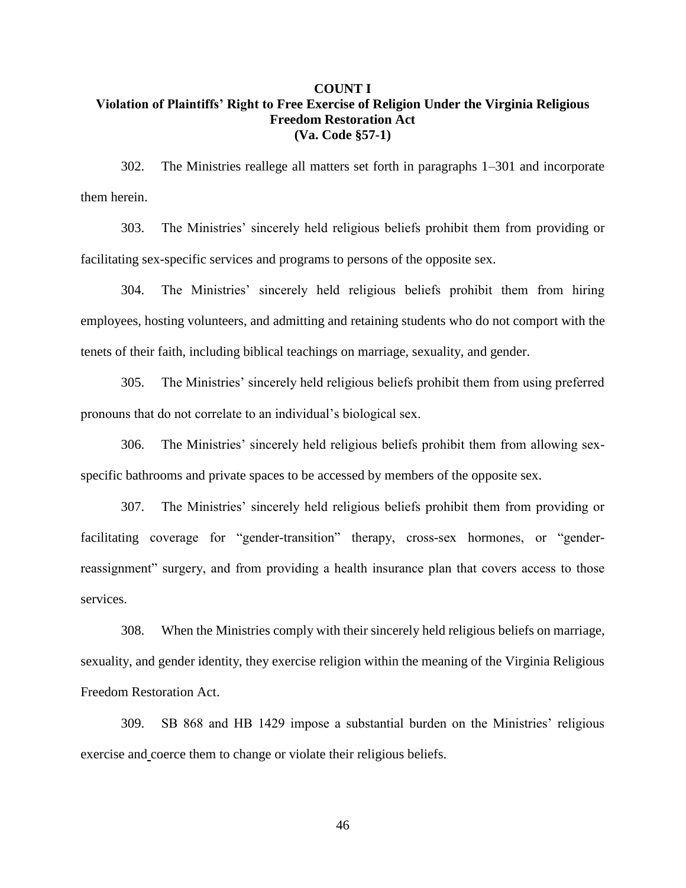**COUNT I**
**Violation of Plaintiffs' Right to Free Exercise of Religion Under the Virginia Religious Freedom Restoration Act**
**(Va. Code §57-1)**

302. The Ministries reallege all matters set forth in paragraphs 1–301 and incorporate them herein.

303. The Ministries' sincerely held religious beliefs prohibit them from providing or facilitating sex-specific services and programs to persons of the opposite sex.

304. The Ministries' sincerely held religious beliefs prohibit them from hiring employees, hosting volunteers, and admitting and retaining students who do not comport with the tenets of their faith, including biblical teachings on marriage, sexuality, and gender.

305. The Ministries' sincerely held religious beliefs prohibit them from using preferred pronouns that do not correlate to an individual's biological sex.

306. The Ministries' sincerely held religious beliefs prohibit them from allowing sex-specific bathrooms and private spaces to be accessed by members of the opposite sex.

307. The Ministries' sincerely held religious beliefs prohibit them from providing or facilitating coverage for "gender-transition" therapy, cross-sex hormones, or "gender-reassignment" surgery, and from providing a health insurance plan that covers access to those services.

308. When the Ministries comply with their sincerely held religious beliefs on marriage, sexuality, and gender identity, they exercise religion within the meaning of the Virginia Religious Freedom Restoration Act.

309. SB 868 and HB 1429 impose a substantial burden on the Ministries' religious exercise and coerce them to change or violate their religious beliefs.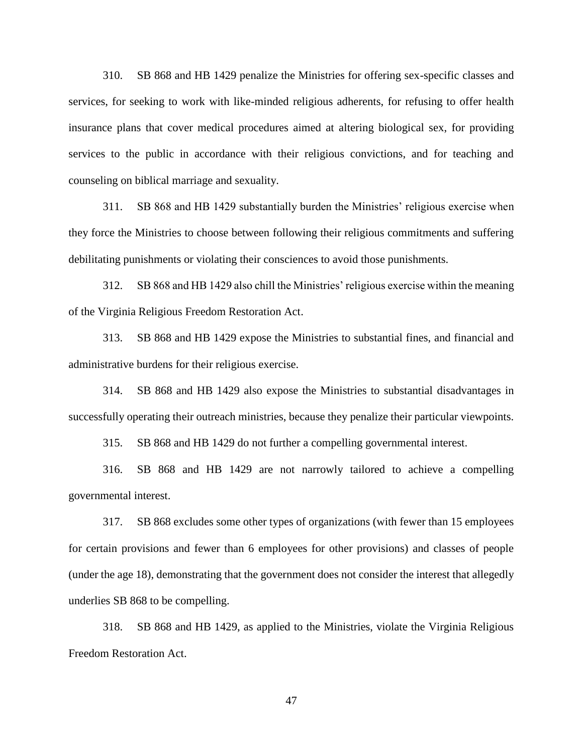310. SB 868 and HB 1429 penalize the Ministries for offering sex-specific classes and services, for seeking to work with like-minded religious adherents, for refusing to offer health insurance plans that cover medical procedures aimed at altering biological sex, for providing services to the public in accordance with their religious convictions, and for teaching and counseling on biblical marriage and sexuality.

311. SB 868 and HB 1429 substantially burden the Ministries' religious exercise when they force the Ministries to choose between following their religious commitments and suffering debilitating punishments or violating their consciences to avoid those punishments.

312. SB 868 and HB 1429 also chill the Ministries' religious exercise within the meaning of the Virginia Religious Freedom Restoration Act.

313. SB 868 and HB 1429 expose the Ministries to substantial fines, and financial and administrative burdens for their religious exercise.

314. SB 868 and HB 1429 also expose the Ministries to substantial disadvantages in successfully operating their outreach ministries, because they penalize their particular viewpoints.

315. SB 868 and HB 1429 do not further a compelling governmental interest.

316. SB 868 and HB 1429 are not narrowly tailored to achieve a compelling governmental interest.

317. SB 868 excludes some other types of organizations (with fewer than 15 employees for certain provisions and fewer than 6 employees for other provisions) and classes of people (under the age 18), demonstrating that the government does not consider the interest that allegedly underlies SB 868 to be compelling.

318. SB 868 and HB 1429, as applied to the Ministries, violate the Virginia Religious Freedom Restoration Act.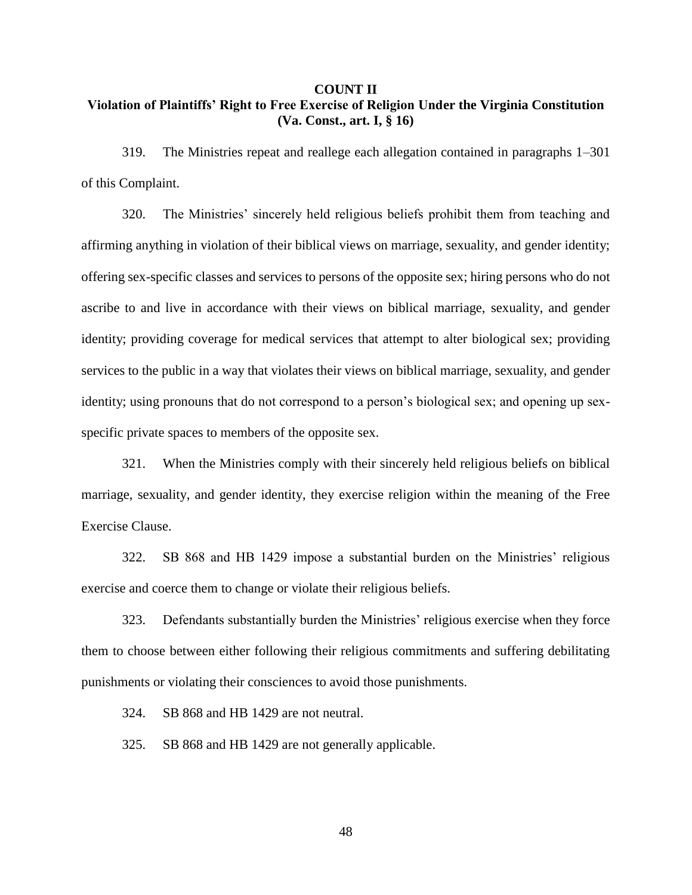**COUNT II**

**Violation of Plaintiffs' Right to Free Exercise of Religion Under the Virginia Constitution (Va. Const., art. I, § 16)**

319. The Ministries repeat and reallege each allegation contained in paragraphs 1–301 of this Complaint.

320. The Ministries' sincerely held religious beliefs prohibit them from teaching and affirming anything in violation of their biblical views on marriage, sexuality, and gender identity; offering sex-specific classes and services to persons of the opposite sex; hiring persons who do not ascribe to and live in accordance with their views on biblical marriage, sexuality, and gender identity; providing coverage for medical services that attempt to alter biological sex; providing services to the public in a way that violates their views on biblical marriage, sexuality, and gender identity; using pronouns that do not correspond to a person's biological sex; and opening up sex-specific private spaces to members of the opposite sex.

321. When the Ministries comply with their sincerely held religious beliefs on biblical marriage, sexuality, and gender identity, they exercise religion within the meaning of the Free Exercise Clause.

322. SB 868 and HB 1429 impose a substantial burden on the Ministries' religious exercise and coerce them to change or violate their religious beliefs.

323. Defendants substantially burden the Ministries' religious exercise when they force them to choose between either following their religious commitments and suffering debilitating punishments or violating their consciences to avoid those punishments.

324. SB 868 and HB 1429 are not neutral.

325. SB 868 and HB 1429 are not generally applicable.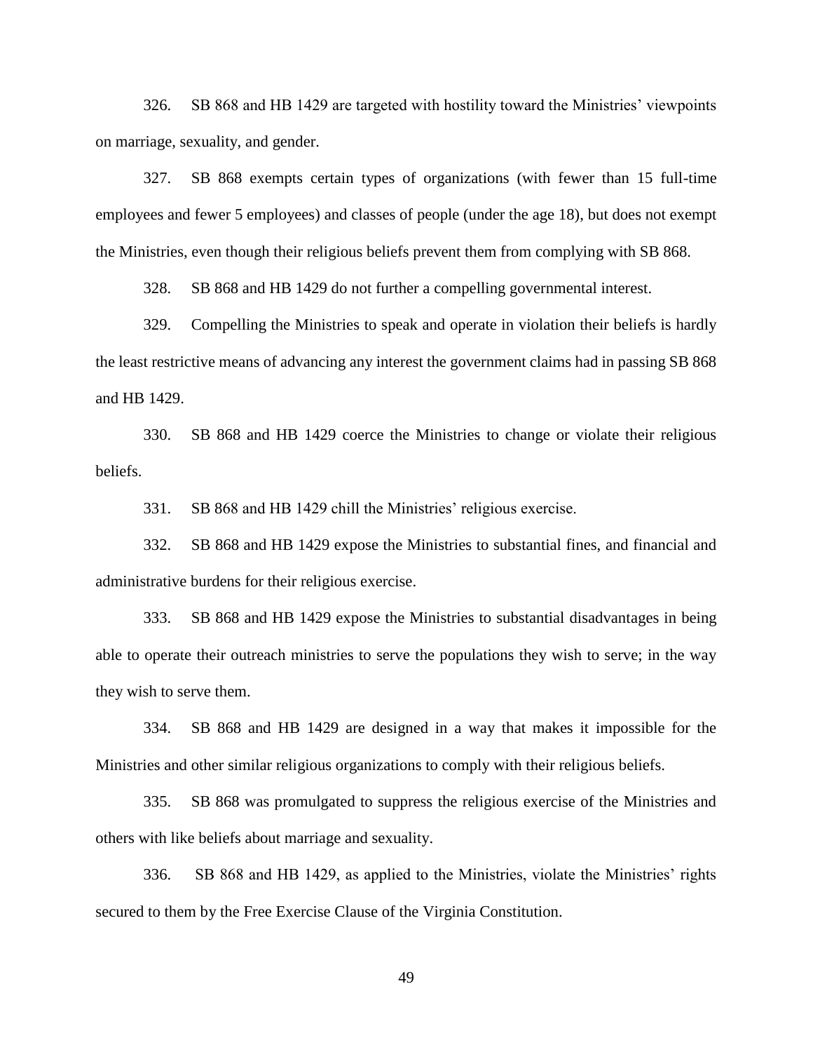326. SB 868 and HB 1429 are targeted with hostility toward the Ministries' viewpoints on marriage, sexuality, and gender.

327. SB 868 exempts certain types of organizations (with fewer than 15 full-time employees and fewer 5 employees) and classes of people (under the age 18), but does not exempt the Ministries, even though their religious beliefs prevent them from complying with SB 868.

328. SB 868 and HB 1429 do not further a compelling governmental interest.

329. Compelling the Ministries to speak and operate in violation their beliefs is hardly the least restrictive means of advancing any interest the government claims had in passing SB 868 and HB 1429.

330. SB 868 and HB 1429 coerce the Ministries to change or violate their religious beliefs.

331. SB 868 and HB 1429 chill the Ministries' religious exercise.

332. SB 868 and HB 1429 expose the Ministries to substantial fines, and financial and administrative burdens for their religious exercise.

333. SB 868 and HB 1429 expose the Ministries to substantial disadvantages in being able to operate their outreach ministries to serve the populations they wish to serve; in the way they wish to serve them.

334. SB 868 and HB 1429 are designed in a way that makes it impossible for the Ministries and other similar religious organizations to comply with their religious beliefs.

335. SB 868 was promulgated to suppress the religious exercise of the Ministries and others with like beliefs about marriage and sexuality.

336. SB 868 and HB 1429, as applied to the Ministries, violate the Ministries' rights secured to them by the Free Exercise Clause of the Virginia Constitution.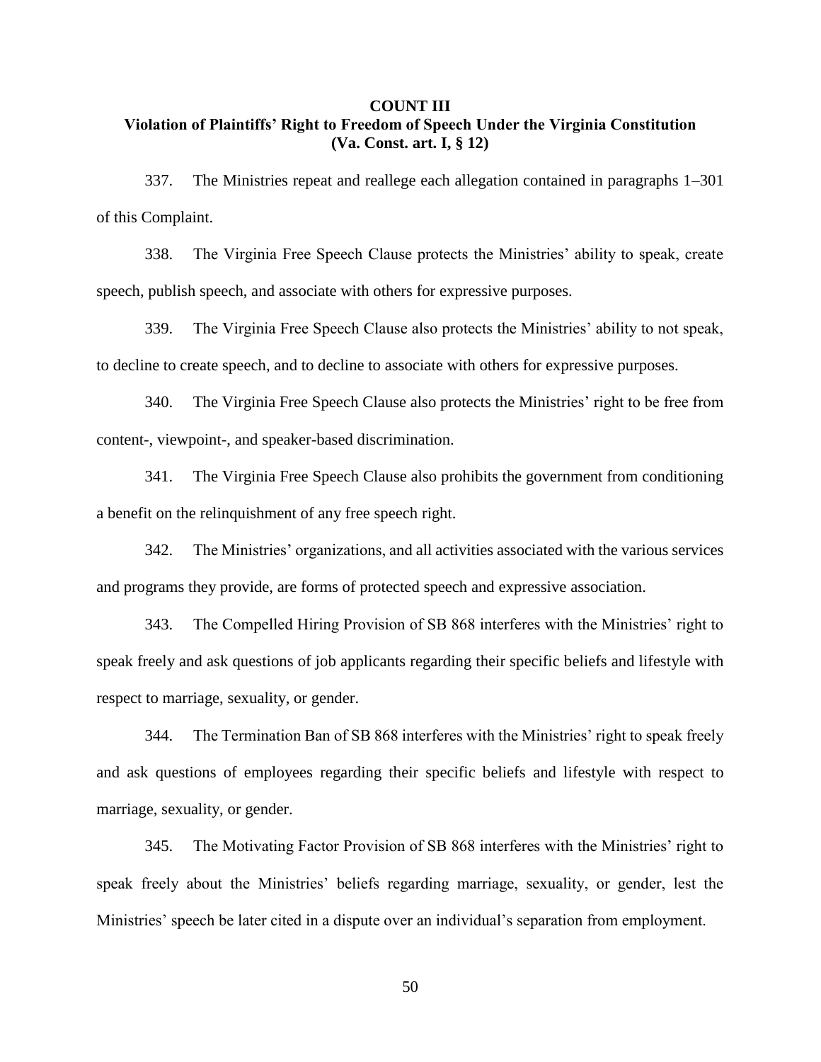**COUNT III**
**Violation of Plaintiffs' Right to Freedom of Speech Under the Virginia Constitution**
**(Va. Const. art. I, § 12)**

337. The Ministries repeat and reallege each allegation contained in paragraphs 1–301 of this Complaint.

338. The Virginia Free Speech Clause protects the Ministries' ability to speak, create speech, publish speech, and associate with others for expressive purposes.

339. The Virginia Free Speech Clause also protects the Ministries' ability to not speak, to decline to create speech, and to decline to associate with others for expressive purposes.

340. The Virginia Free Speech Clause also protects the Ministries' right to be free from content-, viewpoint-, and speaker-based discrimination.

341. The Virginia Free Speech Clause also prohibits the government from conditioning a benefit on the relinquishment of any free speech right.

342. The Ministries' organizations, and all activities associated with the various services and programs they provide, are forms of protected speech and expressive association.

343. The Compelled Hiring Provision of SB 868 interferes with the Ministries' right to speak freely and ask questions of job applicants regarding their specific beliefs and lifestyle with respect to marriage, sexuality, or gender.

344. The Termination Ban of SB 868 interferes with the Ministries' right to speak freely and ask questions of employees regarding their specific beliefs and lifestyle with respect to marriage, sexuality, or gender.

345. The Motivating Factor Provision of SB 868 interferes with the Ministries' right to speak freely about the Ministries' beliefs regarding marriage, sexuality, or gender, lest the Ministries' speech be later cited in a dispute over an individual's separation from employment.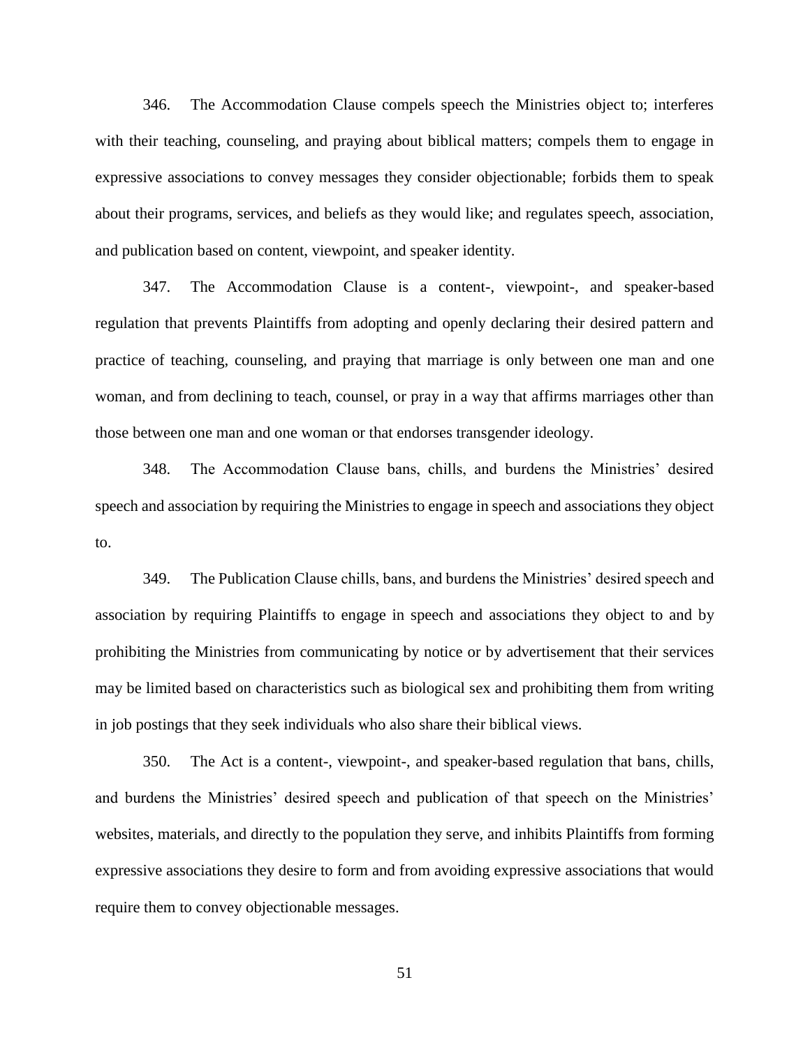346. The Accommodation Clause compels speech the Ministries object to; interferes with their teaching, counseling, and praying about biblical matters; compels them to engage in expressive associations to convey messages they consider objectionable; forbids them to speak about their programs, services, and beliefs as they would like; and regulates speech, association, and publication based on content, viewpoint, and speaker identity.

347. The Accommodation Clause is a content-, viewpoint-, and speaker-based regulation that prevents Plaintiffs from adopting and openly declaring their desired pattern and practice of teaching, counseling, and praying that marriage is only between one man and one woman, and from declining to teach, counsel, or pray in a way that affirms marriages other than those between one man and one woman or that endorses transgender ideology.

348. The Accommodation Clause bans, chills, and burdens the Ministries' desired speech and association by requiring the Ministries to engage in speech and associations they object to.

349. The Publication Clause chills, bans, and burdens the Ministries' desired speech and association by requiring Plaintiffs to engage in speech and associations they object to and by prohibiting the Ministries from communicating by notice or by advertisement that their services may be limited based on characteristics such as biological sex and prohibiting them from writing in job postings that they seek individuals who also share their biblical views.

350. The Act is a content-, viewpoint-, and speaker-based regulation that bans, chills, and burdens the Ministries' desired speech and publication of that speech on the Ministries' websites, materials, and directly to the population they serve, and inhibits Plaintiffs from forming expressive associations they desire to form and from avoiding expressive associations that would require them to convey objectionable messages.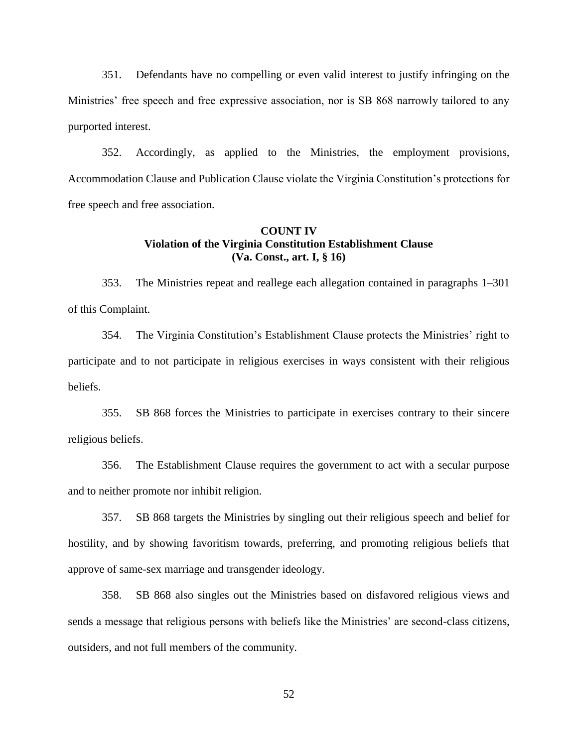351. Defendants have no compelling or even valid interest to justify infringing on the Ministries' free speech and free expressive association, nor is SB 868 narrowly tailored to any purported interest.

352. Accordingly, as applied to the Ministries, the employment provisions, Accommodation Clause and Publication Clause violate the Virginia Constitution's protections for free speech and free association.

**COUNT IV**
**Violation of the Virginia Constitution Establishment Clause**
**(Va. Const., art. I, § 16)**

353. The Ministries repeat and reallege each allegation contained in paragraphs 1–301 of this Complaint.

354. The Virginia Constitution's Establishment Clause protects the Ministries' right to participate and to not participate in religious exercises in ways consistent with their religious beliefs.

355. SB 868 forces the Ministries to participate in exercises contrary to their sincere religious beliefs.

356. The Establishment Clause requires the government to act with a secular purpose and to neither promote nor inhibit religion.

357. SB 868 targets the Ministries by singling out their religious speech and belief for hostility, and by showing favoritism towards, preferring, and promoting religious beliefs that approve of same-sex marriage and transgender ideology.

358. SB 868 also singles out the Ministries based on disfavored religious views and sends a message that religious persons with beliefs like the Ministries' are second-class citizens, outsiders, and not full members of the community.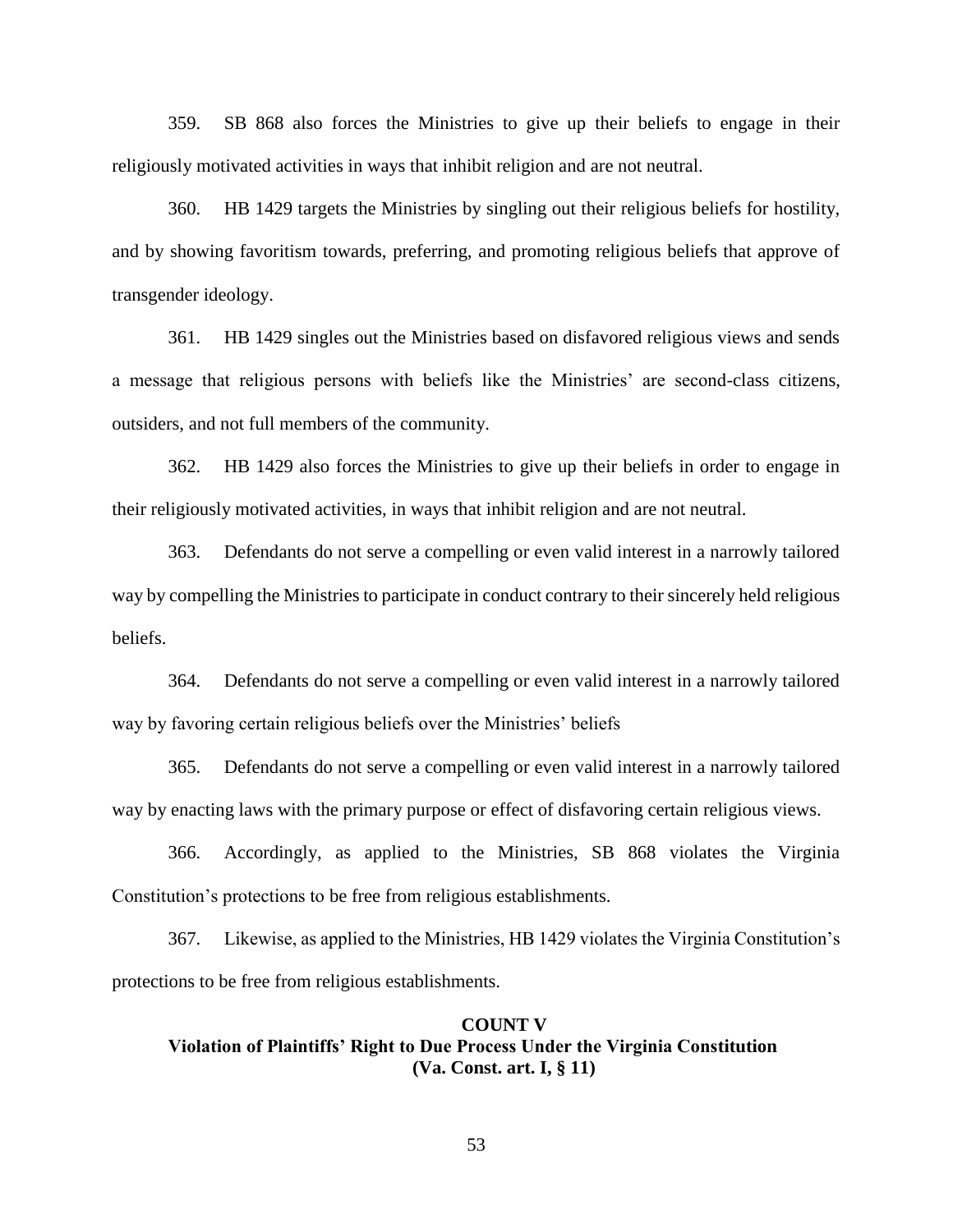359. SB 868 also forces the Ministries to give up their beliefs to engage in their religiously motivated activities in ways that inhibit religion and are not neutral.

360. HB 1429 targets the Ministries by singling out their religious beliefs for hostility, and by showing favoritism towards, preferring, and promoting religious beliefs that approve of transgender ideology.

361. HB 1429 singles out the Ministries based on disfavored religious views and sends a message that religious persons with beliefs like the Ministries' are second-class citizens, outsiders, and not full members of the community.

362. HB 1429 also forces the Ministries to give up their beliefs in order to engage in their religiously motivated activities, in ways that inhibit religion and are not neutral.

363. Defendants do not serve a compelling or even valid interest in a narrowly tailored way by compelling the Ministries to participate in conduct contrary to their sincerely held religious beliefs.

364. Defendants do not serve a compelling or even valid interest in a narrowly tailored way by favoring certain religious beliefs over the Ministries' beliefs

365. Defendants do not serve a compelling or even valid interest in a narrowly tailored way by enacting laws with the primary purpose or effect of disfavoring certain religious views.

366. Accordingly, as applied to the Ministries, SB 868 violates the Virginia Constitution's protections to be free from religious establishments.

367. Likewise, as applied to the Ministries, HB 1429 violates the Virginia Constitution's protections to be free from religious establishments.

## COUNT V
## Violation of Plaintiffs' Right to Due Process Under the Virginia Constitution (Va. Const. art. I, § 11)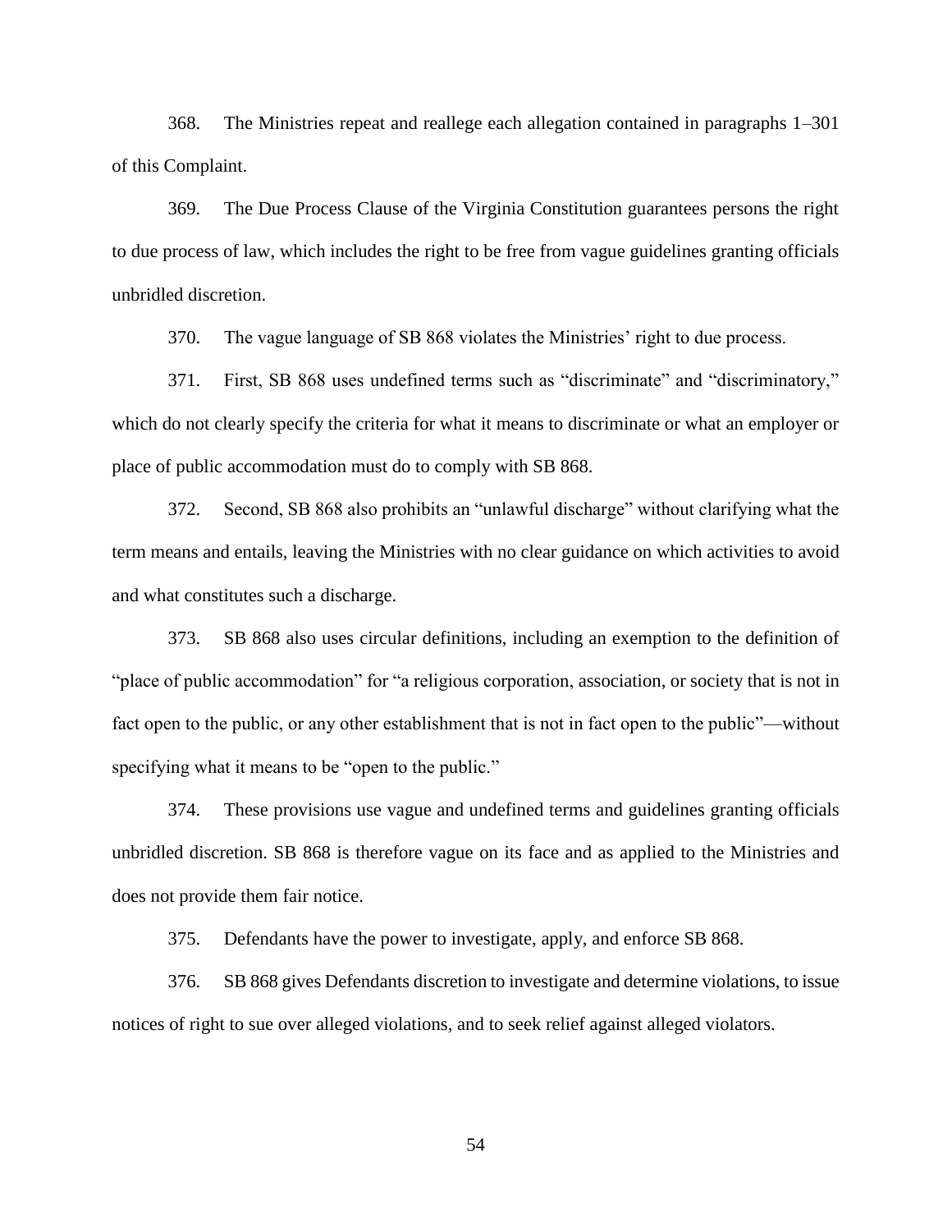368. The Ministries repeat and reallege each allegation contained in paragraphs 1–301 of this Complaint.

369. The Due Process Clause of the Virginia Constitution guarantees persons the right to due process of law, which includes the right to be free from vague guidelines granting officials unbridled discretion.

370. The vague language of SB 868 violates the Ministries' right to due process.

371. First, SB 868 uses undefined terms such as "discriminate" and "discriminatory," which do not clearly specify the criteria for what it means to discriminate or what an employer or place of public accommodation must do to comply with SB 868.

372. Second, SB 868 also prohibits an "unlawful discharge" without clarifying what the term means and entails, leaving the Ministries with no clear guidance on which activities to avoid and what constitutes such a discharge.

373. SB 868 also uses circular definitions, including an exemption to the definition of "place of public accommodation" for "a religious corporation, association, or society that is not in fact open to the public, or any other establishment that is not in fact open to the public"—without specifying what it means to be "open to the public."

374. These provisions use vague and undefined terms and guidelines granting officials unbridled discretion. SB 868 is therefore vague on its face and as applied to the Ministries and does not provide them fair notice.

375. Defendants have the power to investigate, apply, and enforce SB 868.

376. SB 868 gives Defendants discretion to investigate and determine violations, to issue notices of right to sue over alleged violations, and to seek relief against alleged violators.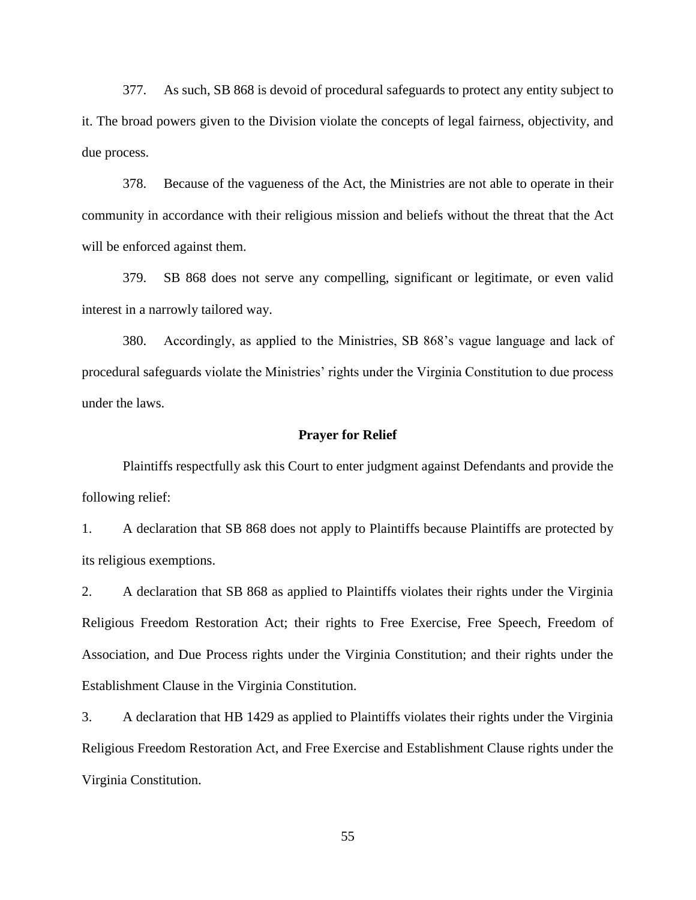377. As such, SB 868 is devoid of procedural safeguards to protect any entity subject to it. The broad powers given to the Division violate the concepts of legal fairness, objectivity, and due process.

378. Because of the vagueness of the Act, the Ministries are not able to operate in their community in accordance with their religious mission and beliefs without the threat that the Act will be enforced against them.

379. SB 868 does not serve any compelling, significant or legitimate, or even valid interest in a narrowly tailored way.

380. Accordingly, as applied to the Ministries, SB 868's vague language and lack of procedural safeguards violate the Ministries' rights under the Virginia Constitution to due process under the laws.

**Prayer for Relief**

Plaintiffs respectfully ask this Court to enter judgment against Defendants and provide the following relief:

1. A declaration that SB 868 does not apply to Plaintiffs because Plaintiffs are protected by its religious exemptions.

2. A declaration that SB 868 as applied to Plaintiffs violates their rights under the Virginia Religious Freedom Restoration Act; their rights to Free Exercise, Free Speech, Freedom of Association, and Due Process rights under the Virginia Constitution; and their rights under the Establishment Clause in the Virginia Constitution.

3. A declaration that HB 1429 as applied to Plaintiffs violates their rights under the Virginia Religious Freedom Restoration Act, and Free Exercise and Establishment Clause rights under the Virginia Constitution.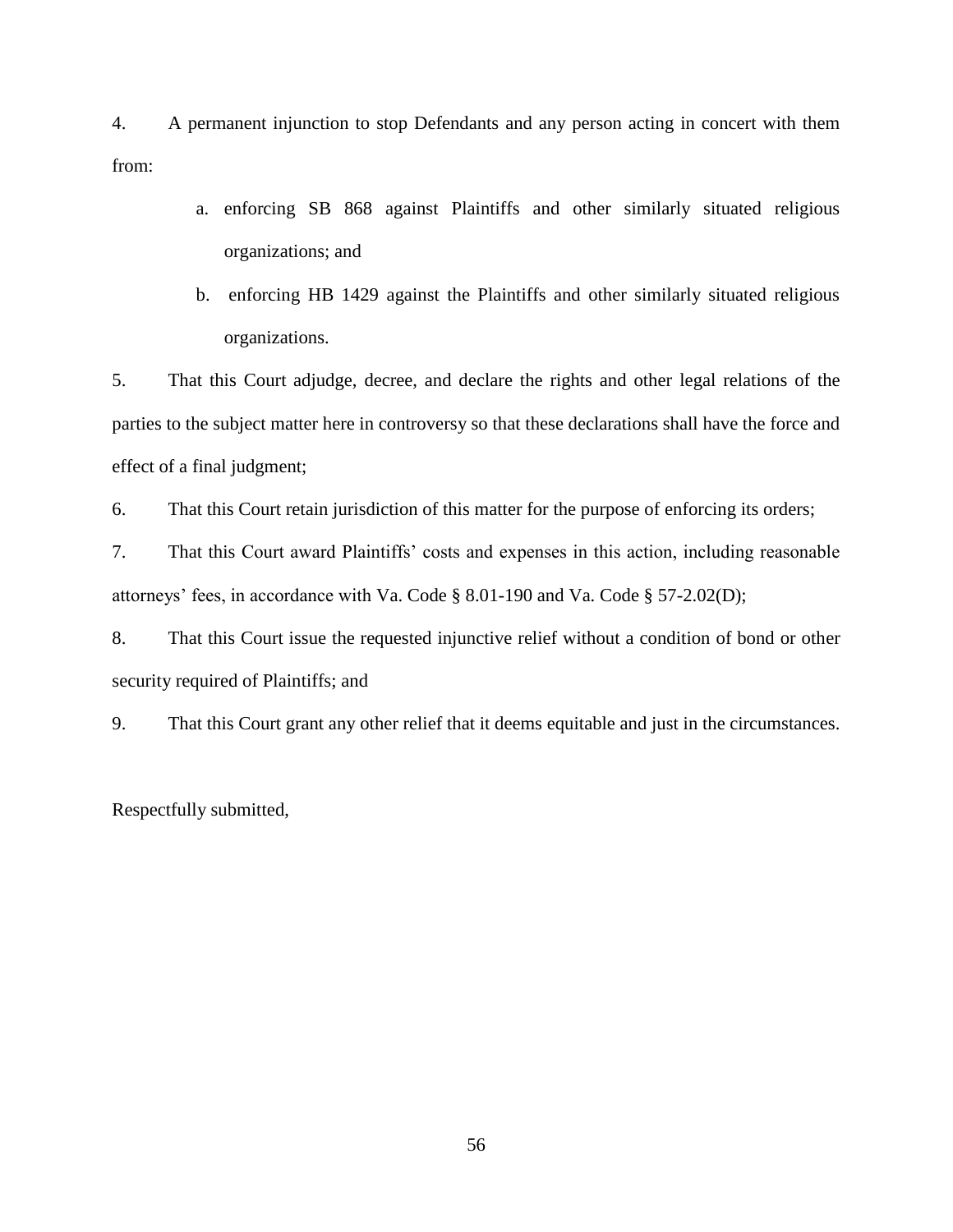4. A permanent injunction to stop Defendants and any person acting in concert with them from:

   a. enforcing SB 868 against Plaintiffs and other similarly situated religious organizations; and

   b. enforcing HB 1429 against the Plaintiffs and other similarly situated religious organizations.

5. That this Court adjudge, decree, and declare the rights and other legal relations of the parties to the subject matter here in controversy so that these declarations shall have the force and effect of a final judgment;

6. That this Court retain jurisdiction of this matter for the purpose of enforcing its orders;

7. That this Court award Plaintiffs' costs and expenses in this action, including reasonable attorneys' fees, in accordance with Va. Code § 8.01-190 and Va. Code § 57-2.02(D);

8. That this Court issue the requested injunctive relief without a condition of bond or other security required of Plaintiffs; and

9. That this Court grant any other relief that it deems equitable and just in the circumstances.

Respectfully submitted,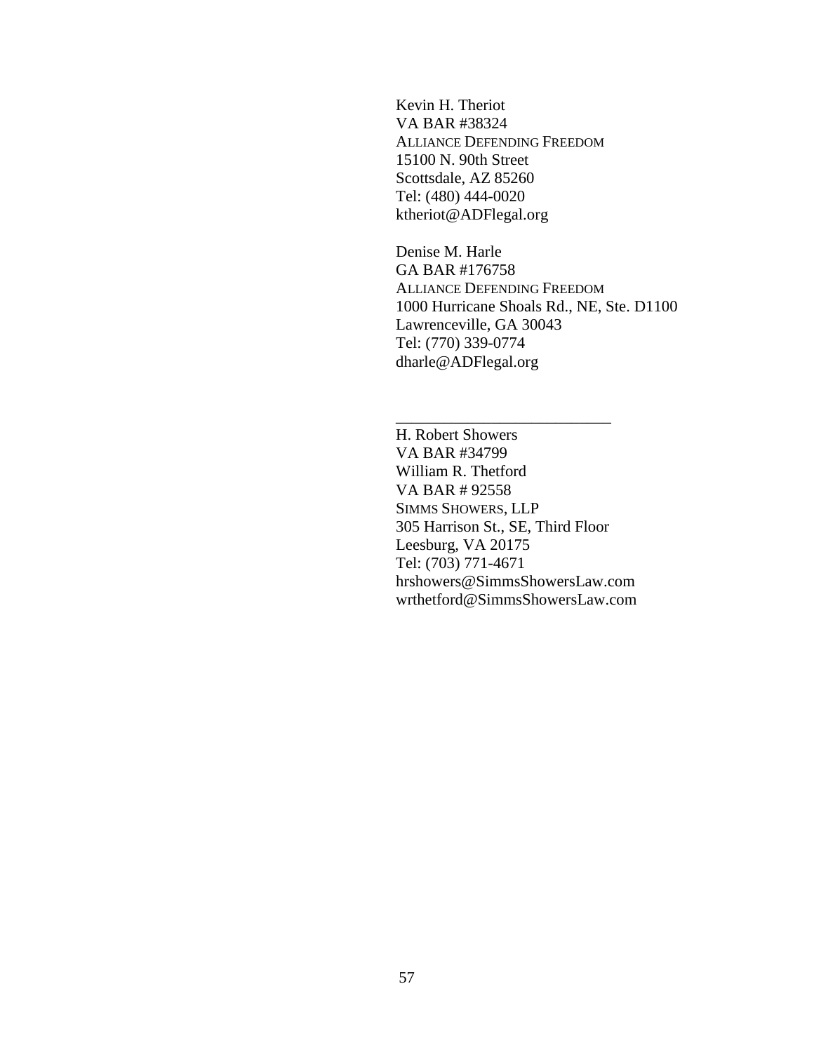Kevin H. Theriot
VA BAR #38324
ALLIANCE DEFENDING FREEDOM
15100 N. 90th Street
Scottsdale, AZ 85260
Tel: (480) 444-0020
ktheriot@ADFlegal.org

Denise M. Harle
GA BAR #176758
ALLIANCE DEFENDING FREEDOM
1000 Hurricane Shoals Rd., NE, Ste. D1100
Lawrenceville, GA 30043
Tel: (770) 339-0774
dharle@ADFlegal.org

\_\_\_\_\_\_\_\_\_\_\_\_\_\_\_\_\_\_\_\_\_\_\_\_\_\_\_\_

H. Robert Showers
VA BAR #34799
William R. Thetford
VA BAR # 92558
SIMMS SHOWERS, LLP
305 Harrison St., SE, Third Floor
Leesburg, VA 20175
Tel: (703) 771-4671
hrshowers@SimmsShowersLaw.com
wrthetford@SimmsShowersLaw.com